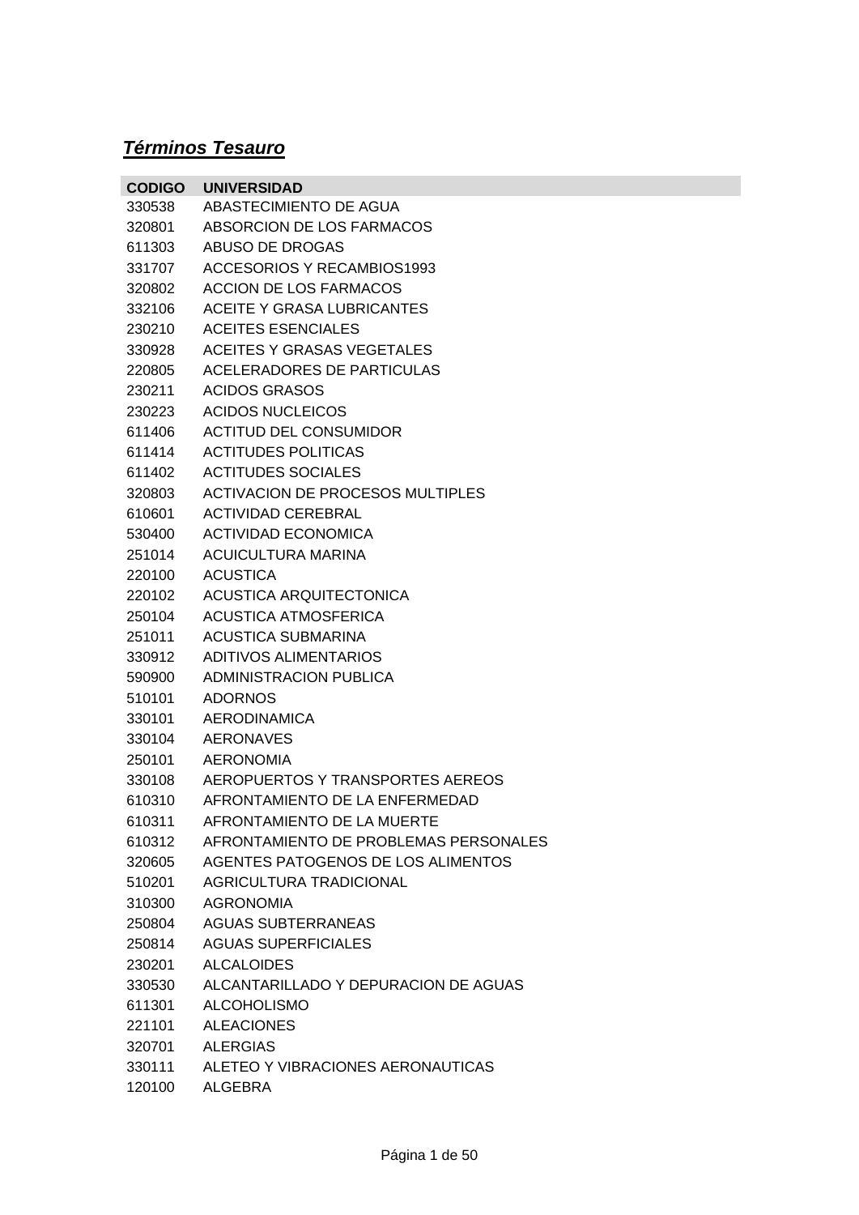## ***Términos Tesauro***

| CODIGO | UNIVERSIDAD |
| --- | --- |
| 330538 | ABASTECIMIENTO DE AGUA |
| 320801 | ABSORCION DE LOS FARMACOS |
| 611303 | ABUSO DE DROGAS |
| 331707 | ACCESORIOS Y RECAMBIOS1993 |
| 320802 | ACCION DE LOS FARMACOS |
| 332106 | ACEITE Y GRASA LUBRICANTES |
| 230210 | ACEITES ESENCIALES |
| 330928 | ACEITES Y GRASAS VEGETALES |
| 220805 | ACELERADORES DE PARTICULAS |
| 230211 | ACIDOS GRASOS |
| 230223 | ACIDOS NUCLEICOS |
| 611406 | ACTITUD DEL CONSUMIDOR |
| 611414 | ACTITUDES POLITICAS |
| 611402 | ACTITUDES SOCIALES |
| 320803 | ACTIVACION DE PROCESOS MULTIPLES |
| 610601 | ACTIVIDAD CEREBRAL |
| 530400 | ACTIVIDAD ECONOMICA |
| 251014 | ACUICULTURA MARINA |
| 220100 | ACUSTICA |
| 220102 | ACUSTICA ARQUITECTONICA |
| 250104 | ACUSTICA ATMOSFERICA |
| 251011 | ACUSTICA SUBMARINA |
| 330912 | ADITIVOS ALIMENTARIOS |
| 590900 | ADMINISTRACION PUBLICA |
| 510101 | ADORNOS |
| 330101 | AERODINAMICA |
| 330104 | AERONAVES |
| 250101 | AERONOMIA |
| 330108 | AEROPUERTOS Y TRANSPORTES AEREOS |
| 610310 | AFRONTAMIENTO DE LA ENFERMEDAD |
| 610311 | AFRONTAMIENTO DE LA MUERTE |
| 610312 | AFRONTAMIENTO DE PROBLEMAS PERSONALES |
| 320605 | AGENTES PATOGENOS DE LOS ALIMENTOS |
| 510201 | AGRICULTURA TRADICIONAL |
| 310300 | AGRONOMIA |
| 250804 | AGUAS SUBTERRANEAS |
| 250814 | AGUAS SUPERFICIALES |
| 230201 | ALCALOIDES |
| 330530 | ALCANTARILLADO Y DEPURACION DE AGUAS |
| 611301 | ALCOHOLISMO |
| 221101 | ALEACIONES |
| 320701 | ALERGIAS |
| 330111 | ALETEO Y VIBRACIONES AERONAUTICAS |
| 120100 | ALGEBRA |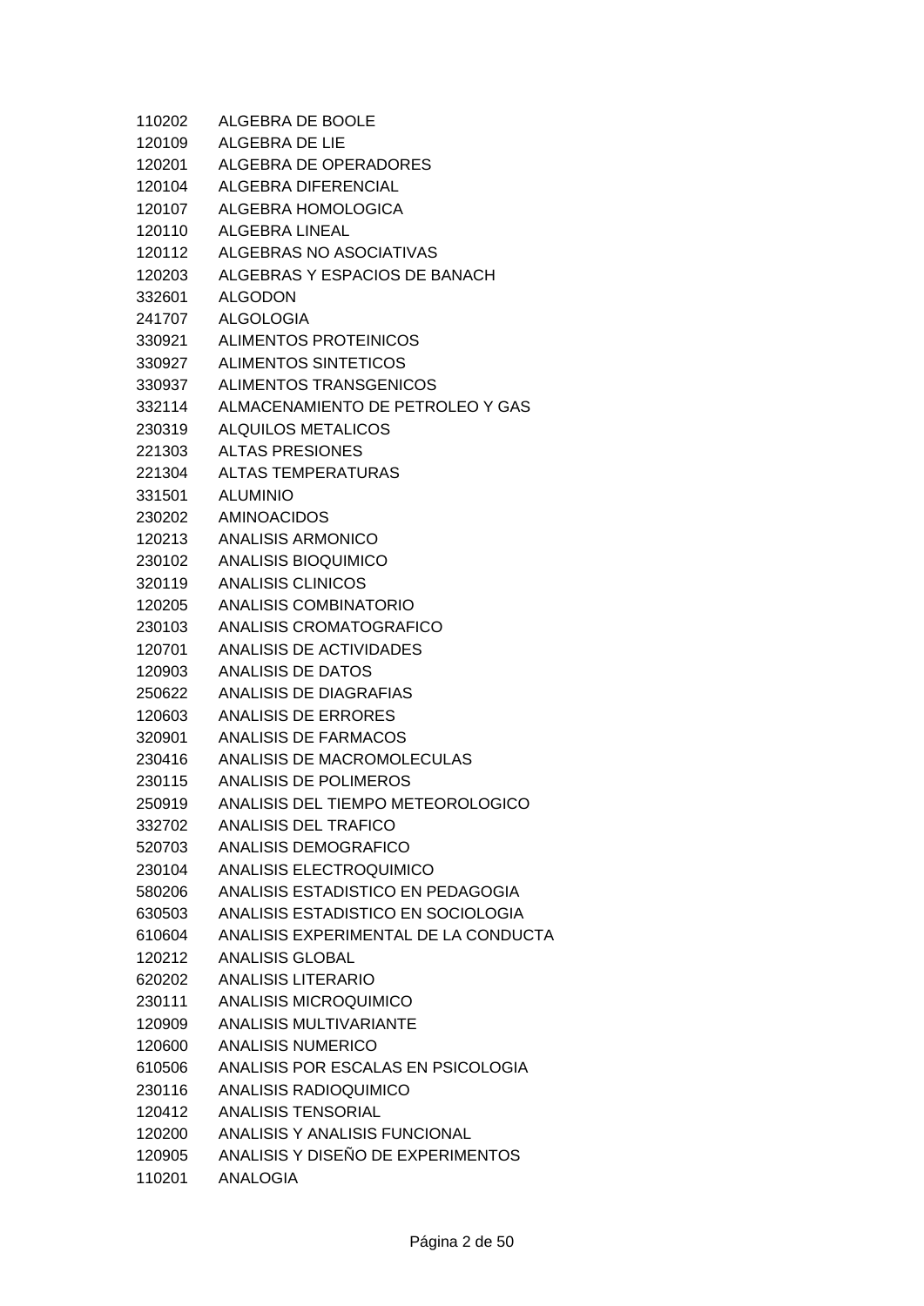110202 ALGEBRA DE BOOLE
120109 ALGEBRA DE LIE
120201 ALGEBRA DE OPERADORES
120104 ALGEBRA DIFERENCIAL
120107 ALGEBRA HOMOLOGICA
120110 ALGEBRA LINEAL
120112 ALGEBRAS NO ASOCIATIVAS
120203 ALGEBRAS Y ESPACIOS DE BANACH
332601 ALGODON
241707 ALGOLOGIA
330921 ALIMENTOS PROTEINICOS
330927 ALIMENTOS SINTETICOS
330937 ALIMENTOS TRANSGENICOS
332114 ALMACENAMIENTO DE PETROLEO Y GAS
230319 ALQUILOS METALICOS
221303 ALTAS PRESIONES
221304 ALTAS TEMPERATURAS
331501 ALUMINIO
230202 AMINOACIDOS
120213 ANALISIS ARMONICO
230102 ANALISIS BIOQUIMICO
320119 ANALISIS CLINICOS
120205 ANALISIS COMBINATORIO
230103 ANALISIS CROMATOGRAFICO
120701 ANALISIS DE ACTIVIDADES
120903 ANALISIS DE DATOS
250622 ANALISIS DE DIAGRAFIAS
120603 ANALISIS DE ERRORES
320901 ANALISIS DE FARMACOS
230416 ANALISIS DE MACROMOLECULAS
230115 ANALISIS DE POLIMEROS
250919 ANALISIS DEL TIEMPO METEOROLOGICO
332702 ANALISIS DEL TRAFICO
520703 ANALISIS DEMOGRAFICO
230104 ANALISIS ELECTROQUIMICO
580206 ANALISIS ESTADISTICO EN PEDAGOGIA
630503 ANALISIS ESTADISTICO EN SOCIOLOGIA
610604 ANALISIS EXPERIMENTAL DE LA CONDUCTA
120212 ANALISIS GLOBAL
620202 ANALISIS LITERARIO
230111 ANALISIS MICROQUIMICO
120909 ANALISIS MULTIVARIANTE
120600 ANALISIS NUMERICO
610506 ANALISIS POR ESCALAS EN PSICOLOGIA
230116 ANALISIS RADIOQUIMICO
120412 ANALISIS TENSORIAL
120200 ANALISIS Y ANALISIS FUNCIONAL
120905 ANALISIS Y DISEÑO DE EXPERIMENTOS
110201 ANALOGIA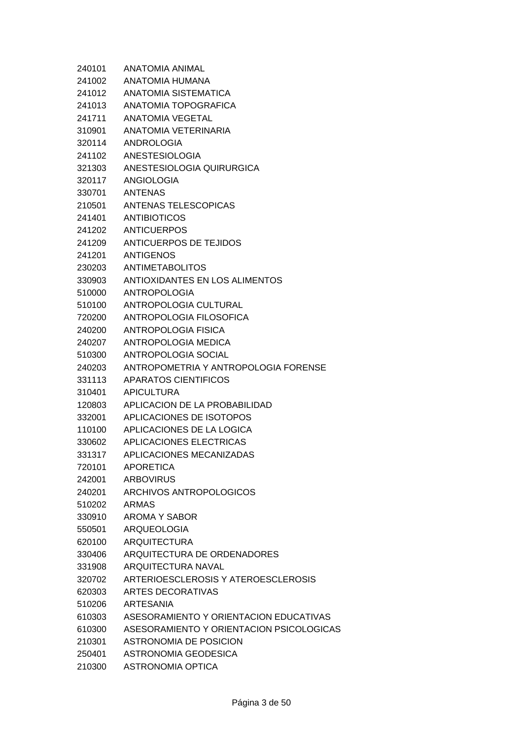| | |
|---|---|
| 240101 | ANATOMIA ANIMAL |
| 241002 | ANATOMIA HUMANA |
| 241012 | ANATOMIA SISTEMATICA |
| 241013 | ANATOMIA TOPOGRAFICA |
| 241711 | ANATOMIA VEGETAL |
| 310901 | ANATOMIA VETERINARIA |
| 320114 | ANDROLOGIA |
| 241102 | ANESTESIOLOGIA |
| 321303 | ANESTESIOLOGIA QUIRURGICA |
| 320117 | ANGIOLOGIA |
| 330701 | ANTENAS |
| 210501 | ANTENAS TELESCOPICAS |
| 241401 | ANTIBIOTICOS |
| 241202 | ANTICUERPOS |
| 241209 | ANTICUERPOS DE TEJIDOS |
| 241201 | ANTIGENOS |
| 230203 | ANTIMETABOLITOS |
| 330903 | ANTIOXIDANTES EN LOS ALIMENTOS |
| 510000 | ANTROPOLOGIA |
| 510100 | ANTROPOLOGIA CULTURAL |
| 720200 | ANTROPOLOGIA FILOSOFICA |
| 240200 | ANTROPOLOGIA FISICA |
| 240207 | ANTROPOLOGIA MEDICA |
| 510300 | ANTROPOLOGIA SOCIAL |
| 240203 | ANTROPOMETRIA Y ANTROPOLOGIA FORENSE |
| 331113 | APARATOS CIENTIFICOS |
| 310401 | APICULTURA |
| 120803 | APLICACION DE LA PROBABILIDAD |
| 332001 | APLICACIONES DE ISOTOPOS |
| 110100 | APLICACIONES DE LA LOGICA |
| 330602 | APLICACIONES ELECTRICAS |
| 331317 | APLICACIONES MECANIZADAS |
| 720101 | APORETICA |
| 242001 | ARBOVIRUS |
| 240201 | ARCHIVOS ANTROPOLOGICOS |
| 510202 | ARMAS |
| 330910 | AROMA Y SABOR |
| 550501 | ARQUEOLOGIA |
| 620100 | ARQUITECTURA |
| 330406 | ARQUITECTURA DE ORDENADORES |
| 331908 | ARQUITECTURA NAVAL |
| 320702 | ARTERIOESCLEROSIS Y ATEROESCLEROSIS |
| 620303 | ARTES DECORATIVAS |
| 510206 | ARTESANIA |
| 610303 | ASESORAMIENTO Y ORIENTACION EDUCATIVAS |
| 610300 | ASESORAMIENTO Y ORIENTACION PSICOLOGICAS |
| 210301 | ASTRONOMIA DE POSICION |
| 250401 | ASTRONOMIA GEODESICA |
| 210300 | ASTRONOMIA OPTICA |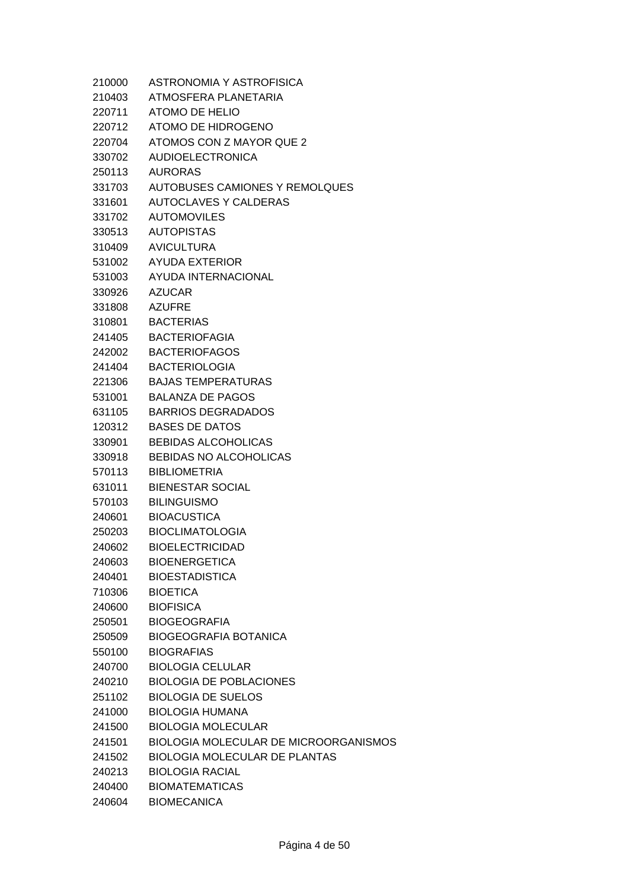| | |
|---|---|
| 210000 | ASTRONOMIA Y ASTROFISICA |
| 210403 | ATMOSFERA PLANETARIA |
| 220711 | ATOMO DE HELIO |
| 220712 | ATOMO DE HIDROGENO |
| 220704 | ATOMOS CON Z MAYOR QUE 2 |
| 330702 | AUDIOELECTRONICA |
| 250113 | AURORAS |
| 331703 | AUTOBUSES CAMIONES Y REMOLQUES |
| 331601 | AUTOCLAVES Y CALDERAS |
| 331702 | AUTOMOVILES |
| 330513 | AUTOPISTAS |
| 310409 | AVICULTURA |
| 531002 | AYUDA EXTERIOR |
| 531003 | AYUDA INTERNACIONAL |
| 330926 | AZUCAR |
| 331808 | AZUFRE |
| 310801 | BACTERIAS |
| 241405 | BACTERIOFAGIA |
| 242002 | BACTERIOFAGOS |
| 241404 | BACTERIOLOGIA |
| 221306 | BAJAS TEMPERATURAS |
| 531001 | BALANZA DE PAGOS |
| 631105 | BARRIOS DEGRADADOS |
| 120312 | BASES DE DATOS |
| 330901 | BEBIDAS ALCOHOLICAS |
| 330918 | BEBIDAS NO ALCOHOLICAS |
| 570113 | BIBLIOMETRIA |
| 631011 | BIENESTAR SOCIAL |
| 570103 | BILINGUISMO |
| 240601 | BIOACUSTICA |
| 250203 | BIOCLIMATOLOGIA |
| 240602 | BIOELECTRICIDAD |
| 240603 | BIOENERGETICA |
| 240401 | BIOESTADISTICA |
| 710306 | BIOETICA |
| 240600 | BIOFISICA |
| 250501 | BIOGEOGRAFIA |
| 250509 | BIOGEOGRAFIA BOTANICA |
| 550100 | BIOGRAFIAS |
| 240700 | BIOLOGIA CELULAR |
| 240210 | BIOLOGIA DE POBLACIONES |
| 251102 | BIOLOGIA DE SUELOS |
| 241000 | BIOLOGIA HUMANA |
| 241500 | BIOLOGIA MOLECULAR |
| 241501 | BIOLOGIA MOLECULAR DE MICROORGANISMOS |
| 241502 | BIOLOGIA MOLECULAR DE PLANTAS |
| 240213 | BIOLOGIA RACIAL |
| 240400 | BIOMATEMATICAS |
| 240604 | BIOMECANICA |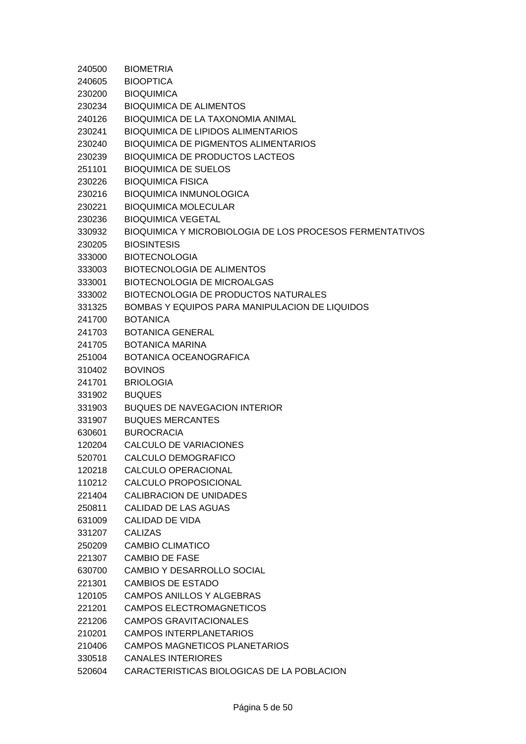| | |
|---|---|
| 240500 | BIOMETRIA |
| 240605 | BIOOPTICA |
| 230200 | BIOQUIMICA |
| 230234 | BIOQUIMICA DE ALIMENTOS |
| 240126 | BIOQUIMICA DE LA TAXONOMIA ANIMAL |
| 230241 | BIOQUIMICA DE LIPIDOS ALIMENTARIOS |
| 230240 | BIOQUIMICA DE PIGMENTOS ALIMENTARIOS |
| 230239 | BIOQUIMICA DE PRODUCTOS LACTEOS |
| 251101 | BIOQUIMICA DE SUELOS |
| 230226 | BIOQUIMICA FISICA |
| 230216 | BIOQUIMICA INMUNOLOGICA |
| 230221 | BIOQUIMICA MOLECULAR |
| 230236 | BIOQUIMICA VEGETAL |
| 330932 | BIOQUIMICA Y MICROBIOLOGIA DE LOS PROCESOS FERMENTATIVOS |
| 230205 | BIOSINTESIS |
| 333000 | BIOTECNOLOGIA |
| 333003 | BIOTECNOLOGIA DE ALIMENTOS |
| 333001 | BIOTECNOLOGIA DE MICROALGAS |
| 333002 | BIOTECNOLOGIA DE PRODUCTOS NATURALES |
| 331325 | BOMBAS Y EQUIPOS PARA MANIPULACION DE LIQUIDOS |
| 241700 | BOTANICA |
| 241703 | BOTANICA GENERAL |
| 241705 | BOTANICA MARINA |
| 251004 | BOTANICA OCEANOGRAFICA |
| 310402 | BOVINOS |
| 241701 | BRIOLOGIA |
| 331902 | BUQUES |
| 331903 | BUQUES DE NAVEGACION INTERIOR |
| 331907 | BUQUES MERCANTES |
| 630601 | BUROCRACIA |
| 120204 | CALCULO DE VARIACIONES |
| 520701 | CALCULO DEMOGRAFICO |
| 120218 | CALCULO OPERACIONAL |
| 110212 | CALCULO PROPOSICIONAL |
| 221404 | CALIBRACION DE UNIDADES |
| 250811 | CALIDAD DE LAS AGUAS |
| 631009 | CALIDAD DE VIDA |
| 331207 | CALIZAS |
| 250209 | CAMBIO CLIMATICO |
| 221307 | CAMBIO DE FASE |
| 630700 | CAMBIO Y DESARROLLO SOCIAL |
| 221301 | CAMBIOS DE ESTADO |
| 120105 | CAMPOS ANILLOS Y ALGEBRAS |
| 221201 | CAMPOS ELECTROMAGNETICOS |
| 221206 | CAMPOS GRAVITACIONALES |
| 210201 | CAMPOS INTERPLANETARIOS |
| 210406 | CAMPOS MAGNETICOS PLANETARIOS |
| 330518 | CANALES INTERIORES |
| 520604 | CARACTERISTICAS BIOLOGICAS DE LA POBLACION |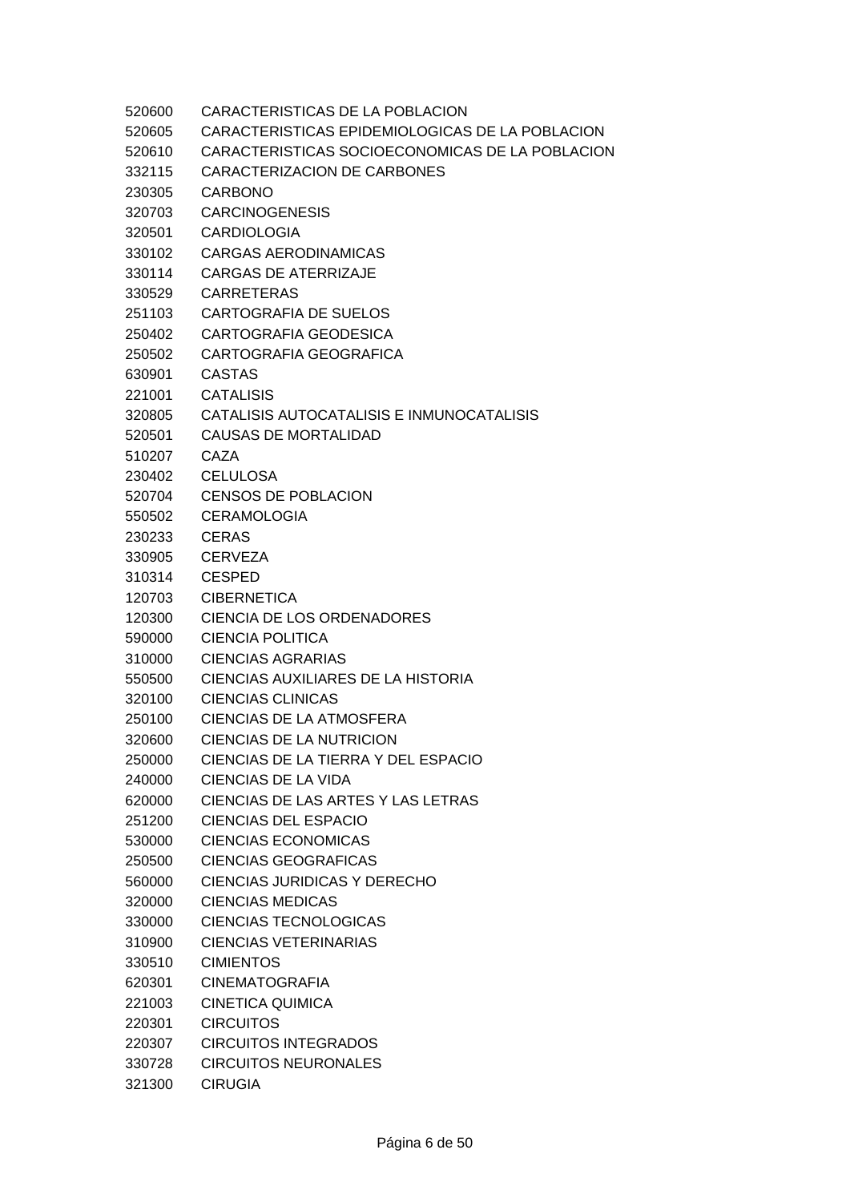520600 CARACTERISTICAS DE LA POBLACION
520605 CARACTERISTICAS EPIDEMIOLOGICAS DE LA POBLACION
520610 CARACTERISTICAS SOCIOECONOMICAS DE LA POBLACION
332115 CARACTERIZACION DE CARBONES
230305 CARBONO
320703 CARCINOGENESIS
320501 CARDIOLOGIA
330102 CARGAS AERODINAMICAS
330114 CARGAS DE ATERRIZAJE
330529 CARRETERAS
251103 CARTOGRAFIA DE SUELOS
250402 CARTOGRAFIA GEODESICA
250502 CARTOGRAFIA GEOGRAFICA
630901 CASTAS
221001 CATALISIS
320805 CATALISIS AUTOCATALISIS E INMUNOCATALISIS
520501 CAUSAS DE MORTALIDAD
510207 CAZA
230402 CELULOSA
520704 CENSOS DE POBLACION
550502 CERAMOLOGIA
230233 CERAS
330905 CERVEZA
310314 CESPED
120703 CIBERNETICA
120300 CIENCIA DE LOS ORDENADORES
590000 CIENCIA POLITICA
310000 CIENCIAS AGRARIAS
550500 CIENCIAS AUXILIARES DE LA HISTORIA
320100 CIENCIAS CLINICAS
250100 CIENCIAS DE LA ATMOSFERA
320600 CIENCIAS DE LA NUTRICION
250000 CIENCIAS DE LA TIERRA Y DEL ESPACIO
240000 CIENCIAS DE LA VIDA
620000 CIENCIAS DE LAS ARTES Y LAS LETRAS
251200 CIENCIAS DEL ESPACIO
530000 CIENCIAS ECONOMICAS
250500 CIENCIAS GEOGRAFICAS
560000 CIENCIAS JURIDICAS Y DERECHO
320000 CIENCIAS MEDICAS
330000 CIENCIAS TECNOLOGICAS
310900 CIENCIAS VETERINARIAS
330510 CIMIENTOS
620301 CINEMATOGRAFIA
221003 CINETICA QUIMICA
220301 CIRCUITOS
220307 CIRCUITOS INTEGRADOS
330728 CIRCUITOS NEURONALES
321300 CIRUGIA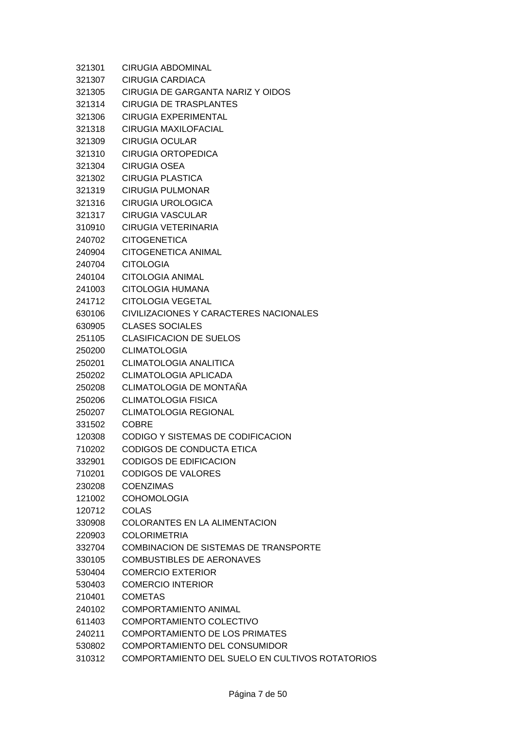321301 CIRUGIA ABDOMINAL
321307 CIRUGIA CARDIACA
321305 CIRUGIA DE GARGANTA NARIZ Y OIDOS
321314 CIRUGIA DE TRASPLANTES
321306 CIRUGIA EXPERIMENTAL
321318 CIRUGIA MAXILOFACIAL
321309 CIRUGIA OCULAR
321310 CIRUGIA ORTOPEDICA
321304 CIRUGIA OSEA
321302 CIRUGIA PLASTICA
321319 CIRUGIA PULMONAR
321316 CIRUGIA UROLOGICA
321317 CIRUGIA VASCULAR
310910 CIRUGIA VETERINARIA
240702 CITOGENETICA
240904 CITOGENETICA ANIMAL
240704 CITOLOGIA
240104 CITOLOGIA ANIMAL
241003 CITOLOGIA HUMANA
241712 CITOLOGIA VEGETAL
630106 CIVILIZACIONES Y CARACTERES NACIONALES
630905 CLASES SOCIALES
251105 CLASIFICACION DE SUELOS
250200 CLIMATOLOGIA
250201 CLIMATOLOGIA ANALITICA
250202 CLIMATOLOGIA APLICADA
250208 CLIMATOLOGIA DE MONTAÑA
250206 CLIMATOLOGIA FISICA
250207 CLIMATOLOGIA REGIONAL
331502 COBRE
120308 CODIGO Y SISTEMAS DE CODIFICACION
710202 CODIGOS DE CONDUCTA ETICA
332901 CODIGOS DE EDIFICACION
710201 CODIGOS DE VALORES
230208 COENZIMAS
121002 COHOMOLOGIA
120712 COLAS
330908 COLORANTES EN LA ALIMENTACION
220903 COLORIMETRIA
332704 COMBINACION DE SISTEMAS DE TRANSPORTE
330105 COMBUSTIBLES DE AERONAVES
530404 COMERCIO EXTERIOR
530403 COMERCIO INTERIOR
210401 COMETAS
240102 COMPORTAMIENTO ANIMAL
611403 COMPORTAMIENTO COLECTIVO
240211 COMPORTAMIENTO DE LOS PRIMATES
530802 COMPORTAMIENTO DEL CONSUMIDOR
310312 COMPORTAMIENTO DEL SUELO EN CULTIVOS ROTATORIOS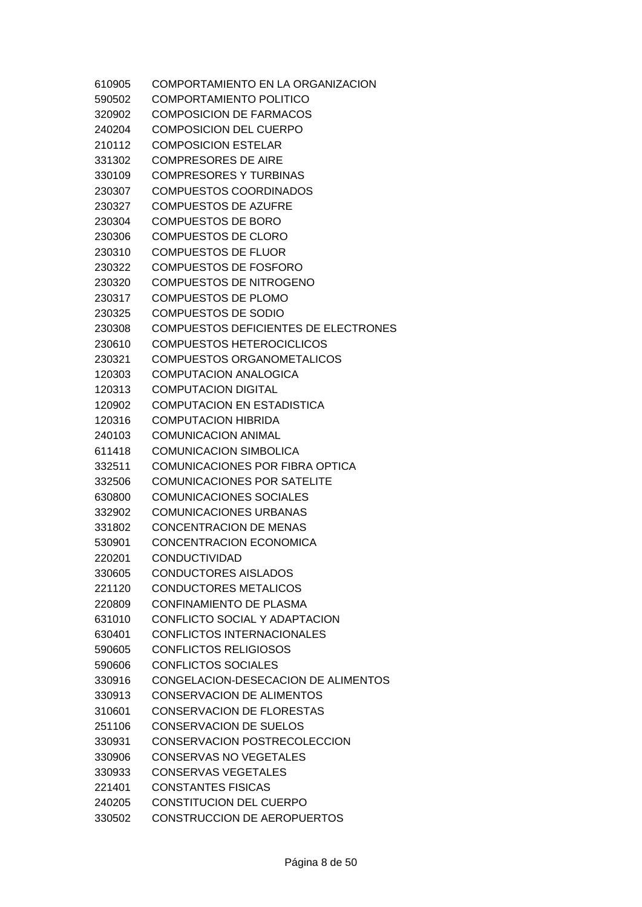| | |
|---|---|
| 610905 | COMPORTAMIENTO EN LA ORGANIZACION |
| 590502 | COMPORTAMIENTO POLITICO |
| 320902 | COMPOSICION DE FARMACOS |
| 240204 | COMPOSICION DEL CUERPO |
| 210112 | COMPOSICION ESTELAR |
| 331302 | COMPRESORES DE AIRE |
| 330109 | COMPRESORES Y TURBINAS |
| 230307 | COMPUESTOS COORDINADOS |
| 230327 | COMPUESTOS DE AZUFRE |
| 230304 | COMPUESTOS DE BORO |
| 230306 | COMPUESTOS DE CLORO |
| 230310 | COMPUESTOS DE FLUOR |
| 230322 | COMPUESTOS DE FOSFORO |
| 230320 | COMPUESTOS DE NITROGENO |
| 230317 | COMPUESTOS DE PLOMO |
| 230325 | COMPUESTOS DE SODIO |
| 230308 | COMPUESTOS DEFICIENTES DE ELECTRONES |
| 230610 | COMPUESTOS HETEROCICLICOS |
| 230321 | COMPUESTOS ORGANOMETALICOS |
| 120303 | COMPUTACION ANALOGICA |
| 120313 | COMPUTACION DIGITAL |
| 120902 | COMPUTACION EN ESTADISTICA |
| 120316 | COMPUTACION HIBRIDA |
| 240103 | COMUNICACION ANIMAL |
| 611418 | COMUNICACION SIMBOLICA |
| 332511 | COMUNICACIONES POR FIBRA OPTICA |
| 332506 | COMUNICACIONES POR SATELITE |
| 630800 | COMUNICACIONES SOCIALES |
| 332902 | COMUNICACIONES URBANAS |
| 331802 | CONCENTRACION DE MENAS |
| 530901 | CONCENTRACION ECONOMICA |
| 220201 | CONDUCTIVIDAD |
| 330605 | CONDUCTORES AISLADOS |
| 221120 | CONDUCTORES METALICOS |
| 220809 | CONFINAMIENTO DE PLASMA |
| 631010 | CONFLICTO SOCIAL Y ADAPTACION |
| 630401 | CONFLICTOS INTERNACIONALES |
| 590605 | CONFLICTOS RELIGIOSOS |
| 590606 | CONFLICTOS SOCIALES |
| 330916 | CONGELACION-DESECACION DE ALIMENTOS |
| 330913 | CONSERVACION DE ALIMENTOS |
| 310601 | CONSERVACION DE FLORESTAS |
| 251106 | CONSERVACION DE SUELOS |
| 330931 | CONSERVACION POSTRECOLECCION |
| 330906 | CONSERVAS NO VEGETALES |
| 330933 | CONSERVAS VEGETALES |
| 221401 | CONSTANTES FISICAS |
| 240205 | CONSTITUCION DEL CUERPO |
| 330502 | CONSTRUCCION DE AEROPUERTOS |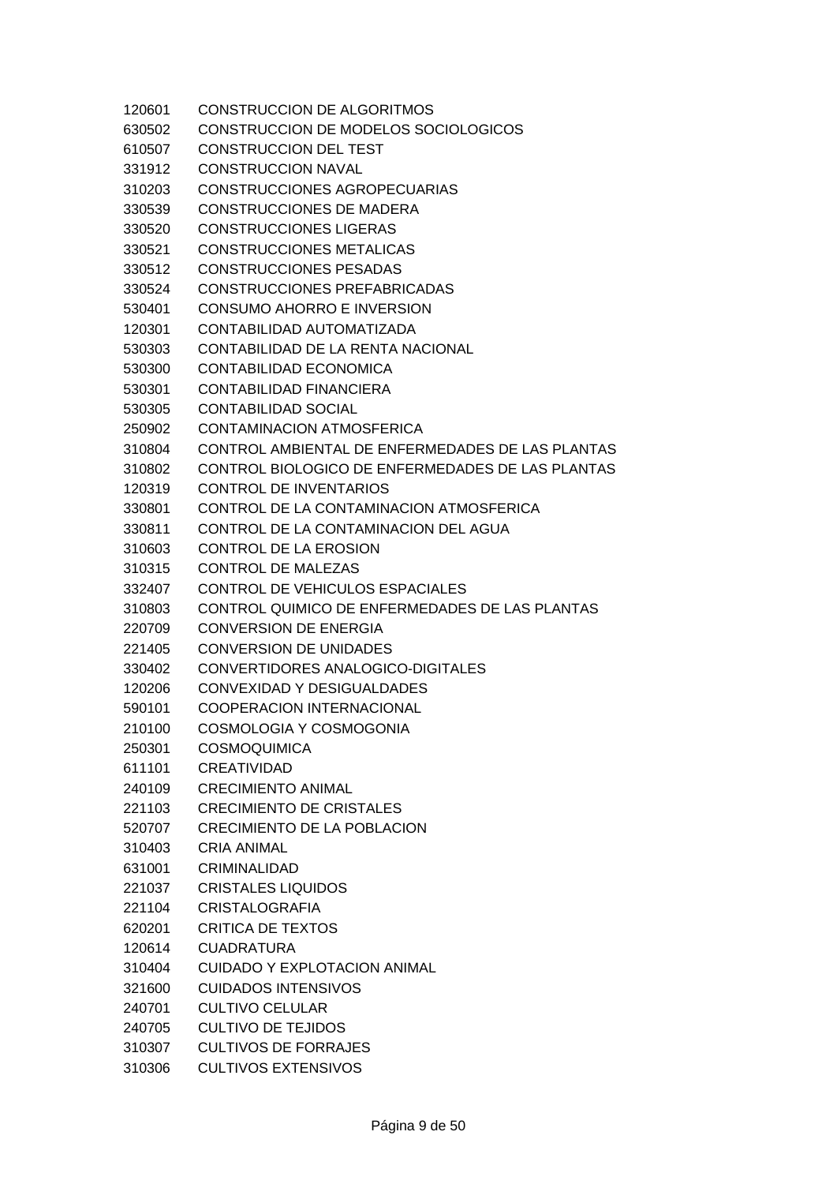| | |
|---|---|
| 120601 | CONSTRUCCION DE ALGORITMOS |
| 630502 | CONSTRUCCION DE MODELOS SOCIOLOGICOS |
| 610507 | CONSTRUCCION DEL TEST |
| 331912 | CONSTRUCCION NAVAL |
| 310203 | CONSTRUCCIONES AGROPECUARIAS |
| 330539 | CONSTRUCCIONES DE MADERA |
| 330520 | CONSTRUCCIONES LIGERAS |
| 330521 | CONSTRUCCIONES METALICAS |
| 330512 | CONSTRUCCIONES PESADAS |
| 330524 | CONSTRUCCIONES PREFABRICADAS |
| 530401 | CONSUMO AHORRO E INVERSION |
| 120301 | CONTABILIDAD AUTOMATIZADA |
| 530303 | CONTABILIDAD DE LA RENTA NACIONAL |
| 530300 | CONTABILIDAD ECONOMICA |
| 530301 | CONTABILIDAD FINANCIERA |
| 530305 | CONTABILIDAD SOCIAL |
| 250902 | CONTAMINACION ATMOSFERICA |
| 310804 | CONTROL AMBIENTAL DE ENFERMEDADES DE LAS PLANTAS |
| 310802 | CONTROL BIOLOGICO DE ENFERMEDADES DE LAS PLANTAS |
| 120319 | CONTROL DE INVENTARIOS |
| 330801 | CONTROL DE LA CONTAMINACION ATMOSFERICA |
| 330811 | CONTROL DE LA CONTAMINACION DEL AGUA |
| 310603 | CONTROL DE LA EROSION |
| 310315 | CONTROL DE MALEZAS |
| 332407 | CONTROL DE VEHICULOS ESPACIALES |
| 310803 | CONTROL QUIMICO DE ENFERMEDADES DE LAS PLANTAS |
| 220709 | CONVERSION DE ENERGIA |
| 221405 | CONVERSION DE UNIDADES |
| 330402 | CONVERTIDORES ANALOGICO-DIGITALES |
| 120206 | CONVEXIDAD Y DESIGUALDADES |
| 590101 | COOPERACION INTERNACIONAL |
| 210100 | COSMOLOGIA Y COSMOGONIA |
| 250301 | COSMOQUIMICA |
| 611101 | CREATIVIDAD |
| 240109 | CRECIMIENTO ANIMAL |
| 221103 | CRECIMIENTO DE CRISTALES |
| 520707 | CRECIMIENTO DE LA POBLACION |
| 310403 | CRIA ANIMAL |
| 631001 | CRIMINALIDAD |
| 221037 | CRISTALES LIQUIDOS |
| 221104 | CRISTALOGRAFIA |
| 620201 | CRITICA DE TEXTOS |
| 120614 | CUADRATURA |
| 310404 | CUIDADO Y EXPLOTACION ANIMAL |
| 321600 | CUIDADOS INTENSIVOS |
| 240701 | CULTIVO CELULAR |
| 240705 | CULTIVO DE TEJIDOS |
| 310307 | CULTIVOS DE FORRAJES |
| 310306 | CULTIVOS EXTENSIVOS |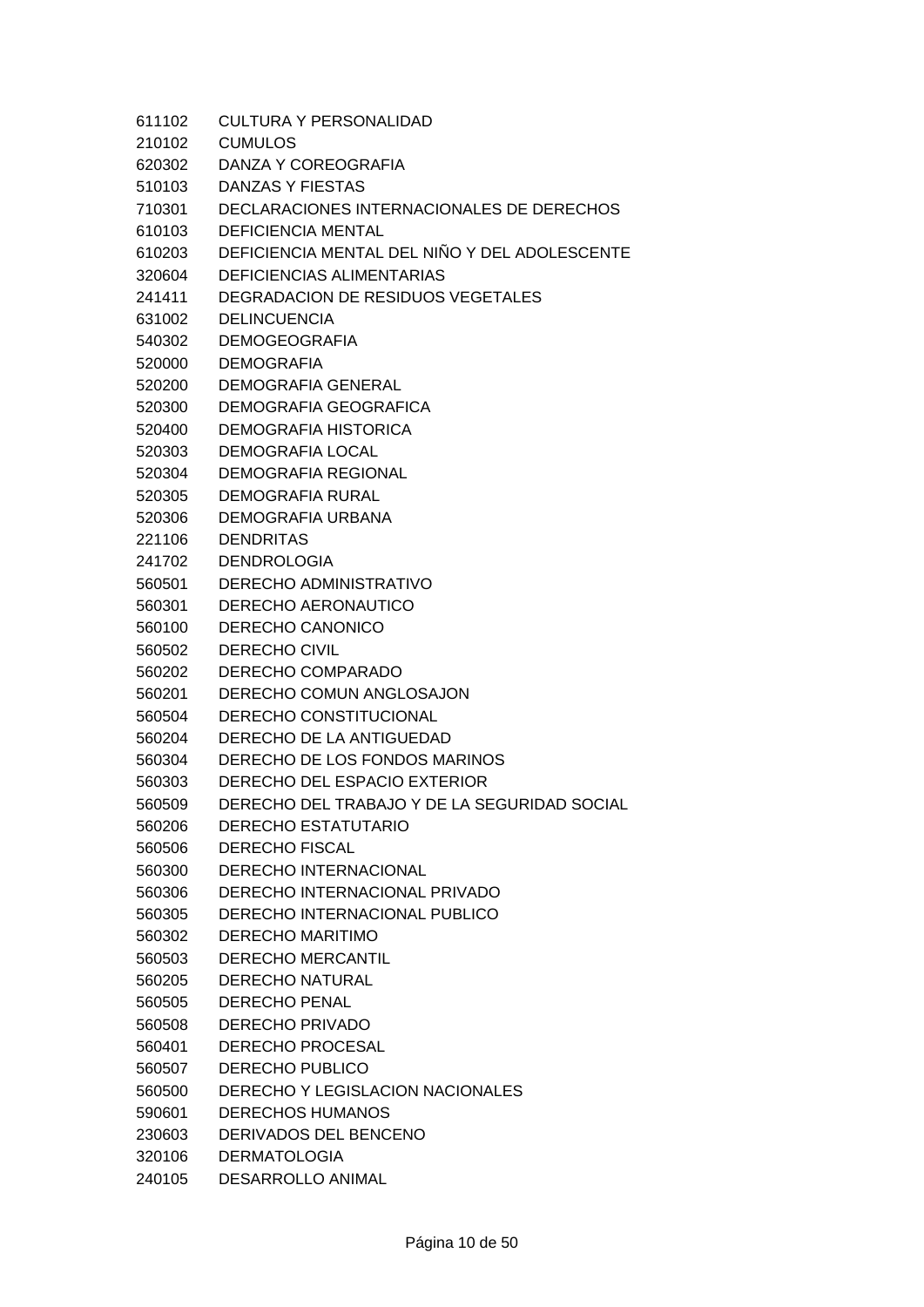611102 CULTURA Y PERSONALIDAD
210102 CUMULOS
620302 DANZA Y COREOGRAFIA
510103 DANZAS Y FIESTAS
710301 DECLARACIONES INTERNACIONALES DE DERECHOS
610103 DEFICIENCIA MENTAL
610203 DEFICIENCIA MENTAL DEL NIÑO Y DEL ADOLESCENTE
320604 DEFICIENCIAS ALIMENTARIAS
241411 DEGRADACION DE RESIDUOS VEGETALES
631002 DELINCUENCIA
540302 DEMOGEOGRAFIA
520000 DEMOGRAFIA
520200 DEMOGRAFIA GENERAL
520300 DEMOGRAFIA GEOGRAFICA
520400 DEMOGRAFIA HISTORICA
520303 DEMOGRAFIA LOCAL
520304 DEMOGRAFIA REGIONAL
520305 DEMOGRAFIA RURAL
520306 DEMOGRAFIA URBANA
221106 DENDRITAS
241702 DENDROLOGIA
560501 DERECHO ADMINISTRATIVO
560301 DERECHO AERONAUTICO
560100 DERECHO CANONICO
560502 DERECHO CIVIL
560202 DERECHO COMPARADO
560201 DERECHO COMUN ANGLOSAJON
560504 DERECHO CONSTITUCIONAL
560204 DERECHO DE LA ANTIGUEDAD
560304 DERECHO DE LOS FONDOS MARINOS
560303 DERECHO DEL ESPACIO EXTERIOR
560509 DERECHO DEL TRABAJO Y DE LA SEGURIDAD SOCIAL
560206 DERECHO ESTATUTARIO
560506 DERECHO FISCAL
560300 DERECHO INTERNACIONAL
560306 DERECHO INTERNACIONAL PRIVADO
560305 DERECHO INTERNACIONAL PUBLICO
560302 DERECHO MARITIMO
560503 DERECHO MERCANTIL
560205 DERECHO NATURAL
560505 DERECHO PENAL
560508 DERECHO PRIVADO
560401 DERECHO PROCESAL
560507 DERECHO PUBLICO
560500 DERECHO Y LEGISLACION NACIONALES
590601 DERECHOS HUMANOS
230603 DERIVADOS DEL BENCENO
320106 DERMATOLOGIA
240105 DESARROLLO ANIMAL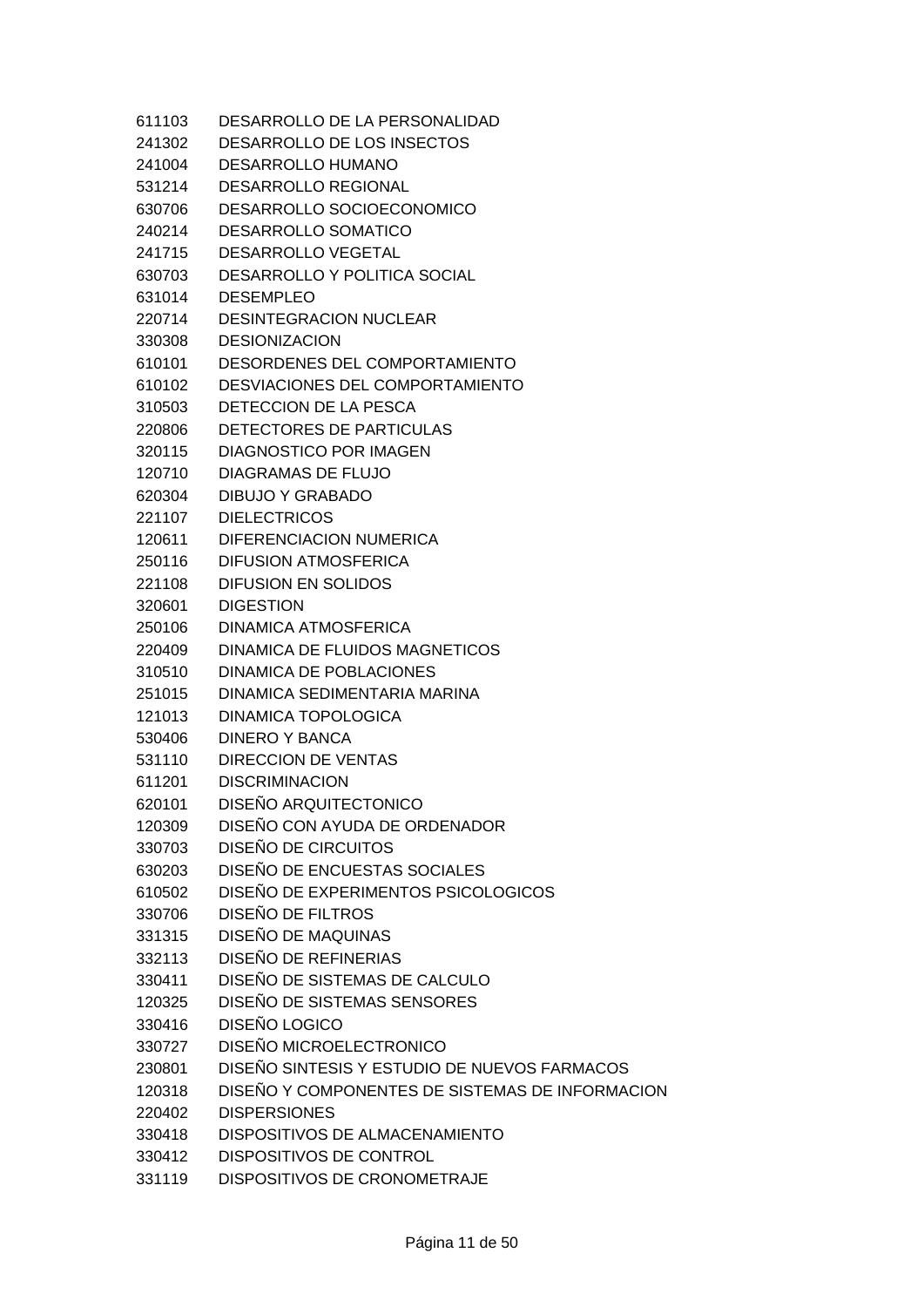611103 DESARROLLO DE LA PERSONALIDAD
241302 DESARROLLO DE LOS INSECTOS
241004 DESARROLLO HUMANO
531214 DESARROLLO REGIONAL
630706 DESARROLLO SOCIOECONOMICO
240214 DESARROLLO SOMATICO
241715 DESARROLLO VEGETAL
630703 DESARROLLO Y POLITICA SOCIAL
631014 DESEMPLEO
220714 DESINTEGRACION NUCLEAR
330308 DESIONIZACION
610101 DESORDENES DEL COMPORTAMIENTO
610102 DESVIACIONES DEL COMPORTAMIENTO
310503 DETECCION DE LA PESCA
220806 DETECTORES DE PARTICULAS
320115 DIAGNOSTICO POR IMAGEN
120710 DIAGRAMAS DE FLUJO
620304 DIBUJO Y GRABADO
221107 DIELECTRICOS
120611 DIFERENCIACION NUMERICA
250116 DIFUSION ATMOSFERICA
221108 DIFUSION EN SOLIDOS
320601 DIGESTION
250106 DINAMICA ATMOSFERICA
220409 DINAMICA DE FLUIDOS MAGNETICOS
310510 DINAMICA DE POBLACIONES
251015 DINAMICA SEDIMENTARIA MARINA
121013 DINAMICA TOPOLOGICA
530406 DINERO Y BANCA
531110 DIRECCION DE VENTAS
611201 DISCRIMINACION
620101 DISEÑO ARQUITECTONICO
120309 DISEÑO CON AYUDA DE ORDENADOR
330703 DISEÑO DE CIRCUITOS
630203 DISEÑO DE ENCUESTAS SOCIALES
610502 DISEÑO DE EXPERIMENTOS PSICOLOGICOS
330706 DISEÑO DE FILTROS
331315 DISEÑO DE MAQUINAS
332113 DISEÑO DE REFINERIAS
330411 DISEÑO DE SISTEMAS DE CALCULO
120325 DISEÑO DE SISTEMAS SENSORES
330416 DISEÑO LOGICO
330727 DISEÑO MICROELECTRONICO
230801 DISEÑO SINTESIS Y ESTUDIO DE NUEVOS FARMACOS
120318 DISEÑO Y COMPONENTES DE SISTEMAS DE INFORMACION
220402 DISPERSIONES
330418 DISPOSITIVOS DE ALMACENAMIENTO
330412 DISPOSITIVOS DE CONTROL
331119 DISPOSITIVOS DE CRONOMETRAJE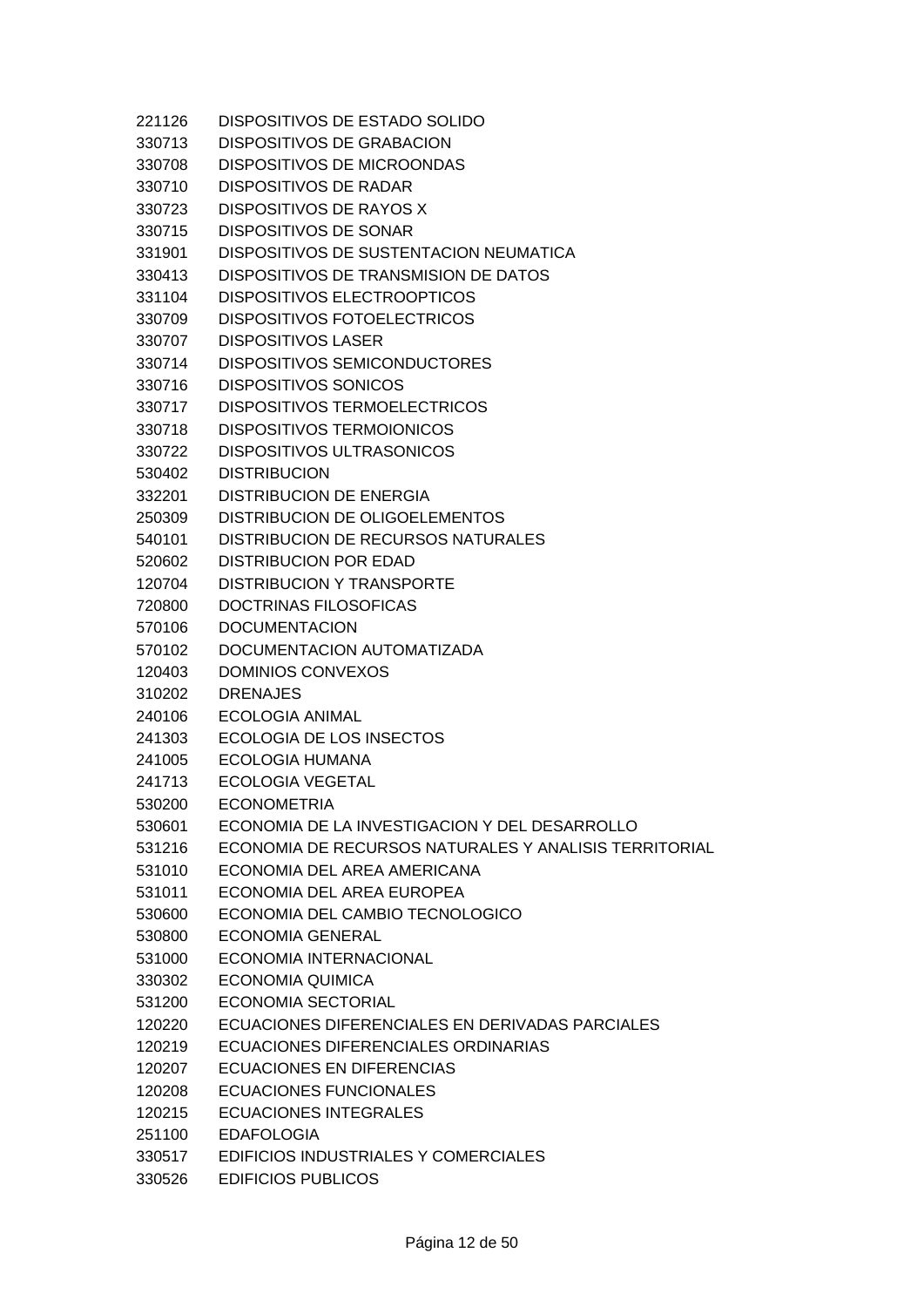| | |
|---|---|
| 221126 | DISPOSITIVOS DE ESTADO SOLIDO |
| 330713 | DISPOSITIVOS DE GRABACION |
| 330708 | DISPOSITIVOS DE MICROONDAS |
| 330710 | DISPOSITIVOS DE RADAR |
| 330723 | DISPOSITIVOS DE RAYOS X |
| 330715 | DISPOSITIVOS DE SONAR |
| 331901 | DISPOSITIVOS DE SUSTENTACION NEUMATICA |
| 330413 | DISPOSITIVOS DE TRANSMISION DE DATOS |
| 331104 | DISPOSITIVOS ELECTROOPTICOS |
| 330709 | DISPOSITIVOS FOTOELECTRICOS |
| 330707 | DISPOSITIVOS LASER |
| 330714 | DISPOSITIVOS SEMICONDUCTORES |
| 330716 | DISPOSITIVOS SONICOS |
| 330717 | DISPOSITIVOS TERMOELECTRICOS |
| 330718 | DISPOSITIVOS TERMOIONICOS |
| 330722 | DISPOSITIVOS ULTRASONICOS |
| 530402 | DISTRIBUCION |
| 332201 | DISTRIBUCION DE ENERGIA |
| 250309 | DISTRIBUCION DE OLIGOELEMENTOS |
| 540101 | DISTRIBUCION DE RECURSOS NATURALES |
| 520602 | DISTRIBUCION POR EDAD |
| 120704 | DISTRIBUCION Y TRANSPORTE |
| 720800 | DOCTRINAS FILOSOFICAS |
| 570106 | DOCUMENTACION |
| 570102 | DOCUMENTACION AUTOMATIZADA |
| 120403 | DOMINIOS CONVEXOS |
| 310202 | DRENAJES |
| 240106 | ECOLOGIA ANIMAL |
| 241303 | ECOLOGIA DE LOS INSECTOS |
| 241005 | ECOLOGIA HUMANA |
| 241713 | ECOLOGIA VEGETAL |
| 530200 | ECONOMETRIA |
| 530601 | ECONOMIA DE LA INVESTIGACION Y DEL DESARROLLO |
| 531216 | ECONOMIA DE RECURSOS NATURALES Y ANALISIS TERRITORIAL |
| 531010 | ECONOMIA DEL AREA AMERICANA |
| 531011 | ECONOMIA DEL AREA EUROPEA |
| 530600 | ECONOMIA DEL CAMBIO TECNOLOGICO |
| 530800 | ECONOMIA GENERAL |
| 531000 | ECONOMIA INTERNACIONAL |
| 330302 | ECONOMIA QUIMICA |
| 531200 | ECONOMIA SECTORIAL |
| 120220 | ECUACIONES DIFERENCIALES EN DERIVADAS PARCIALES |
| 120219 | ECUACIONES DIFERENCIALES ORDINARIAS |
| 120207 | ECUACIONES EN DIFERENCIAS |
| 120208 | ECUACIONES FUNCIONALES |
| 120215 | ECUACIONES INTEGRALES |
| 251100 | EDAFOLOGIA |
| 330517 | EDIFICIOS INDUSTRIALES Y COMERCIALES |
| 330526 | EDIFICIOS PUBLICOS |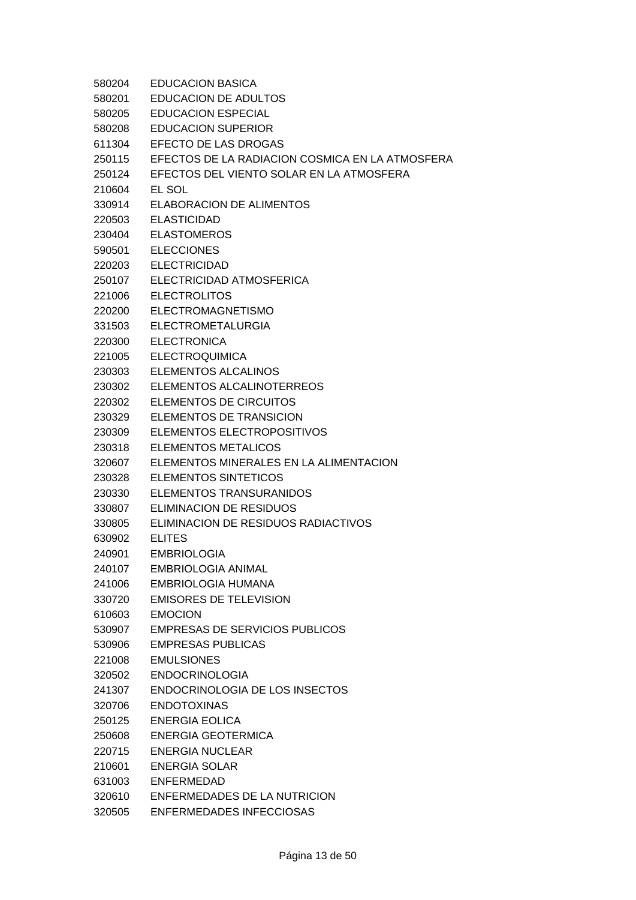| | |
|---|---|
| 580204 | EDUCACION BASICA |
| 580201 | EDUCACION DE ADULTOS |
| 580205 | EDUCACION ESPECIAL |
| 580208 | EDUCACION SUPERIOR |
| 611304 | EFECTO DE LAS DROGAS |
| 250115 | EFECTOS DE LA RADIACION COSMICA EN LA ATMOSFERA |
| 250124 | EFECTOS DEL VIENTO SOLAR EN LA ATMOSFERA |
| 210604 | EL SOL |
| 330914 | ELABORACION DE ALIMENTOS |
| 220503 | ELASTICIDAD |
| 230404 | ELASTOMEROS |
| 590501 | ELECCIONES |
| 220203 | ELECTRICIDAD |
| 250107 | ELECTRICIDAD ATMOSFERICA |
| 221006 | ELECTROLITOS |
| 220200 | ELECTROMAGNETISMO |
| 331503 | ELECTROMETALURGIA |
| 220300 | ELECTRONICA |
| 221005 | ELECTROQUIMICA |
| 230303 | ELEMENTOS ALCALINOS |
| 230302 | ELEMENTOS ALCALINOTERREOS |
| 220302 | ELEMENTOS DE CIRCUITOS |
| 230329 | ELEMENTOS DE TRANSICION |
| 230309 | ELEMENTOS ELECTROPOSITIVOS |
| 230318 | ELEMENTOS METALICOS |
| 320607 | ELEMENTOS MINERALES EN LA ALIMENTACION |
| 230328 | ELEMENTOS SINTETICOS |
| 230330 | ELEMENTOS TRANSURANIDOS |
| 330807 | ELIMINACION DE RESIDUOS |
| 330805 | ELIMINACION DE RESIDUOS RADIACTIVOS |
| 630902 | ELITES |
| 240901 | EMBRIOLOGIA |
| 240107 | EMBRIOLOGIA ANIMAL |
| 241006 | EMBRIOLOGIA HUMANA |
| 330720 | EMISORES DE TELEVISION |
| 610603 | EMOCION |
| 530907 | EMPRESAS DE SERVICIOS PUBLICOS |
| 530906 | EMPRESAS PUBLICAS |
| 221008 | EMULSIONES |
| 320502 | ENDOCRINOLOGIA |
| 241307 | ENDOCRINOLOGIA DE LOS INSECTOS |
| 320706 | ENDOTOXINAS |
| 250125 | ENERGIA EOLICA |
| 250608 | ENERGIA GEOTERMICA |
| 220715 | ENERGIA NUCLEAR |
| 210601 | ENERGIA SOLAR |
| 631003 | ENFERMEDAD |
| 320610 | ENFERMEDADES DE LA NUTRICION |
| 320505 | ENFERMEDADES INFECCIOSAS |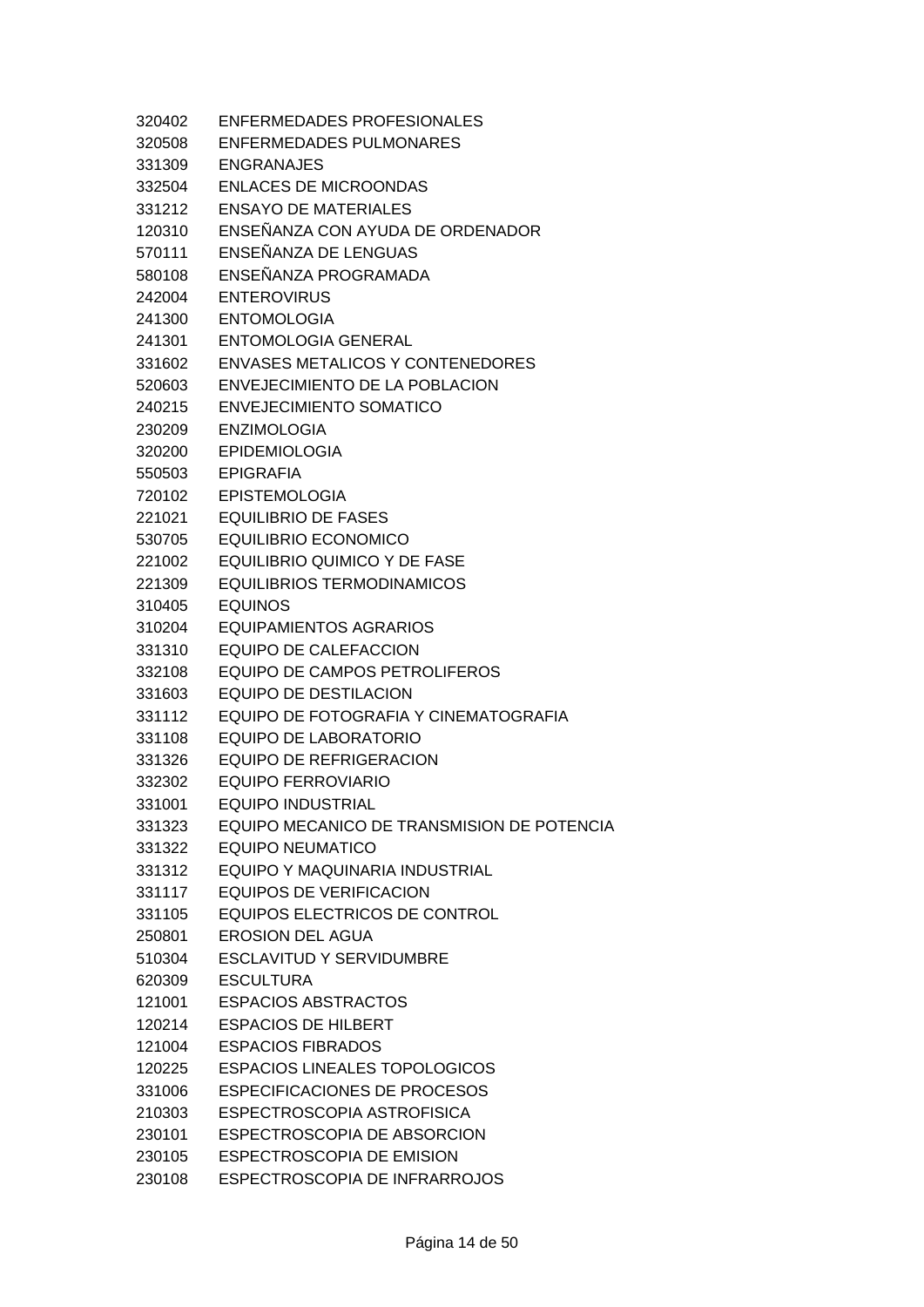320402 ENFERMEDADES PROFESIONALES
320508 ENFERMEDADES PULMONARES
331309 ENGRANAJES
332504 ENLACES DE MICROONDAS
331212 ENSAYO DE MATERIALES
120310 ENSEÑANZA CON AYUDA DE ORDENADOR
570111 ENSEÑANZA DE LENGUAS
580108 ENSEÑANZA PROGRAMADA
242004 ENTEROVIRUS
241300 ENTOMOLOGIA
241301 ENTOMOLOGIA GENERAL
331602 ENVASES METALICOS Y CONTENEDORES
520603 ENVEJECIMIENTO DE LA POBLACION
240215 ENVEJECIMIENTO SOMATICO
230209 ENZIMOLOGIA
320200 EPIDEMIOLOGIA
550503 EPIGRAFIA
720102 EPISTEMOLOGIA
221021 EQUILIBRIO DE FASES
530705 EQUILIBRIO ECONOMICO
221002 EQUILIBRIO QUIMICO Y DE FASE
221309 EQUILIBRIOS TERMODINAMICOS
310405 EQUINOS
310204 EQUIPAMIENTOS AGRARIOS
331310 EQUIPO DE CALEFACCION
332108 EQUIPO DE CAMPOS PETROLIFEROS
331603 EQUIPO DE DESTILACION
331112 EQUIPO DE FOTOGRAFIA Y CINEMATOGRAFIA
331108 EQUIPO DE LABORATORIO
331326 EQUIPO DE REFRIGERACION
332302 EQUIPO FERROVIARIO
331001 EQUIPO INDUSTRIAL
331323 EQUIPO MECANICO DE TRANSMISION DE POTENCIA
331322 EQUIPO NEUMATICO
331312 EQUIPO Y MAQUINARIA INDUSTRIAL
331117 EQUIPOS DE VERIFICACION
331105 EQUIPOS ELECTRICOS DE CONTROL
250801 EROSION DEL AGUA
510304 ESCLAVITUD Y SERVIDUMBRE
620309 ESCULTURA
121001 ESPACIOS ABSTRACTOS
120214 ESPACIOS DE HILBERT
121004 ESPACIOS FIBRADOS
120225 ESPACIOS LINEALES TOPOLOGICOS
331006 ESPECIFICACIONES DE PROCESOS
210303 ESPECTROSCOPIA ASTROFISICA
230101 ESPECTROSCOPIA DE ABSORCION
230105 ESPECTROSCOPIA DE EMISION
230108 ESPECTROSCOPIA DE INFRARROJOS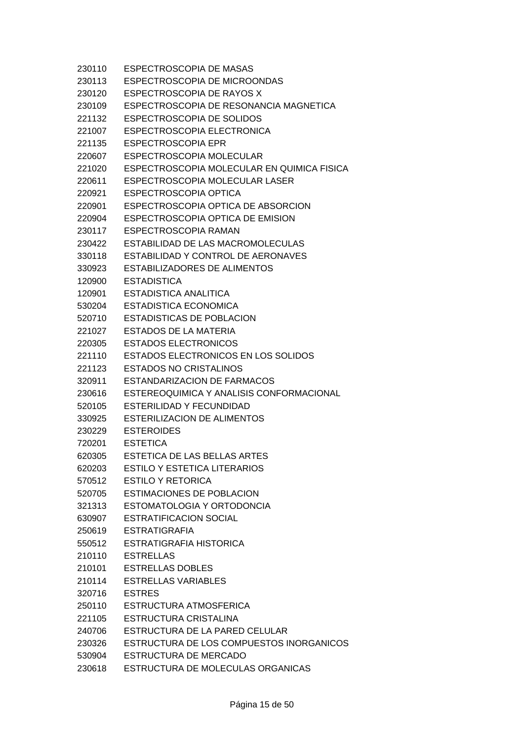230110 ESPECTROSCOPIA DE MASAS
230113 ESPECTROSCOPIA DE MICROONDAS
230120 ESPECTROSCOPIA DE RAYOS X
230109 ESPECTROSCOPIA DE RESONANCIA MAGNETICA
221132 ESPECTROSCOPIA DE SOLIDOS
221007 ESPECTROSCOPIA ELECTRONICA
221135 ESPECTROSCOPIA EPR
220607 ESPECTROSCOPIA MOLECULAR
221020 ESPECTROSCOPIA MOLECULAR EN QUIMICA FISICA
220611 ESPECTROSCOPIA MOLECULAR LASER
220921 ESPECTROSCOPIA OPTICA
220901 ESPECTROSCOPIA OPTICA DE ABSORCION
220904 ESPECTROSCOPIA OPTICA DE EMISION
230117 ESPECTROSCOPIA RAMAN
230422 ESTABILIDAD DE LAS MACROMOLECULAS
330118 ESTABILIDAD Y CONTROL DE AERONAVES
330923 ESTABILIZADORES DE ALIMENTOS
120900 ESTADISTICA
120901 ESTADISTICA ANALITICA
530204 ESTADISTICA ECONOMICA
520710 ESTADISTICAS DE POBLACION
221027 ESTADOS DE LA MATERIA
220305 ESTADOS ELECTRONICOS
221110 ESTADOS ELECTRONICOS EN LOS SOLIDOS
221123 ESTADOS NO CRISTALINOS
320911 ESTANDARIZACION DE FARMACOS
230616 ESTEREOQUIMICA Y ANALISIS CONFORMACIONAL
520105 ESTERILIDAD Y FECUNDIDAD
330925 ESTERILIZACION DE ALIMENTOS
230229 ESTEROIDES
720201 ESTETICA
620305 ESTETICA DE LAS BELLAS ARTES
620203 ESTILO Y ESTETICA LITERARIOS
570512 ESTILO Y RETORICA
520705 ESTIMACIONES DE POBLACION
321313 ESTOMATOLOGIA Y ORTODONCIA
630907 ESTRATIFICACION SOCIAL
250619 ESTRATIGRAFIA
550512 ESTRATIGRAFIA HISTORICA
210110 ESTRELLAS
210101 ESTRELLAS DOBLES
210114 ESTRELLAS VARIABLES
320716 ESTRES
250110 ESTRUCTURA ATMOSFERICA
221105 ESTRUCTURA CRISTALINA
240706 ESTRUCTURA DE LA PARED CELULAR
230326 ESTRUCTURA DE LOS COMPUESTOS INORGANICOS
530904 ESTRUCTURA DE MERCADO
230618 ESTRUCTURA DE MOLECULAS ORGANICAS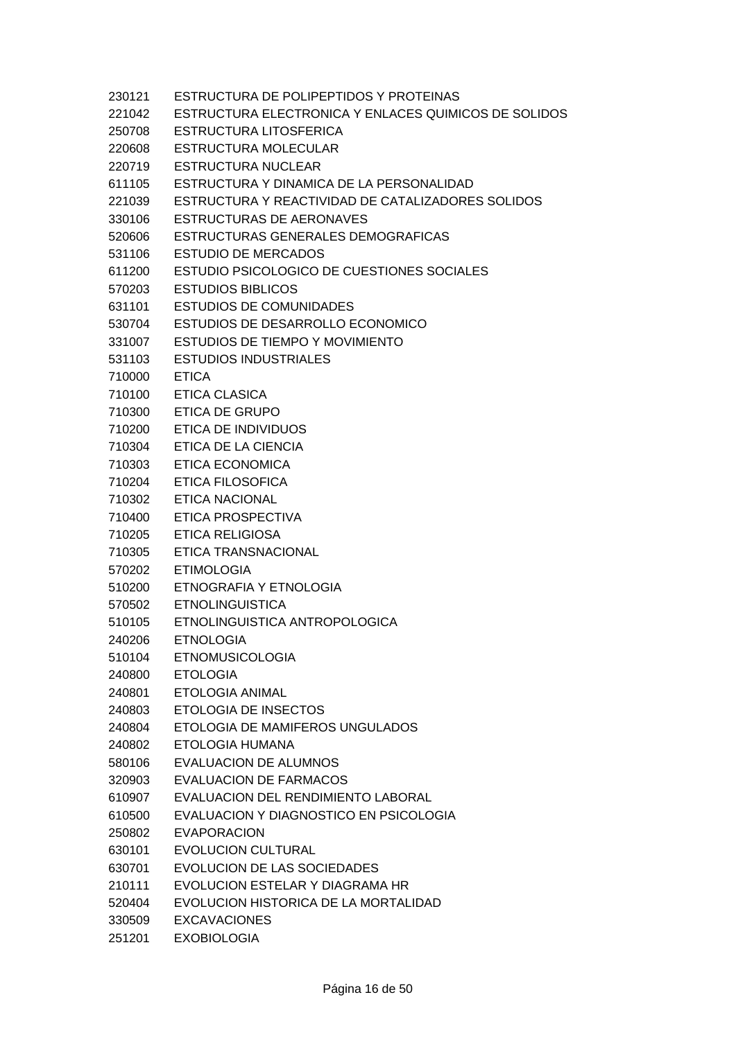230121 ESTRUCTURA DE POLIPEPTIDOS Y PROTEINAS
221042 ESTRUCTURA ELECTRONICA Y ENLACES QUIMICOS DE SOLIDOS
250708 ESTRUCTURA LITOSFERICA
220608 ESTRUCTURA MOLECULAR
220719 ESTRUCTURA NUCLEAR
611105 ESTRUCTURA Y DINAMICA DE LA PERSONALIDAD
221039 ESTRUCTURA Y REACTIVIDAD DE CATALIZADORES SOLIDOS
330106 ESTRUCTURAS DE AERONAVES
520606 ESTRUCTURAS GENERALES DEMOGRAFICAS
531106 ESTUDIO DE MERCADOS
611200 ESTUDIO PSICOLOGICO DE CUESTIONES SOCIALES
570203 ESTUDIOS BIBLICOS
631101 ESTUDIOS DE COMUNIDADES
530704 ESTUDIOS DE DESARROLLO ECONOMICO
331007 ESTUDIOS DE TIEMPO Y MOVIMIENTO
531103 ESTUDIOS INDUSTRIALES
710000 ETICA
710100 ETICA CLASICA
710300 ETICA DE GRUPO
710200 ETICA DE INDIVIDUOS
710304 ETICA DE LA CIENCIA
710303 ETICA ECONOMICA
710204 ETICA FILOSOFICA
710302 ETICA NACIONAL
710400 ETICA PROSPECTIVA
710205 ETICA RELIGIOSA
710305 ETICA TRANSNACIONAL
570202 ETIMOLOGIA
510200 ETNOGRAFIA Y ETNOLOGIA
570502 ETNOLINGUISTICA
510105 ETNOLINGUISTICA ANTROPOLOGICA
240206 ETNOLOGIA
510104 ETNOMUSICOLOGIA
240800 ETOLOGIA
240801 ETOLOGIA ANIMAL
240803 ETOLOGIA DE INSECTOS
240804 ETOLOGIA DE MAMIFEROS UNGULADOS
240802 ETOLOGIA HUMANA
580106 EVALUACION DE ALUMNOS
320903 EVALUACION DE FARMACOS
610907 EVALUACION DEL RENDIMIENTO LABORAL
610500 EVALUACION Y DIAGNOSTICO EN PSICOLOGIA
250802 EVAPORACION
630101 EVOLUCION CULTURAL
630701 EVOLUCION DE LAS SOCIEDADES
210111 EVOLUCION ESTELAR Y DIAGRAMA HR
520404 EVOLUCION HISTORICA DE LA MORTALIDAD
330509 EXCAVACIONES
251201 EXOBIOLOGIA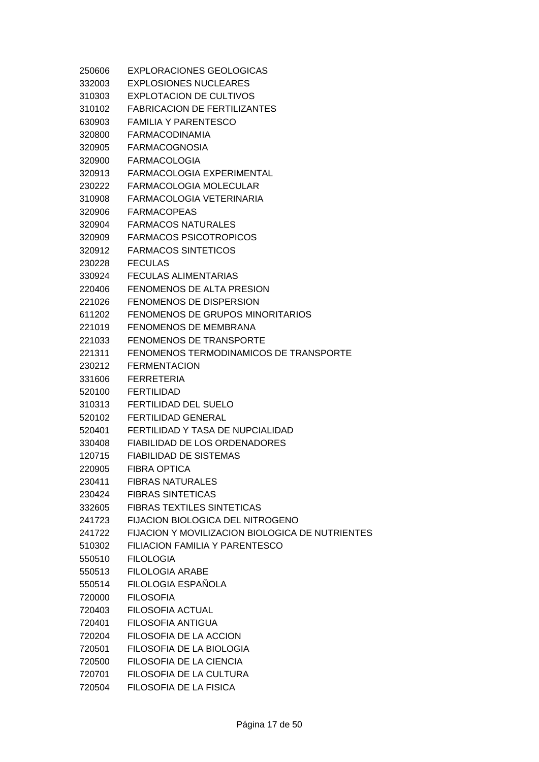| | |
|---|---|
| 250606 | EXPLORACIONES GEOLOGICAS |
| 332003 | EXPLOSIONES NUCLEARES |
| 310303 | EXPLOTACION DE CULTIVOS |
| 310102 | FABRICACION DE FERTILIZANTES |
| 630903 | FAMILIA Y PARENTESCO |
| 320800 | FARMACODINAMIA |
| 320905 | FARMACOGNOSIA |
| 320900 | FARMACOLOGIA |
| 320913 | FARMACOLOGIA EXPERIMENTAL |
| 230222 | FARMACOLOGIA MOLECULAR |
| 310908 | FARMACOLOGIA VETERINARIA |
| 320906 | FARMACOPEAS |
| 320904 | FARMACOS NATURALES |
| 320909 | FARMACOS PSICOTROPICOS |
| 320912 | FARMACOS SINTETICOS |
| 230228 | FECULAS |
| 330924 | FECULAS ALIMENTARIAS |
| 220406 | FENOMENOS DE ALTA PRESION |
| 221026 | FENOMENOS DE DISPERSION |
| 611202 | FENOMENOS DE GRUPOS MINORITARIOS |
| 221019 | FENOMENOS DE MEMBRANA |
| 221033 | FENOMENOS DE TRANSPORTE |
| 221311 | FENOMENOS TERMODINAMICOS DE TRANSPORTE |
| 230212 | FERMENTACION |
| 331606 | FERRETERIA |
| 520100 | FERTILIDAD |
| 310313 | FERTILIDAD DEL SUELO |
| 520102 | FERTILIDAD GENERAL |
| 520401 | FERTILIDAD Y TASA DE NUPCIALIDAD |
| 330408 | FIABILIDAD DE LOS ORDENADORES |
| 120715 | FIABILIDAD DE SISTEMAS |
| 220905 | FIBRA OPTICA |
| 230411 | FIBRAS NATURALES |
| 230424 | FIBRAS SINTETICAS |
| 332605 | FIBRAS TEXTILES SINTETICAS |
| 241723 | FIJACION BIOLOGICA DEL NITROGENO |
| 241722 | FIJACION Y MOVILIZACION BIOLOGICA DE NUTRIENTES |
| 510302 | FILIACION FAMILIA Y PARENTESCO |
| 550510 | FILOLOGIA |
| 550513 | FILOLOGIA ARABE |
| 550514 | FILOLOGIA ESPAÑOLA |
| 720000 | FILOSOFIA |
| 720403 | FILOSOFIA ACTUAL |
| 720401 | FILOSOFIA ANTIGUA |
| 720204 | FILOSOFIA DE LA ACCION |
| 720501 | FILOSOFIA DE LA BIOLOGIA |
| 720500 | FILOSOFIA DE LA CIENCIA |
| 720701 | FILOSOFIA DE LA CULTURA |
| 720504 | FILOSOFIA DE LA FISICA |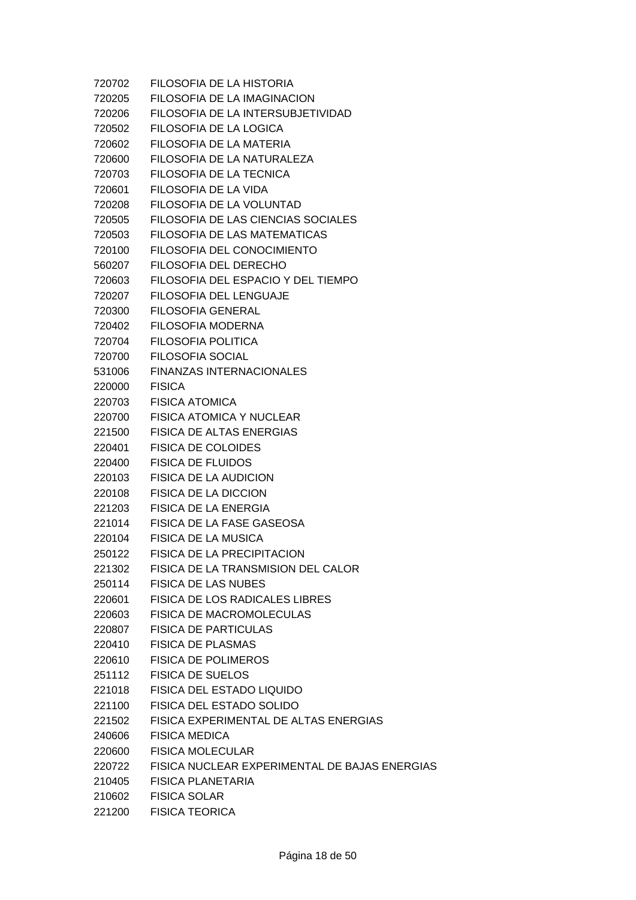| | |
|---|---|
| 720702 | FILOSOFIA DE LA HISTORIA |
| 720205 | FILOSOFIA DE LA IMAGINACION |
| 720206 | FILOSOFIA DE LA INTERSUBJETIVIDAD |
| 720502 | FILOSOFIA DE LA LOGICA |
| 720602 | FILOSOFIA DE LA MATERIA |
| 720600 | FILOSOFIA DE LA NATURALEZA |
| 720703 | FILOSOFIA DE LA TECNICA |
| 720601 | FILOSOFIA DE LA VIDA |
| 720208 | FILOSOFIA DE LA VOLUNTAD |
| 720505 | FILOSOFIA DE LAS CIENCIAS SOCIALES |
| 720503 | FILOSOFIA DE LAS MATEMATICAS |
| 720100 | FILOSOFIA DEL CONOCIMIENTO |
| 560207 | FILOSOFIA DEL DERECHO |
| 720603 | FILOSOFIA DEL ESPACIO Y DEL TIEMPO |
| 720207 | FILOSOFIA DEL LENGUAJE |
| 720300 | FILOSOFIA GENERAL |
| 720402 | FILOSOFIA MODERNA |
| 720704 | FILOSOFIA POLITICA |
| 720700 | FILOSOFIA SOCIAL |
| 531006 | FINANZAS INTERNACIONALES |
| 220000 | FISICA |
| 220703 | FISICA ATOMICA |
| 220700 | FISICA ATOMICA Y NUCLEAR |
| 221500 | FISICA DE ALTAS ENERGIAS |
| 220401 | FISICA DE COLOIDES |
| 220400 | FISICA DE FLUIDOS |
| 220103 | FISICA DE LA AUDICION |
| 220108 | FISICA DE LA DICCION |
| 221203 | FISICA DE LA ENERGIA |
| 221014 | FISICA DE LA FASE GASEOSA |
| 220104 | FISICA DE LA MUSICA |
| 250122 | FISICA DE LA PRECIPITACION |
| 221302 | FISICA DE LA TRANSMISION DEL CALOR |
| 250114 | FISICA DE LAS NUBES |
| 220601 | FISICA DE LOS RADICALES LIBRES |
| 220603 | FISICA DE MACROMOLECULAS |
| 220807 | FISICA DE PARTICULAS |
| 220410 | FISICA DE PLASMAS |
| 220610 | FISICA DE POLIMEROS |
| 251112 | FISICA DE SUELOS |
| 221018 | FISICA DEL ESTADO LIQUIDO |
| 221100 | FISICA DEL ESTADO SOLIDO |
| 221502 | FISICA EXPERIMENTAL DE ALTAS ENERGIAS |
| 240606 | FISICA MEDICA |
| 220600 | FISICA MOLECULAR |
| 220722 | FISICA NUCLEAR EXPERIMENTAL DE BAJAS ENERGIAS |
| 210405 | FISICA PLANETARIA |
| 210602 | FISICA SOLAR |
| 221200 | FISICA TEORICA |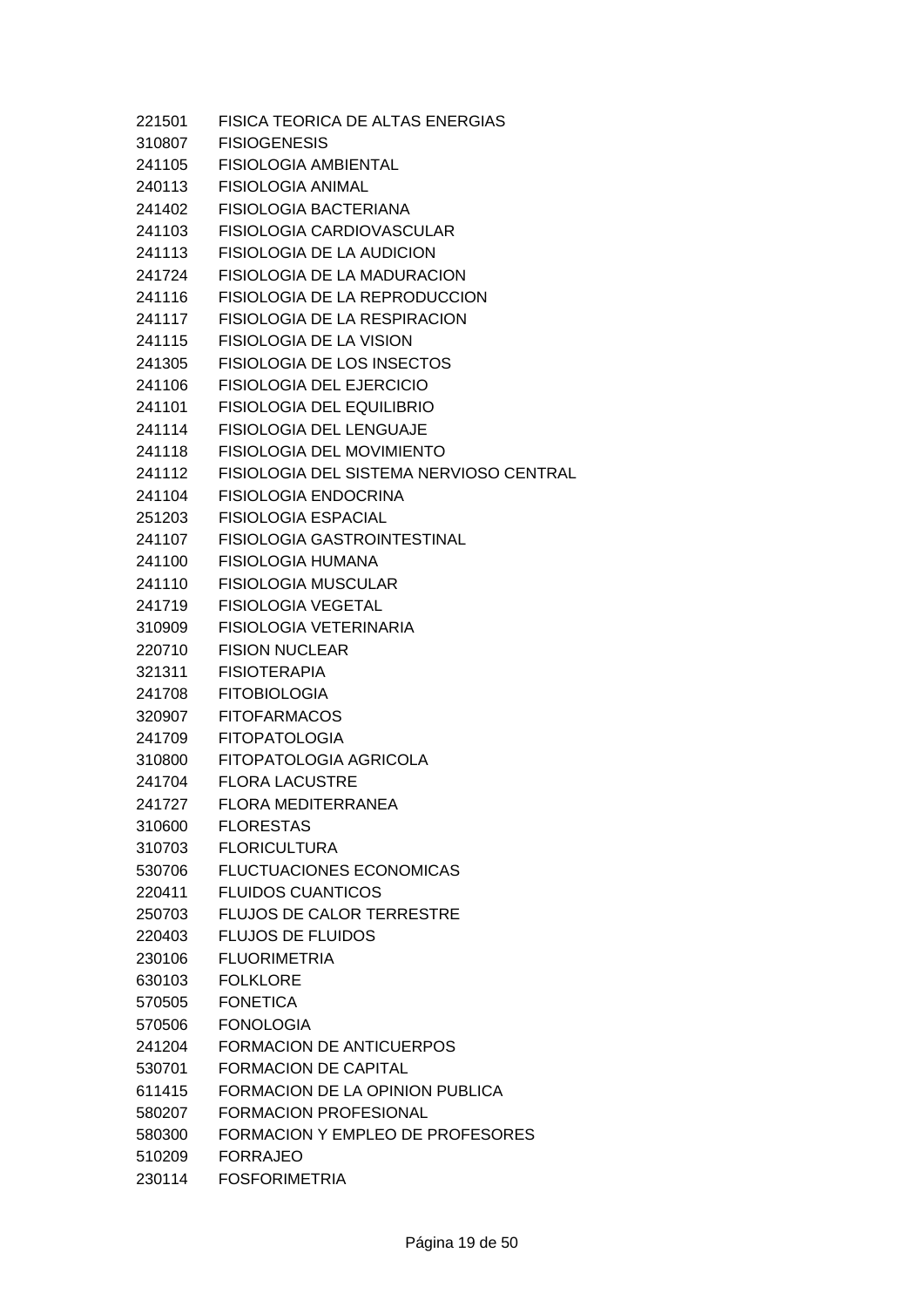221501 FISICA TEORICA DE ALTAS ENERGIAS
310807 FISIOGENESIS
241105 FISIOLOGIA AMBIENTAL
240113 FISIOLOGIA ANIMAL
241402 FISIOLOGIA BACTERIANA
241103 FISIOLOGIA CARDIOVASCULAR
241113 FISIOLOGIA DE LA AUDICION
241724 FISIOLOGIA DE LA MADURACION
241116 FISIOLOGIA DE LA REPRODUCCION
241117 FISIOLOGIA DE LA RESPIRACION
241115 FISIOLOGIA DE LA VISION
241305 FISIOLOGIA DE LOS INSECTOS
241106 FISIOLOGIA DEL EJERCICIO
241101 FISIOLOGIA DEL EQUILIBRIO
241114 FISIOLOGIA DEL LENGUAJE
241118 FISIOLOGIA DEL MOVIMIENTO
241112 FISIOLOGIA DEL SISTEMA NERVIOSO CENTRAL
241104 FISIOLOGIA ENDOCRINA
251203 FISIOLOGIA ESPACIAL
241107 FISIOLOGIA GASTROINTESTINAL
241100 FISIOLOGIA HUMANA
241110 FISIOLOGIA MUSCULAR
241719 FISIOLOGIA VEGETAL
310909 FISIOLOGIA VETERINARIA
220710 FISION NUCLEAR
321311 FISIOTERAPIA
241708 FITOBIOLOGIA
320907 FITOFARMACOS
241709 FITOPATOLOGIA
310800 FITOPATOLOGIA AGRICOLA
241704 FLORA LACUSTRE
241727 FLORA MEDITERRANEA
310600 FLORESTAS
310703 FLORICULTURA
530706 FLUCTUACIONES ECONOMICAS
220411 FLUIDOS CUANTICOS
250703 FLUJOS DE CALOR TERRESTRE
220403 FLUJOS DE FLUIDOS
230106 FLUORIMETRIA
630103 FOLKLORE
570505 FONETICA
570506 FONOLOGIA
241204 FORMACION DE ANTICUERPOS
530701 FORMACION DE CAPITAL
611415 FORMACION DE LA OPINION PUBLICA
580207 FORMACION PROFESIONAL
580300 FORMACION Y EMPLEO DE PROFESORES
510209 FORRAJEO
230114 FOSFORIMETRIA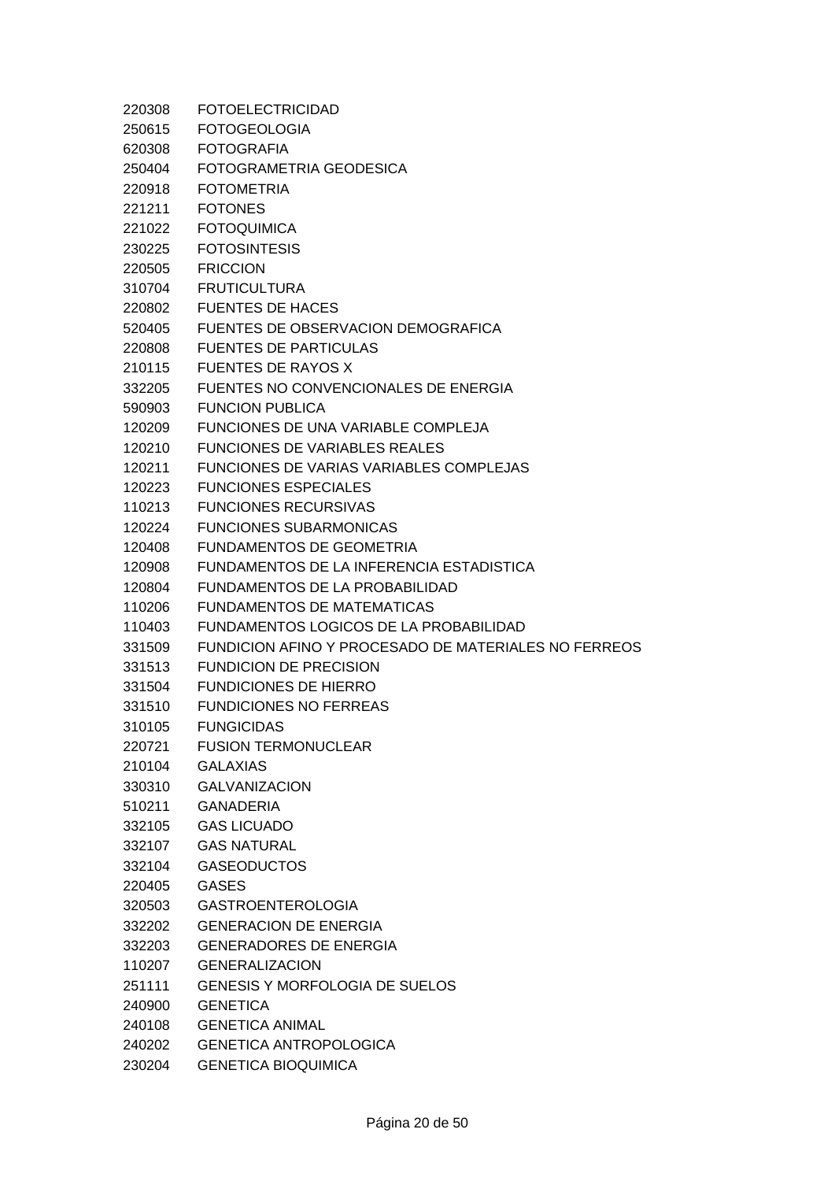220308 FOTOELECTRICIDAD
250615 FOTOGEOLOGIA
620308 FOTOGRAFIA
250404 FOTOGRAMETRIA GEODESICA
220918 FOTOMETRIA
221211 FOTONES
221022 FOTOQUIMICA
230225 FOTOSINTESIS
220505 FRICCION
310704 FRUTICULTURA
220802 FUENTES DE HACES
520405 FUENTES DE OBSERVACION DEMOGRAFICA
220808 FUENTES DE PARTICULAS
210115 FUENTES DE RAYOS X
332205 FUENTES NO CONVENCIONALES DE ENERGIA
590903 FUNCION PUBLICA
120209 FUNCIONES DE UNA VARIABLE COMPLEJA
120210 FUNCIONES DE VARIABLES REALES
120211 FUNCIONES DE VARIAS VARIABLES COMPLEJAS
120223 FUNCIONES ESPECIALES
110213 FUNCIONES RECURSIVAS
120224 FUNCIONES SUBARMONICAS
120408 FUNDAMENTOS DE GEOMETRIA
120908 FUNDAMENTOS DE LA INFERENCIA ESTADISTICA
120804 FUNDAMENTOS DE LA PROBABILIDAD
110206 FUNDAMENTOS DE MATEMATICAS
110403 FUNDAMENTOS LOGICOS DE LA PROBABILIDAD
331509 FUNDICION AFINO Y PROCESADO DE MATERIALES NO FERREOS
331513 FUNDICION DE PRECISION
331504 FUNDICIONES DE HIERRO
331510 FUNDICIONES NO FERREAS
310105 FUNGICIDAS
220721 FUSION TERMONUCLEAR
210104 GALAXIAS
330310 GALVANIZACION
510211 GANADERIA
332105 GAS LICUADO
332107 GAS NATURAL
332104 GASEODUCTOS
220405 GASES
320503 GASTROENTEROLOGIA
332202 GENERACION DE ENERGIA
332203 GENERADORES DE ENERGIA
110207 GENERALIZACION
251111 GENESIS Y MORFOLOGIA DE SUELOS
240900 GENETICA
240108 GENETICA ANIMAL
240202 GENETICA ANTROPOLOGICA
230204 GENETICA BIOQUIMICA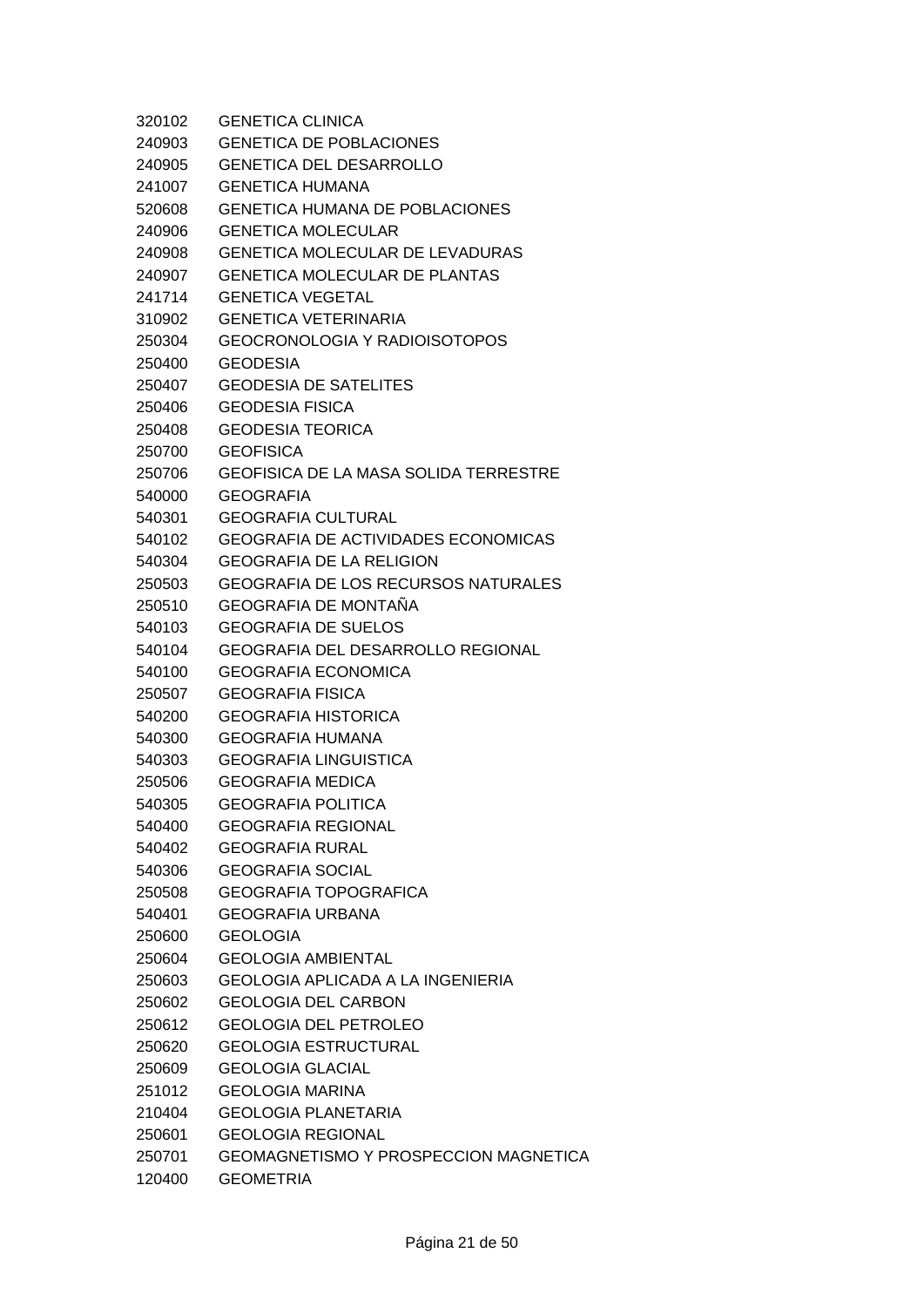| | |
|---|---|
| 320102 | GENETICA CLINICA |
| 240903 | GENETICA DE POBLACIONES |
| 240905 | GENETICA DEL DESARROLLO |
| 241007 | GENETICA HUMANA |
| 520608 | GENETICA HUMANA DE POBLACIONES |
| 240906 | GENETICA MOLECULAR |
| 240908 | GENETICA MOLECULAR DE LEVADURAS |
| 240907 | GENETICA MOLECULAR DE PLANTAS |
| 241714 | GENETICA VEGETAL |
| 310902 | GENETICA VETERINARIA |
| 250304 | GEOCRONOLOGIA Y RADIOISOTOPOS |
| 250400 | GEODESIA |
| 250407 | GEODESIA DE SATELITES |
| 250406 | GEODESIA FISICA |
| 250408 | GEODESIA TEORICA |
| 250700 | GEOFISICA |
| 250706 | GEOFISICA DE LA MASA SOLIDA TERRESTRE |
| 540000 | GEOGRAFIA |
| 540301 | GEOGRAFIA CULTURAL |
| 540102 | GEOGRAFIA DE ACTIVIDADES ECONOMICAS |
| 540304 | GEOGRAFIA DE LA RELIGION |
| 250503 | GEOGRAFIA DE LOS RECURSOS NATURALES |
| 250510 | GEOGRAFIA DE MONTAÑA |
| 540103 | GEOGRAFIA DE SUELOS |
| 540104 | GEOGRAFIA DEL DESARROLLO REGIONAL |
| 540100 | GEOGRAFIA ECONOMICA |
| 250507 | GEOGRAFIA FISICA |
| 540200 | GEOGRAFIA HISTORICA |
| 540300 | GEOGRAFIA HUMANA |
| 540303 | GEOGRAFIA LINGUISTICA |
| 250506 | GEOGRAFIA MEDICA |
| 540305 | GEOGRAFIA POLITICA |
| 540400 | GEOGRAFIA REGIONAL |
| 540402 | GEOGRAFIA RURAL |
| 540306 | GEOGRAFIA SOCIAL |
| 250508 | GEOGRAFIA TOPOGRAFICA |
| 540401 | GEOGRAFIA URBANA |
| 250600 | GEOLOGIA |
| 250604 | GEOLOGIA AMBIENTAL |
| 250603 | GEOLOGIA APLICADA A LA INGENIERIA |
| 250602 | GEOLOGIA DEL CARBON |
| 250612 | GEOLOGIA DEL PETROLEO |
| 250620 | GEOLOGIA ESTRUCTURAL |
| 250609 | GEOLOGIA GLACIAL |
| 251012 | GEOLOGIA MARINA |
| 210404 | GEOLOGIA PLANETARIA |
| 250601 | GEOLOGIA REGIONAL |
| 250701 | GEOMAGNETISMO Y PROSPECCION MAGNETICA |
| 120400 | GEOMETRIA |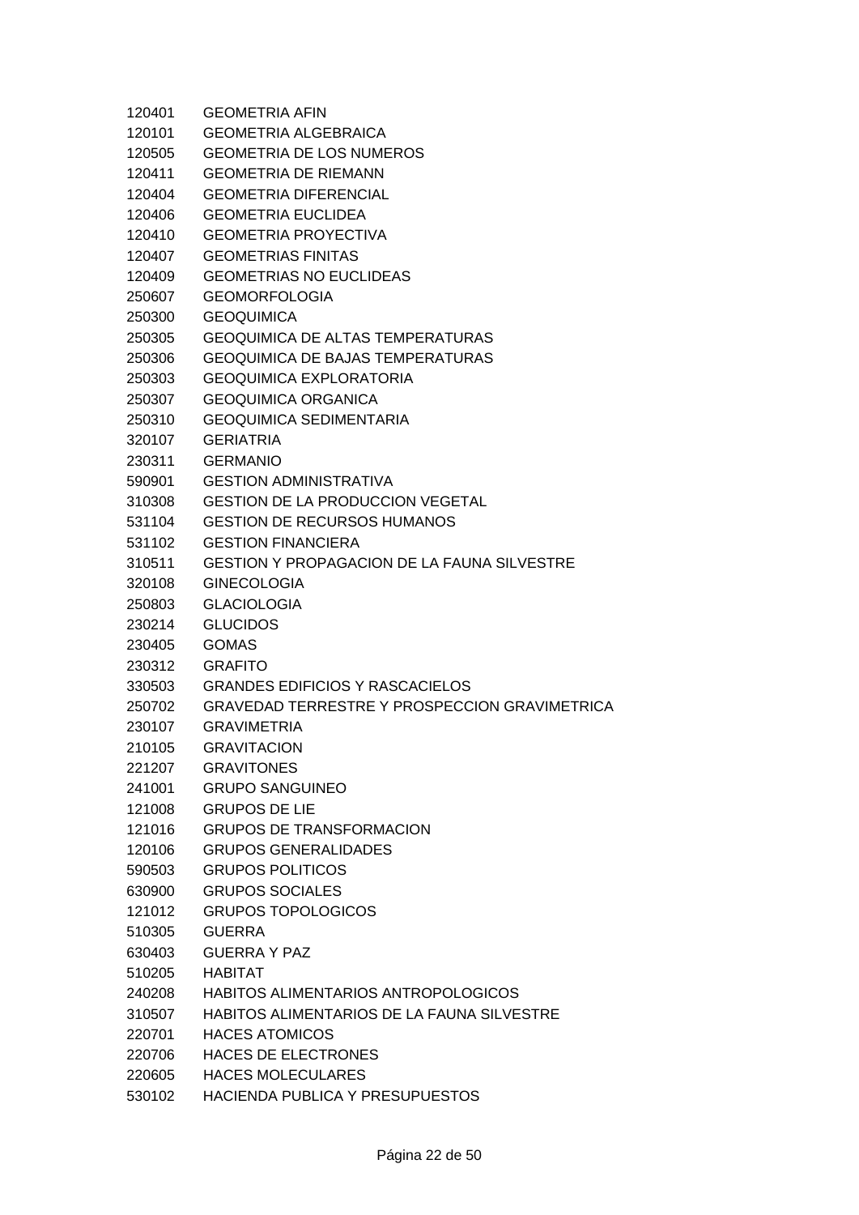| | |
|---|---|
| 120401 | GEOMETRIA AFIN |
| 120101 | GEOMETRIA ALGEBRAICA |
| 120505 | GEOMETRIA DE LOS NUMEROS |
| 120411 | GEOMETRIA DE RIEMANN |
| 120404 | GEOMETRIA DIFERENCIAL |
| 120406 | GEOMETRIA EUCLIDEA |
| 120410 | GEOMETRIA PROYECTIVA |
| 120407 | GEOMETRIAS FINITAS |
| 120409 | GEOMETRIAS NO EUCLIDEAS |
| 250607 | GEOMORFOLOGIA |
| 250300 | GEOQUIMICA |
| 250305 | GEOQUIMICA DE ALTAS TEMPERATURAS |
| 250306 | GEOQUIMICA DE BAJAS TEMPERATURAS |
| 250303 | GEOQUIMICA EXPLORATORIA |
| 250307 | GEOQUIMICA ORGANICA |
| 250310 | GEOQUIMICA SEDIMENTARIA |
| 320107 | GERIATRIA |
| 230311 | GERMANIO |
| 590901 | GESTION ADMINISTRATIVA |
| 310308 | GESTION DE LA PRODUCCION VEGETAL |
| 531104 | GESTION DE RECURSOS HUMANOS |
| 531102 | GESTION FINANCIERA |
| 310511 | GESTION Y PROPAGACION DE LA FAUNA SILVESTRE |
| 320108 | GINECOLOGIA |
| 250803 | GLACIOLOGIA |
| 230214 | GLUCIDOS |
| 230405 | GOMAS |
| 230312 | GRAFITO |
| 330503 | GRANDES EDIFICIOS Y RASCACIELOS |
| 250702 | GRAVEDAD TERRESTRE Y PROSPECCION GRAVIMETRICA |
| 230107 | GRAVIMETRIA |
| 210105 | GRAVITACION |
| 221207 | GRAVITONES |
| 241001 | GRUPO SANGUINEO |
| 121008 | GRUPOS DE LIE |
| 121016 | GRUPOS DE TRANSFORMACION |
| 120106 | GRUPOS GENERALIDADES |
| 590503 | GRUPOS POLITICOS |
| 630900 | GRUPOS SOCIALES |
| 121012 | GRUPOS TOPOLOGICOS |
| 510305 | GUERRA |
| 630403 | GUERRA Y PAZ |
| 510205 | HABITAT |
| 240208 | HABITOS ALIMENTARIOS ANTROPOLOGICOS |
| 310507 | HABITOS ALIMENTARIOS DE LA FAUNA SILVESTRE |
| 220701 | HACES ATOMICOS |
| 220706 | HACES DE ELECTRONES |
| 220605 | HACES MOLECULARES |
| 530102 | HACIENDA PUBLICA Y PRESUPUESTOS |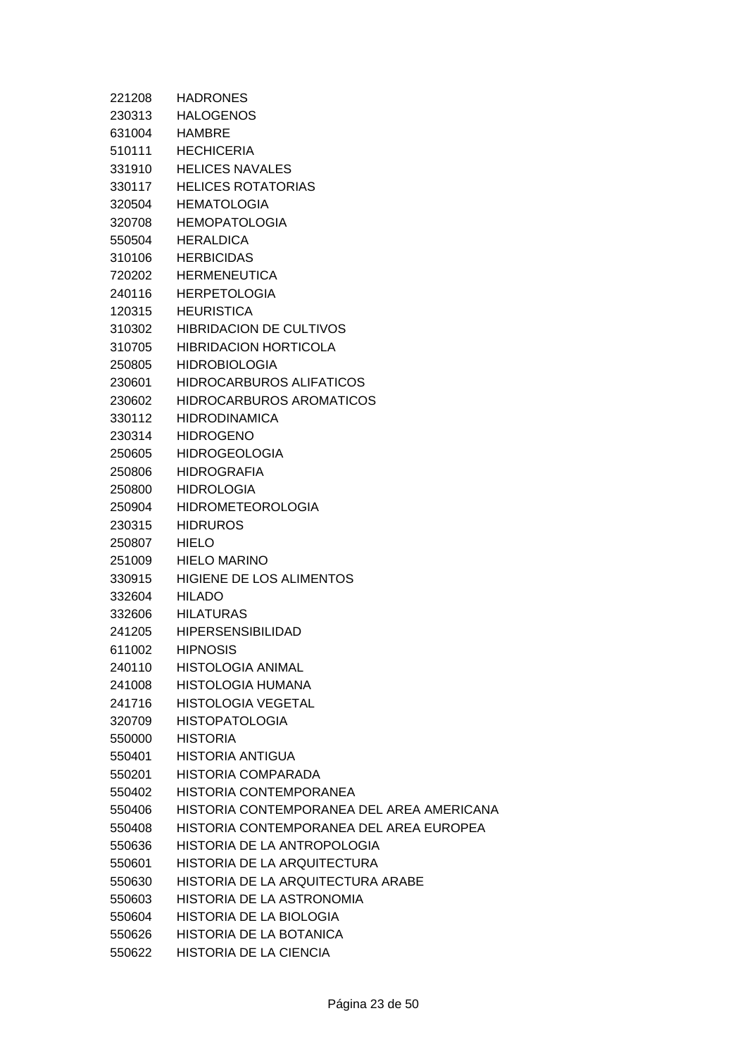| | |
|---|---|
| 221208 | HADRONES |
| 230313 | HALOGENOS |
| 631004 | HAMBRE |
| 510111 | HECHICERIA |
| 331910 | HELICES NAVALES |
| 330117 | HELICES ROTATORIAS |
| 320504 | HEMATOLOGIA |
| 320708 | HEMOPATOLOGIA |
| 550504 | HERALDICA |
| 310106 | HERBICIDAS |
| 720202 | HERMENEUTICA |
| 240116 | HERPETOLOGIA |
| 120315 | HEURISTICA |
| 310302 | HIBRIDACION DE CULTIVOS |
| 310705 | HIBRIDACION HORTICOLA |
| 250805 | HIDROBIOLOGIA |
| 230601 | HIDROCARBUROS ALIFATICOS |
| 230602 | HIDROCARBUROS AROMATICOS |
| 330112 | HIDRODINAMICA |
| 230314 | HIDROGENO |
| 250605 | HIDROGEOLOGIA |
| 250806 | HIDROGRAFIA |
| 250800 | HIDROLOGIA |
| 250904 | HIDROMETEOROLOGIA |
| 230315 | HIDRUROS |
| 250807 | HIELO |
| 251009 | HIELO MARINO |
| 330915 | HIGIENE DE LOS ALIMENTOS |
| 332604 | HILADO |
| 332606 | HILATURAS |
| 241205 | HIPERSENSIBILIDAD |
| 611002 | HIPNOSIS |
| 240110 | HISTOLOGIA ANIMAL |
| 241008 | HISTOLOGIA HUMANA |
| 241716 | HISTOLOGIA VEGETAL |
| 320709 | HISTOPATOLOGIA |
| 550000 | HISTORIA |
| 550401 | HISTORIA ANTIGUA |
| 550201 | HISTORIA COMPARADA |
| 550402 | HISTORIA CONTEMPORANEA |
| 550406 | HISTORIA CONTEMPORANEA DEL AREA AMERICANA |
| 550408 | HISTORIA CONTEMPORANEA DEL AREA EUROPEA |
| 550636 | HISTORIA DE LA ANTROPOLOGIA |
| 550601 | HISTORIA DE LA ARQUITECTURA |
| 550630 | HISTORIA DE LA ARQUITECTURA ARABE |
| 550603 | HISTORIA DE LA ASTRONOMIA |
| 550604 | HISTORIA DE LA BIOLOGIA |
| 550626 | HISTORIA DE LA BOTANICA |
| 550622 | HISTORIA DE LA CIENCIA |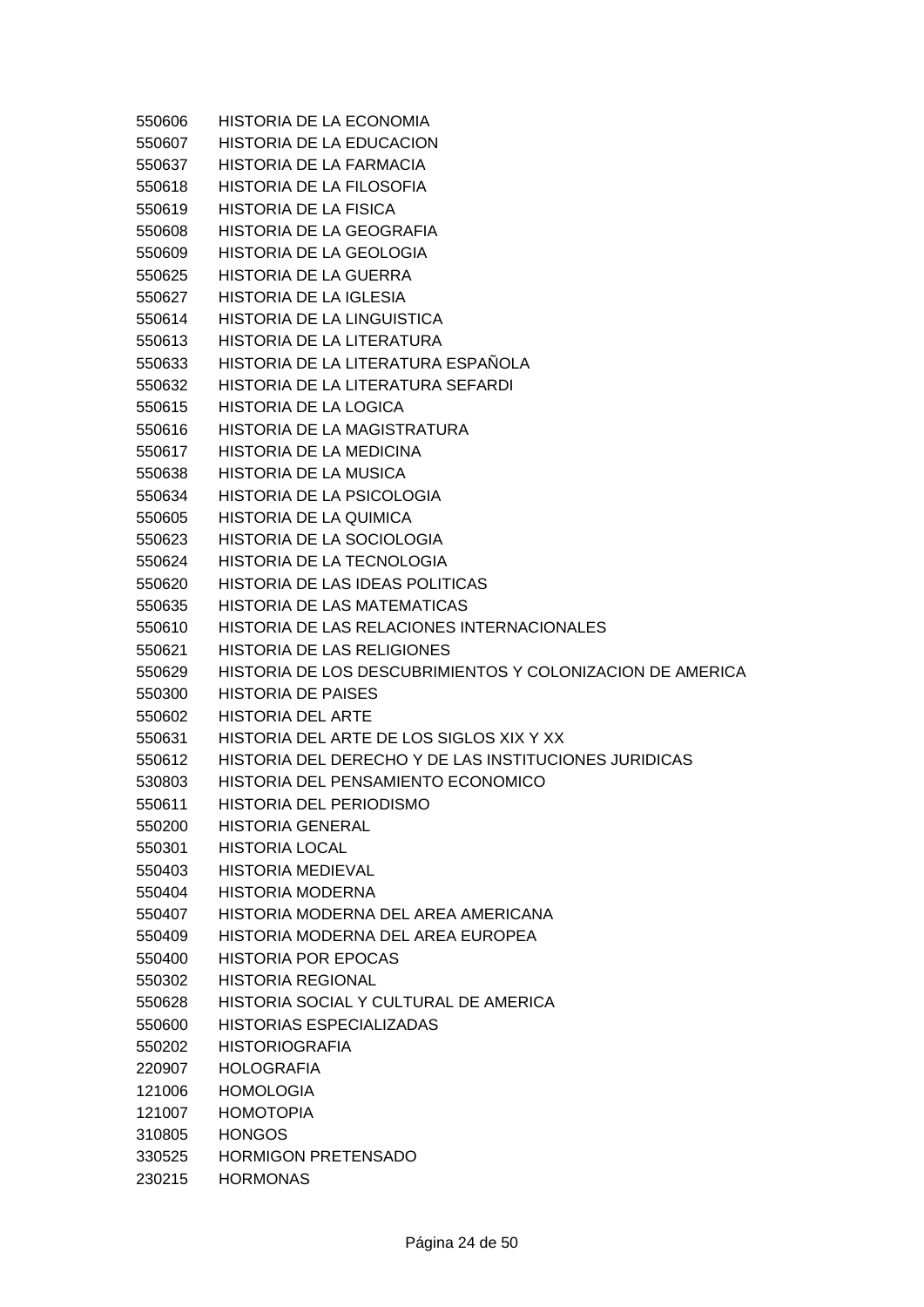550606 HISTORIA DE LA ECONOMIA
550607 HISTORIA DE LA EDUCACION
550637 HISTORIA DE LA FARMACIA
550618 HISTORIA DE LA FILOSOFIA
550619 HISTORIA DE LA FISICA
550608 HISTORIA DE LA GEOGRAFIA
550609 HISTORIA DE LA GEOLOGIA
550625 HISTORIA DE LA GUERRA
550627 HISTORIA DE LA IGLESIA
550614 HISTORIA DE LA LINGUISTICA
550613 HISTORIA DE LA LITERATURA
550633 HISTORIA DE LA LITERATURA ESPAÑOLA
550632 HISTORIA DE LA LITERATURA SEFARDI
550615 HISTORIA DE LA LOGICA
550616 HISTORIA DE LA MAGISTRATURA
550617 HISTORIA DE LA MEDICINA
550638 HISTORIA DE LA MUSICA
550634 HISTORIA DE LA PSICOLOGIA
550605 HISTORIA DE LA QUIMICA
550623 HISTORIA DE LA SOCIOLOGIA
550624 HISTORIA DE LA TECNOLOGIA
550620 HISTORIA DE LAS IDEAS POLITICAS
550635 HISTORIA DE LAS MATEMATICAS
550610 HISTORIA DE LAS RELACIONES INTERNACIONALES
550621 HISTORIA DE LAS RELIGIONES
550629 HISTORIA DE LOS DESCUBRIMIENTOS Y COLONIZACION DE AMERICA
550300 HISTORIA DE PAISES
550602 HISTORIA DEL ARTE
550631 HISTORIA DEL ARTE DE LOS SIGLOS XIX Y XX
550612 HISTORIA DEL DERECHO Y DE LAS INSTITUCIONES JURIDICAS
530803 HISTORIA DEL PENSAMIENTO ECONOMICO
550611 HISTORIA DEL PERIODISMO
550200 HISTORIA GENERAL
550301 HISTORIA LOCAL
550403 HISTORIA MEDIEVAL
550404 HISTORIA MODERNA
550407 HISTORIA MODERNA DEL AREA AMERICANA
550409 HISTORIA MODERNA DEL AREA EUROPEA
550400 HISTORIA POR EPOCAS
550302 HISTORIA REGIONAL
550628 HISTORIA SOCIAL Y CULTURAL DE AMERICA
550600 HISTORIAS ESPECIALIZADAS
550202 HISTORIOGRAFIA
220907 HOLOGRAFIA
121006 HOMOLOGIA
121007 HOMOTOPIA
310805 HONGOS
330525 HORMIGON PRETENSADO
230215 HORMONAS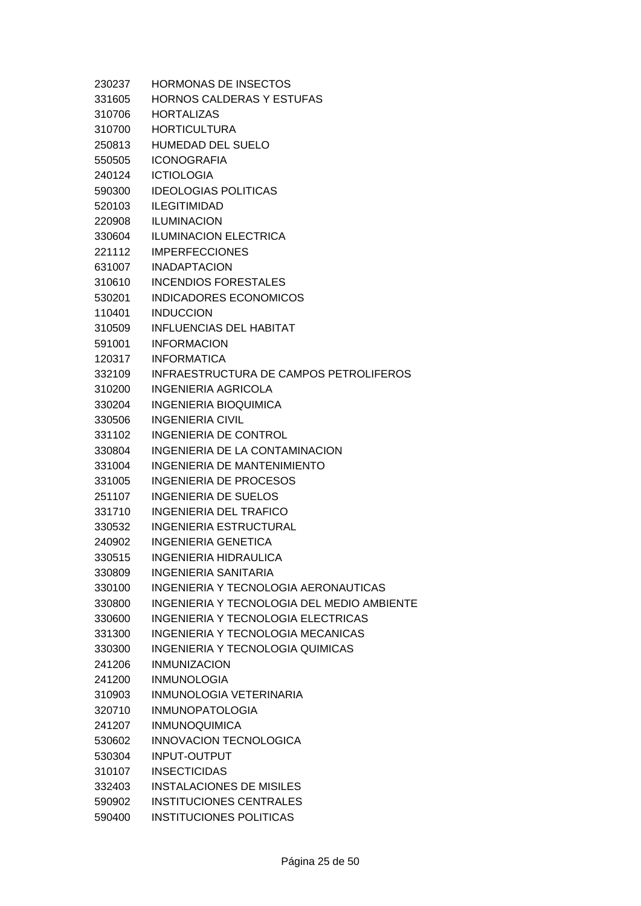230237 HORMONAS DE INSECTOS
331605 HORNOS CALDERAS Y ESTUFAS
310706 HORTALIZAS
310700 HORTICULTURA
250813 HUMEDAD DEL SUELO
550505 ICONOGRAFIA
240124 ICTIOLOGIA
590300 IDEOLOGIAS POLITICAS
520103 ILEGITIMIDAD
220908 ILUMINACION
330604 ILUMINACION ELECTRICA
221112 IMPERFECCIONES
631007 INADAPTACION
310610 INCENDIOS FORESTALES
530201 INDICADORES ECONOMICOS
110401 INDUCCION
310509 INFLUENCIAS DEL HABITAT
591001 INFORMACION
120317 INFORMATICA
332109 INFRAESTRUCTURA DE CAMPOS PETROLIFEROS
310200 INGENIERIA AGRICOLA
330204 INGENIERIA BIOQUIMICA
330506 INGENIERIA CIVIL
331102 INGENIERIA DE CONTROL
330804 INGENIERIA DE LA CONTAMINACION
331004 INGENIERIA DE MANTENIMIENTO
331005 INGENIERIA DE PROCESOS
251107 INGENIERIA DE SUELOS
331710 INGENIERIA DEL TRAFICO
330532 INGENIERIA ESTRUCTURAL
240902 INGENIERIA GENETICA
330515 INGENIERIA HIDRAULICA
330809 INGENIERIA SANITARIA
330100 INGENIERIA Y TECNOLOGIA AERONAUTICAS
330800 INGENIERIA Y TECNOLOGIA DEL MEDIO AMBIENTE
330600 INGENIERIA Y TECNOLOGIA ELECTRICAS
331300 INGENIERIA Y TECNOLOGIA MECANICAS
330300 INGENIERIA Y TECNOLOGIA QUIMICAS
241206 INMUNIZACION
241200 INMUNOLOGIA
310903 INMUNOLOGIA VETERINARIA
320710 INMUNOPATOLOGIA
241207 INMUNOQUIMICA
530602 INNOVACION TECNOLOGICA
530304 INPUT-OUTPUT
310107 INSECTICIDAS
332403 INSTALACIONES DE MISILES
590902 INSTITUCIONES CENTRALES
590400 INSTITUCIONES POLITICAS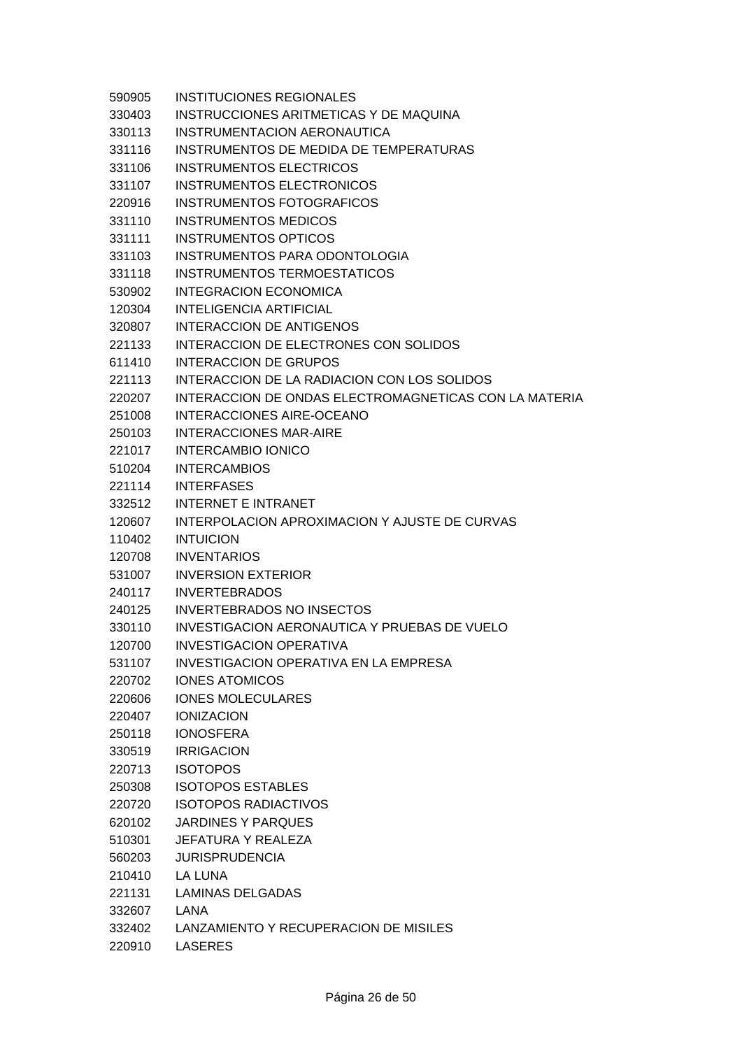590905 INSTITUCIONES REGIONALES
330403 INSTRUCCIONES ARITMETICAS Y DE MAQUINA
330113 INSTRUMENTACION AERONAUTICA
331116 INSTRUMENTOS DE MEDIDA DE TEMPERATURAS
331106 INSTRUMENTOS ELECTRICOS
331107 INSTRUMENTOS ELECTRONICOS
220916 INSTRUMENTOS FOTOGRAFICOS
331110 INSTRUMENTOS MEDICOS
331111 INSTRUMENTOS OPTICOS
331103 INSTRUMENTOS PARA ODONTOLOGIA
331118 INSTRUMENTOS TERMOESTATICOS
530902 INTEGRACION ECONOMICA
120304 INTELIGENCIA ARTIFICIAL
320807 INTERACCION DE ANTIGENOS
221133 INTERACCION DE ELECTRONES CON SOLIDOS
611410 INTERACCION DE GRUPOS
221113 INTERACCION DE LA RADIACION CON LOS SOLIDOS
220207 INTERACCION DE ONDAS ELECTROMAGNETICAS CON LA MATERIA
251008 INTERACCIONES AIRE-OCEANO
250103 INTERACCIONES MAR-AIRE
221017 INTERCAMBIO IONICO
510204 INTERCAMBIOS
221114 INTERFASES
332512 INTERNET E INTRANET
120607 INTERPOLACION APROXIMACION Y AJUSTE DE CURVAS
110402 INTUICION
120708 INVENTARIOS
531007 INVERSION EXTERIOR
240117 INVERTEBRADOS
240125 INVERTEBRADOS NO INSECTOS
330110 INVESTIGACION AERONAUTICA Y PRUEBAS DE VUELO
120700 INVESTIGACION OPERATIVA
531107 INVESTIGACION OPERATIVA EN LA EMPRESA
220702 IONES ATOMICOS
220606 IONES MOLECULARES
220407 IONIZACION
250118 IONOSFERA
330519 IRRIGACION
220713 ISOTOPOS
250308 ISOTOPOS ESTABLES
220720 ISOTOPOS RADIACTIVOS
620102 JARDINES Y PARQUES
510301 JEFATURA Y REALEZA
560203 JURISPRUDENCIA
210410 LA LUNA
221131 LAMINAS DELGADAS
332607 LANA
332402 LANZAMIENTO Y RECUPERACION DE MISILES
220910 LASERES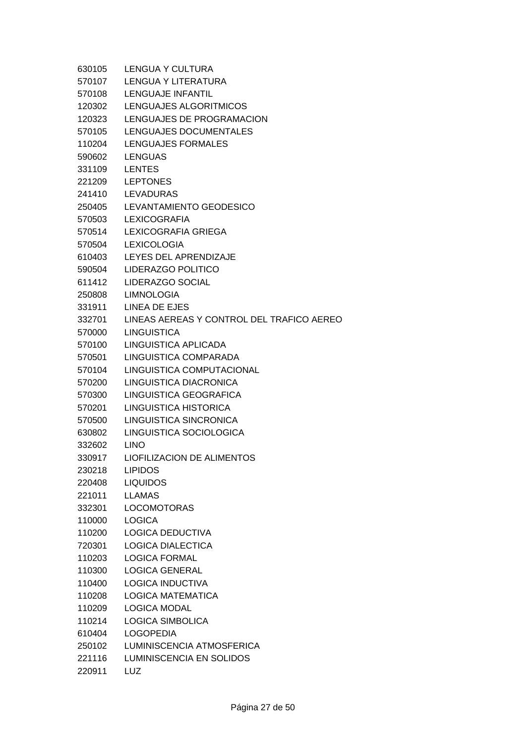630105 LENGUA Y CULTURA
570107 LENGUA Y LITERATURA
570108 LENGUAJE INFANTIL
120302 LENGUAJES ALGORITMICOS
120323 LENGUAJES DE PROGRAMACION
570105 LENGUAJES DOCUMENTALES
110204 LENGUAJES FORMALES
590602 LENGUAS
331109 LENTES
221209 LEPTONES
241410 LEVADURAS
250405 LEVANTAMIENTO GEODESICO
570503 LEXICOGRAFIA
570514 LEXICOGRAFIA GRIEGA
570504 LEXICOLOGIA
610403 LEYES DEL APRENDIZAJE
590504 LIDERAZGO POLITICO
611412 LIDERAZGO SOCIAL
250808 LIMNOLOGIA
331911 LINEA DE EJES
332701 LINEAS AEREAS Y CONTROL DEL TRAFICO AEREO
570000 LINGUISTICA
570100 LINGUISTICA APLICADA
570501 LINGUISTICA COMPARADA
570104 LINGUISTICA COMPUTACIONAL
570200 LINGUISTICA DIACRONICA
570300 LINGUISTICA GEOGRAFICA
570201 LINGUISTICA HISTORICA
570500 LINGUISTICA SINCRONICA
630802 LINGUISTICA SOCIOLOGICA
332602 LINO
330917 LIOFILIZACION DE ALIMENTOS
230218 LIPIDOS
220408 LIQUIDOS
221011 LLAMAS
332301 LOCOMOTORAS
110000 LOGICA
110200 LOGICA DEDUCTIVA
720301 LOGICA DIALECTICA
110203 LOGICA FORMAL
110300 LOGICA GENERAL
110400 LOGICA INDUCTIVA
110208 LOGICA MATEMATICA
110209 LOGICA MODAL
110214 LOGICA SIMBOLICA
610404 LOGOPEDIA
250102 LUMINISCENCIA ATMOSFERICA
221116 LUMINISCENCIA EN SOLIDOS
220911 LUZ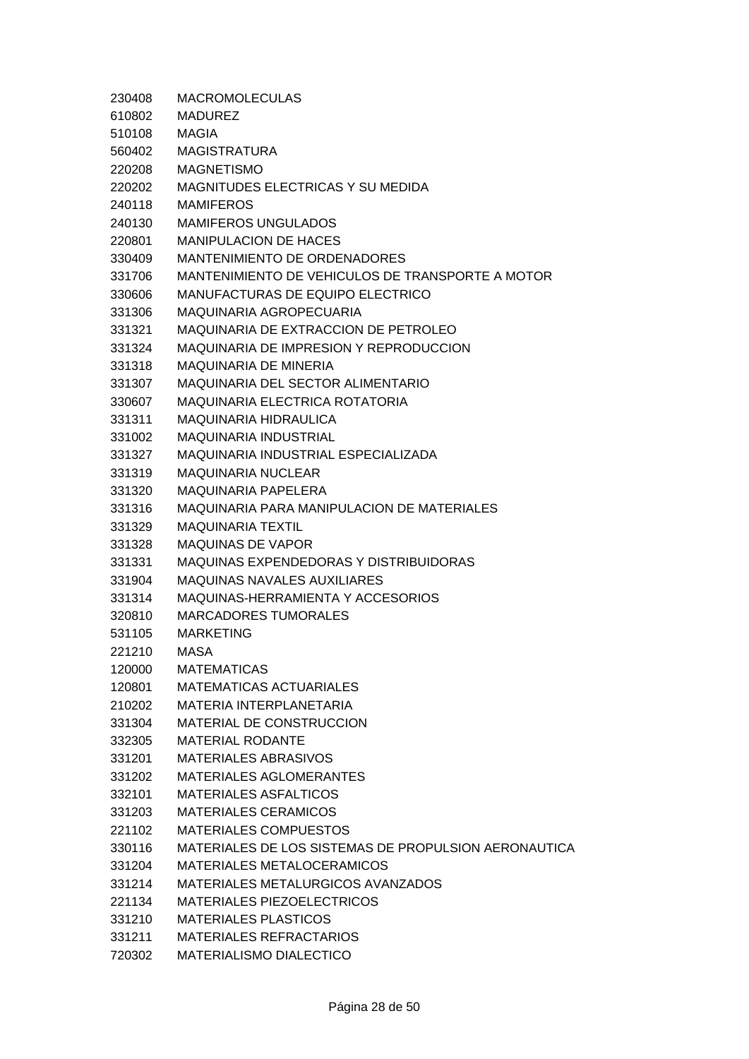| | |
|---|---|
| 230408 | MACROMOLECULAS |
| 610802 | MADUREZ |
| 510108 | MAGIA |
| 560402 | MAGISTRATURA |
| 220208 | MAGNETISMO |
| 220202 | MAGNITUDES ELECTRICAS Y SU MEDIDA |
| 240118 | MAMIFEROS |
| 240130 | MAMIFEROS UNGULADOS |
| 220801 | MANIPULACION DE HACES |
| 330409 | MANTENIMIENTO DE ORDENADORES |
| 331706 | MANTENIMIENTO DE VEHICULOS DE TRANSPORTE A MOTOR |
| 330606 | MANUFACTURAS DE EQUIPO ELECTRICO |
| 331306 | MAQUINARIA AGROPECUARIA |
| 331321 | MAQUINARIA DE EXTRACCION DE PETROLEO |
| 331324 | MAQUINARIA DE IMPRESION Y REPRODUCCION |
| 331318 | MAQUINARIA DE MINERIA |
| 331307 | MAQUINARIA DEL SECTOR ALIMENTARIO |
| 330607 | MAQUINARIA ELECTRICA ROTATORIA |
| 331311 | MAQUINARIA HIDRAULICA |
| 331002 | MAQUINARIA INDUSTRIAL |
| 331327 | MAQUINARIA INDUSTRIAL ESPECIALIZADA |
| 331319 | MAQUINARIA NUCLEAR |
| 331320 | MAQUINARIA PAPELERA |
| 331316 | MAQUINARIA PARA MANIPULACION DE MATERIALES |
| 331329 | MAQUINARIA TEXTIL |
| 331328 | MAQUINAS DE VAPOR |
| 331331 | MAQUINAS EXPENDEDORAS Y DISTRIBUIDORAS |
| 331904 | MAQUINAS NAVALES AUXILIARES |
| 331314 | MAQUINAS-HERRAMIENTA Y ACCESORIOS |
| 320810 | MARCADORES TUMORALES |
| 531105 | MARKETING |
| 221210 | MASA |
| 120000 | MATEMATICAS |
| 120801 | MATEMATICAS ACTUARIALES |
| 210202 | MATERIA INTERPLANETARIA |
| 331304 | MATERIAL DE CONSTRUCCION |
| 332305 | MATERIAL RODANTE |
| 331201 | MATERIALES ABRASIVOS |
| 331202 | MATERIALES AGLOMERANTES |
| 332101 | MATERIALES ASFALTICOS |
| 331203 | MATERIALES CERAMICOS |
| 221102 | MATERIALES COMPUESTOS |
| 330116 | MATERIALES DE LOS SISTEMAS DE PROPULSION AERONAUTICA |
| 331204 | MATERIALES METALOCERAMICOS |
| 331214 | MATERIALES METALURGICOS AVANZADOS |
| 221134 | MATERIALES PIEZOELECTRICOS |
| 331210 | MATERIALES PLASTICOS |
| 331211 | MATERIALES REFRACTARIOS |
| 720302 | MATERIALISMO DIALECTICO |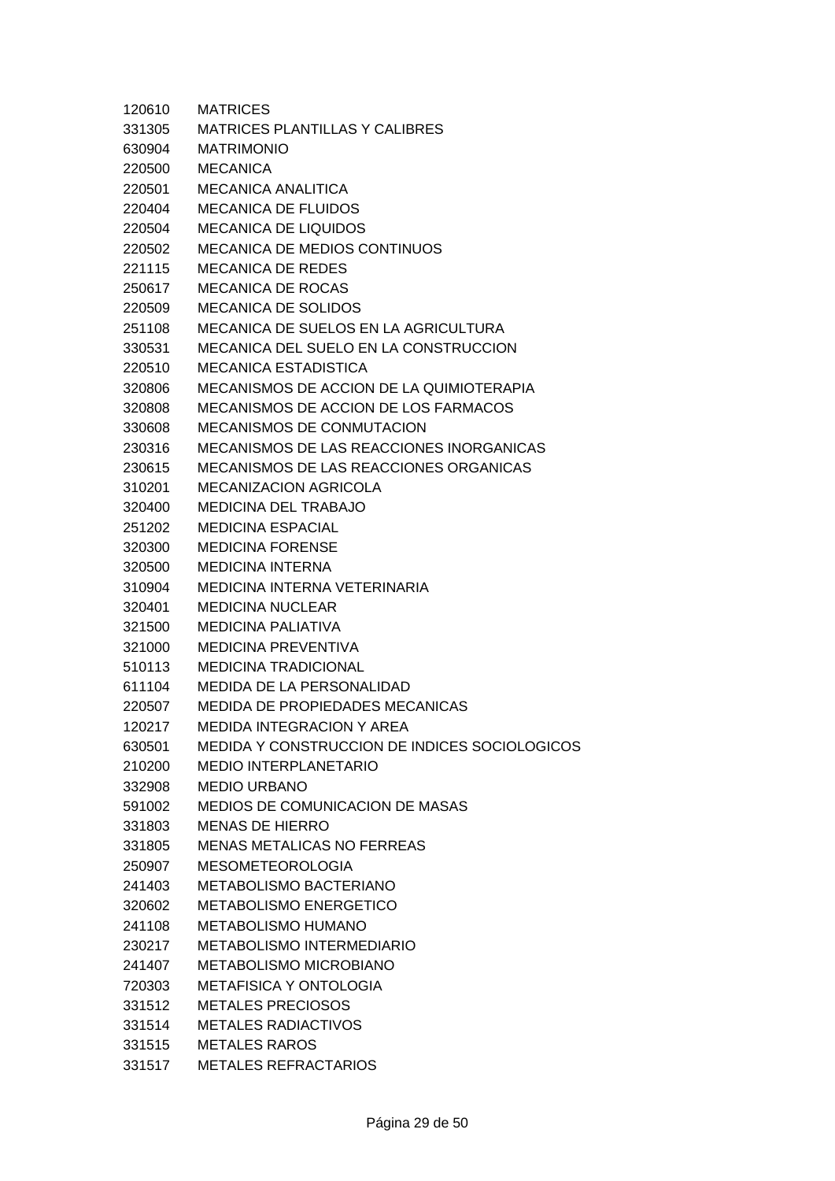| | |
|---|---|
| 120610 | MATRICES |
| 331305 | MATRICES PLANTILLAS Y CALIBRES |
| 630904 | MATRIMONIO |
| 220500 | MECANICA |
| 220501 | MECANICA ANALITICA |
| 220404 | MECANICA DE FLUIDOS |
| 220504 | MECANICA DE LIQUIDOS |
| 220502 | MECANICA DE MEDIOS CONTINUOS |
| 221115 | MECANICA DE REDES |
| 250617 | MECANICA DE ROCAS |
| 220509 | MECANICA DE SOLIDOS |
| 251108 | MECANICA DE SUELOS EN LA AGRICULTURA |
| 330531 | MECANICA DEL SUELO EN LA CONSTRUCCION |
| 220510 | MECANICA ESTADISTICA |
| 320806 | MECANISMOS DE ACCION DE LA QUIMIOTERAPIA |
| 320808 | MECANISMOS DE ACCION DE LOS FARMACOS |
| 330608 | MECANISMOS DE CONMUTACION |
| 230316 | MECANISMOS DE LAS REACCIONES INORGANICAS |
| 230615 | MECANISMOS DE LAS REACCIONES ORGANICAS |
| 310201 | MECANIZACION AGRICOLA |
| 320400 | MEDICINA DEL TRABAJO |
| 251202 | MEDICINA ESPACIAL |
| 320300 | MEDICINA FORENSE |
| 320500 | MEDICINA INTERNA |
| 310904 | MEDICINA INTERNA VETERINARIA |
| 320401 | MEDICINA NUCLEAR |
| 321500 | MEDICINA PALIATIVA |
| 321000 | MEDICINA PREVENTIVA |
| 510113 | MEDICINA TRADICIONAL |
| 611104 | MEDIDA DE LA PERSONALIDAD |
| 220507 | MEDIDA DE PROPIEDADES MECANICAS |
| 120217 | MEDIDA INTEGRACION Y AREA |
| 630501 | MEDIDA Y CONSTRUCCION DE INDICES SOCIOLOGICOS |
| 210200 | MEDIO INTERPLANETARIO |
| 332908 | MEDIO URBANO |
| 591002 | MEDIOS DE COMUNICACION DE MASAS |
| 331803 | MENAS DE HIERRO |
| 331805 | MENAS METALICAS NO FERREAS |
| 250907 | MESOMETEOROLOGIA |
| 241403 | METABOLISMO BACTERIANO |
| 320602 | METABOLISMO ENERGETICO |
| 241108 | METABOLISMO HUMANO |
| 230217 | METABOLISMO INTERMEDIARIO |
| 241407 | METABOLISMO MICROBIANO |
| 720303 | METAFISICA Y ONTOLOGIA |
| 331512 | METALES PRECIOSOS |
| 331514 | METALES RADIACTIVOS |
| 331515 | METALES RAROS |
| 331517 | METALES REFRACTARIOS |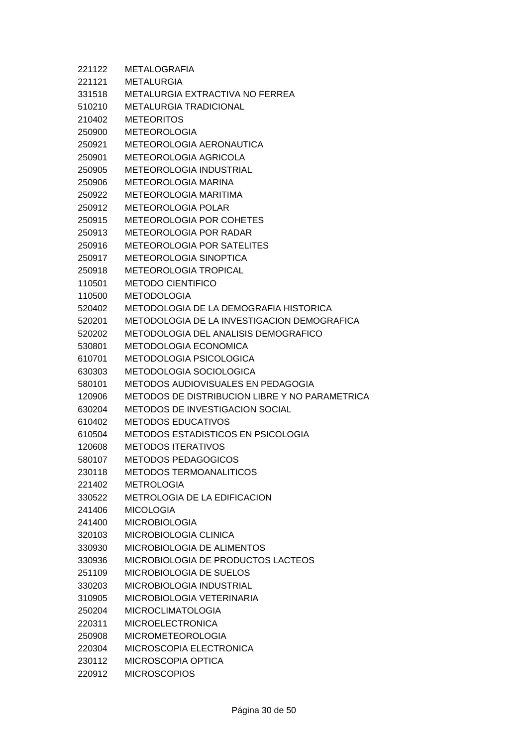221122 METALOGRAFIA
221121 METALURGIA
331518 METALURGIA EXTRACTIVA NO FERREA
510210 METALURGIA TRADICIONAL
210402 METEORITOS
250900 METEOROLOGIA
250921 METEOROLOGIA AERONAUTICA
250901 METEOROLOGIA AGRICOLA
250905 METEOROLOGIA INDUSTRIAL
250906 METEOROLOGIA MARINA
250922 METEOROLOGIA MARITIMA
250912 METEOROLOGIA POLAR
250915 METEOROLOGIA POR COHETES
250913 METEOROLOGIA POR RADAR
250916 METEOROLOGIA POR SATELITES
250917 METEOROLOGIA SINOPTICA
250918 METEOROLOGIA TROPICAL
110501 METODO CIENTIFICO
110500 METODOLOGIA
520402 METODOLOGIA DE LA DEMOGRAFIA HISTORICA
520201 METODOLOGIA DE LA INVESTIGACION DEMOGRAFICA
520202 METODOLOGIA DEL ANALISIS DEMOGRAFICO
530801 METODOLOGIA ECONOMICA
610701 METODOLOGIA PSICOLOGICA
630303 METODOLOGIA SOCIOLOGICA
580101 METODOS AUDIOVISUALES EN PEDAGOGIA
120906 METODOS DE DISTRIBUCION LIBRE Y NO PARAMETRICA
630204 METODOS DE INVESTIGACION SOCIAL
610402 METODOS EDUCATIVOS
610504 METODOS ESTADISTICOS EN PSICOLOGIA
120608 METODOS ITERATIVOS
580107 METODOS PEDAGOGICOS
230118 METODOS TERMOANALITICOS
221402 METROLOGIA
330522 METROLOGIA DE LA EDIFICACION
241406 MICOLOGIA
241400 MICROBIOLOGIA
320103 MICROBIOLOGIA CLINICA
330930 MICROBIOLOGIA DE ALIMENTOS
330936 MICROBIOLOGIA DE PRODUCTOS LACTEOS
251109 MICROBIOLOGIA DE SUELOS
330203 MICROBIOLOGIA INDUSTRIAL
310905 MICROBIOLOGIA VETERINARIA
250204 MICROCLIMATOLOGIA
220311 MICROELECTRONICA
250908 MICROMETEOROLOGIA
220304 MICROSCOPIA ELECTRONICA
230112 MICROSCOPIA OPTICA
220912 MICROSCOPIOS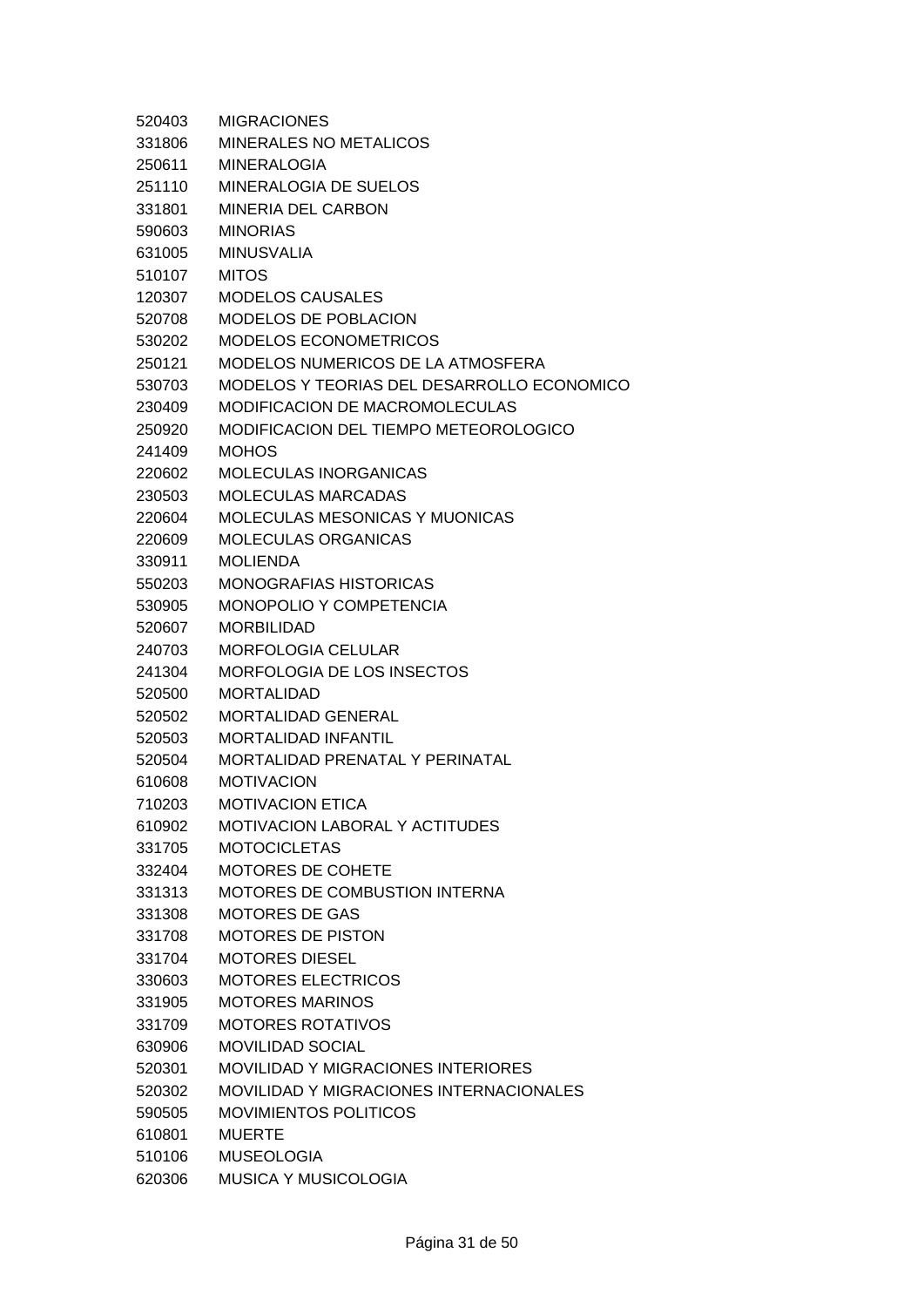| | |
|---|---|
| 520403 | MIGRACIONES |
| 331806 | MINERALES NO METALICOS |
| 250611 | MINERALOGIA |
| 251110 | MINERALOGIA DE SUELOS |
| 331801 | MINERIA DEL CARBON |
| 590603 | MINORIAS |
| 631005 | MINUSVALIA |
| 510107 | MITOS |
| 120307 | MODELOS CAUSALES |
| 520708 | MODELOS DE POBLACION |
| 530202 | MODELOS ECONOMETRICOS |
| 250121 | MODELOS NUMERICOS DE LA ATMOSFERA |
| 530703 | MODELOS Y TEORIAS DEL DESARROLLO ECONOMICO |
| 230409 | MODIFICACION DE MACROMOLECULAS |
| 250920 | MODIFICACION DEL TIEMPO METEOROLOGICO |
| 241409 | MOHOS |
| 220602 | MOLECULAS INORGANICAS |
| 230503 | MOLECULAS MARCADAS |
| 220604 | MOLECULAS MESONICAS Y MUONICAS |
| 220609 | MOLECULAS ORGANICAS |
| 330911 | MOLIENDA |
| 550203 | MONOGRAFIAS HISTORICAS |
| 530905 | MONOPOLIO Y COMPETENCIA |
| 520607 | MORBILIDAD |
| 240703 | MORFOLOGIA CELULAR |
| 241304 | MORFOLOGIA DE LOS INSECTOS |
| 520500 | MORTALIDAD |
| 520502 | MORTALIDAD GENERAL |
| 520503 | MORTALIDAD INFANTIL |
| 520504 | MORTALIDAD PRENATAL Y PERINATAL |
| 610608 | MOTIVACION |
| 710203 | MOTIVACION ETICA |
| 610902 | MOTIVACION LABORAL Y ACTITUDES |
| 331705 | MOTOCICLETAS |
| 332404 | MOTORES DE COHETE |
| 331313 | MOTORES DE COMBUSTION INTERNA |
| 331308 | MOTORES DE GAS |
| 331708 | MOTORES DE PISTON |
| 331704 | MOTORES DIESEL |
| 330603 | MOTORES ELECTRICOS |
| 331905 | MOTORES MARINOS |
| 331709 | MOTORES ROTATIVOS |
| 630906 | MOVILIDAD SOCIAL |
| 520301 | MOVILIDAD Y MIGRACIONES INTERIORES |
| 520302 | MOVILIDAD Y MIGRACIONES INTERNACIONALES |
| 590505 | MOVIMIENTOS POLITICOS |
| 610801 | MUERTE |
| 510106 | MUSEOLOGIA |
| 620306 | MUSICA Y MUSICOLOGIA |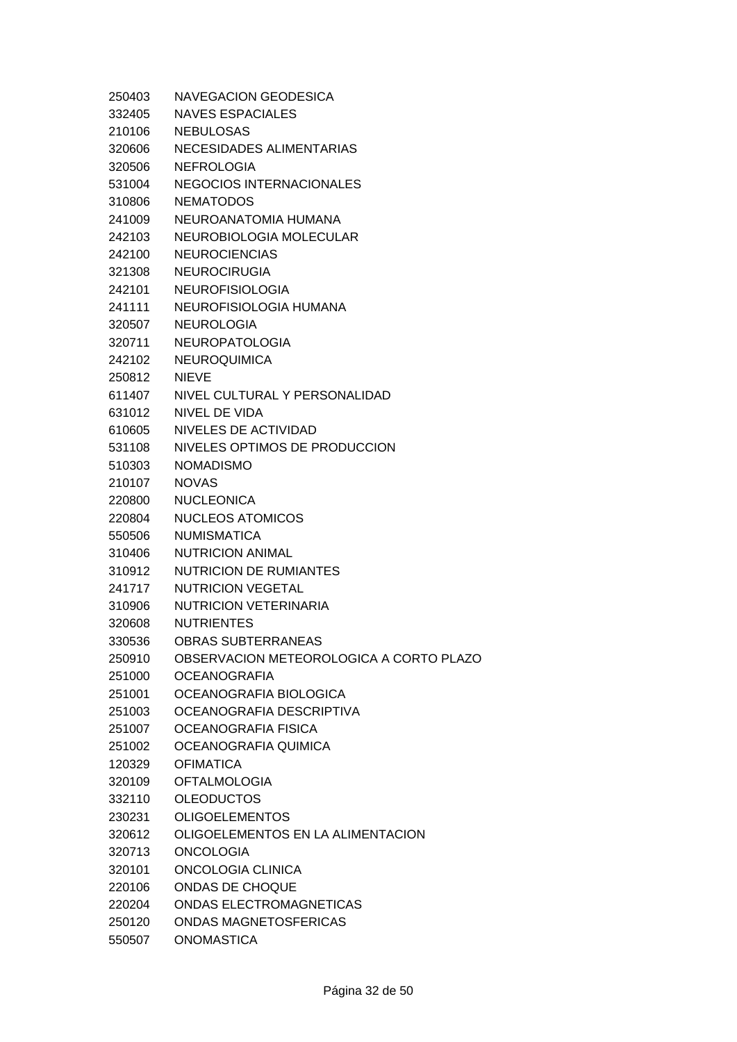250403 NAVEGACION GEODESICA
332405 NAVES ESPACIALES
210106 NEBULOSAS
320606 NECESIDADES ALIMENTARIAS
320506 NEFROLOGIA
531004 NEGOCIOS INTERNACIONALES
310806 NEMATODOS
241009 NEUROANATOMIA HUMANA
242103 NEUROBIOLOGIA MOLECULAR
242100 NEUROCIENCIAS
321308 NEUROCIRUGIA
242101 NEUROFISIOLOGIA
241111 NEUROFISIOLOGIA HUMANA
320507 NEUROLOGIA
320711 NEUROPATOLOGIA
242102 NEUROQUIMICA
250812 NIEVE
611407 NIVEL CULTURAL Y PERSONALIDAD
631012 NIVEL DE VIDA
610605 NIVELES DE ACTIVIDAD
531108 NIVELES OPTIMOS DE PRODUCCION
510303 NOMADISMO
210107 NOVAS
220800 NUCLEONICA
220804 NUCLEOS ATOMICOS
550506 NUMISMATICA
310406 NUTRICION ANIMAL
310912 NUTRICION DE RUMIANTES
241717 NUTRICION VEGETAL
310906 NUTRICION VETERINARIA
320608 NUTRIENTES
330536 OBRAS SUBTERRANEAS
250910 OBSERVACION METEOROLOGICA A CORTO PLAZO
251000 OCEANOGRAFIA
251001 OCEANOGRAFIA BIOLOGICA
251003 OCEANOGRAFIA DESCRIPTIVA
251007 OCEANOGRAFIA FISICA
251002 OCEANOGRAFIA QUIMICA
120329 OFIMATICA
320109 OFTALMOLOGIA
332110 OLEODUCTOS
230231 OLIGOELEMENTOS
320612 OLIGOELEMENTOS EN LA ALIMENTACION
320713 ONCOLOGIA
320101 ONCOLOGIA CLINICA
220106 ONDAS DE CHOQUE
220204 ONDAS ELECTROMAGNETICAS
250120 ONDAS MAGNETOSFERICAS
550507 ONOMASTICA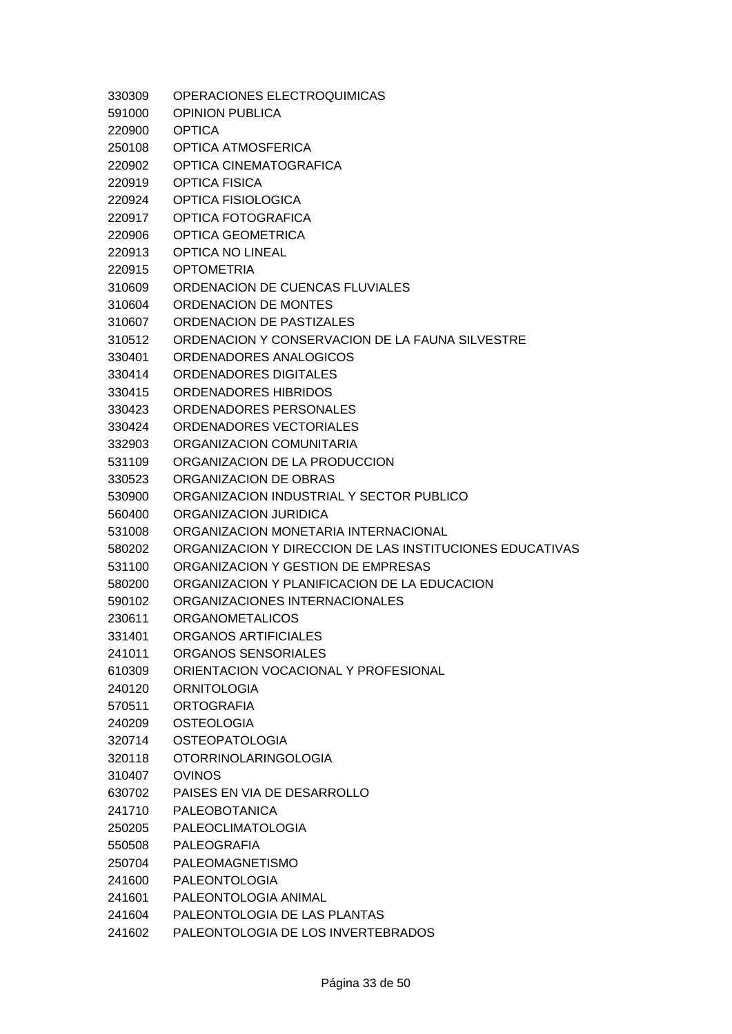| | |
|---|---|
| 330309 | OPERACIONES ELECTROQUIMICAS |
| 591000 | OPINION PUBLICA |
| 220900 | OPTICA |
| 250108 | OPTICA ATMOSFERICA |
| 220902 | OPTICA CINEMATOGRAFICA |
| 220919 | OPTICA FISICA |
| 220924 | OPTICA FISIOLOGICA |
| 220917 | OPTICA FOTOGRAFICA |
| 220906 | OPTICA GEOMETRICA |
| 220913 | OPTICA NO LINEAL |
| 220915 | OPTOMETRIA |
| 310609 | ORDENACION DE CUENCAS FLUVIALES |
| 310604 | ORDENACION DE MONTES |
| 310607 | ORDENACION DE PASTIZALES |
| 310512 | ORDENACION Y CONSERVACION DE LA FAUNA SILVESTRE |
| 330401 | ORDENADORES ANALOGICOS |
| 330414 | ORDENADORES DIGITALES |
| 330415 | ORDENADORES HIBRIDOS |
| 330423 | ORDENADORES PERSONALES |
| 330424 | ORDENADORES VECTORIALES |
| 332903 | ORGANIZACION COMUNITARIA |
| 531109 | ORGANIZACION DE LA PRODUCCION |
| 330523 | ORGANIZACION DE OBRAS |
| 530900 | ORGANIZACION INDUSTRIAL Y SECTOR PUBLICO |
| 560400 | ORGANIZACION JURIDICA |
| 531008 | ORGANIZACION MONETARIA INTERNACIONAL |
| 580202 | ORGANIZACION Y DIRECCION DE LAS INSTITUCIONES EDUCATIVAS |
| 531100 | ORGANIZACION Y GESTION DE EMPRESAS |
| 580200 | ORGANIZACION Y PLANIFICACION DE LA EDUCACION |
| 590102 | ORGANIZACIONES INTERNACIONALES |
| 230611 | ORGANOMETALICOS |
| 331401 | ORGANOS ARTIFICIALES |
| 241011 | ORGANOS SENSORIALES |
| 610309 | ORIENTACION VOCACIONAL Y PROFESIONAL |
| 240120 | ORNITOLOGIA |
| 570511 | ORTOGRAFIA |
| 240209 | OSTEOLOGIA |
| 320714 | OSTEOPATOLOGIA |
| 320118 | OTORRINOLARINGOLOGIA |
| 310407 | OVINOS |
| 630702 | PAISES EN VIA DE DESARROLLO |
| 241710 | PALEOBOTANICA |
| 250205 | PALEOCLIMATOLOGIA |
| 550508 | PALEOGRAFIA |
| 250704 | PALEOMAGNETISMO |
| 241600 | PALEONTOLOGIA |
| 241601 | PALEONTOLOGIA ANIMAL |
| 241604 | PALEONTOLOGIA DE LAS PLANTAS |
| 241602 | PALEONTOLOGIA DE LOS INVERTEBRADOS |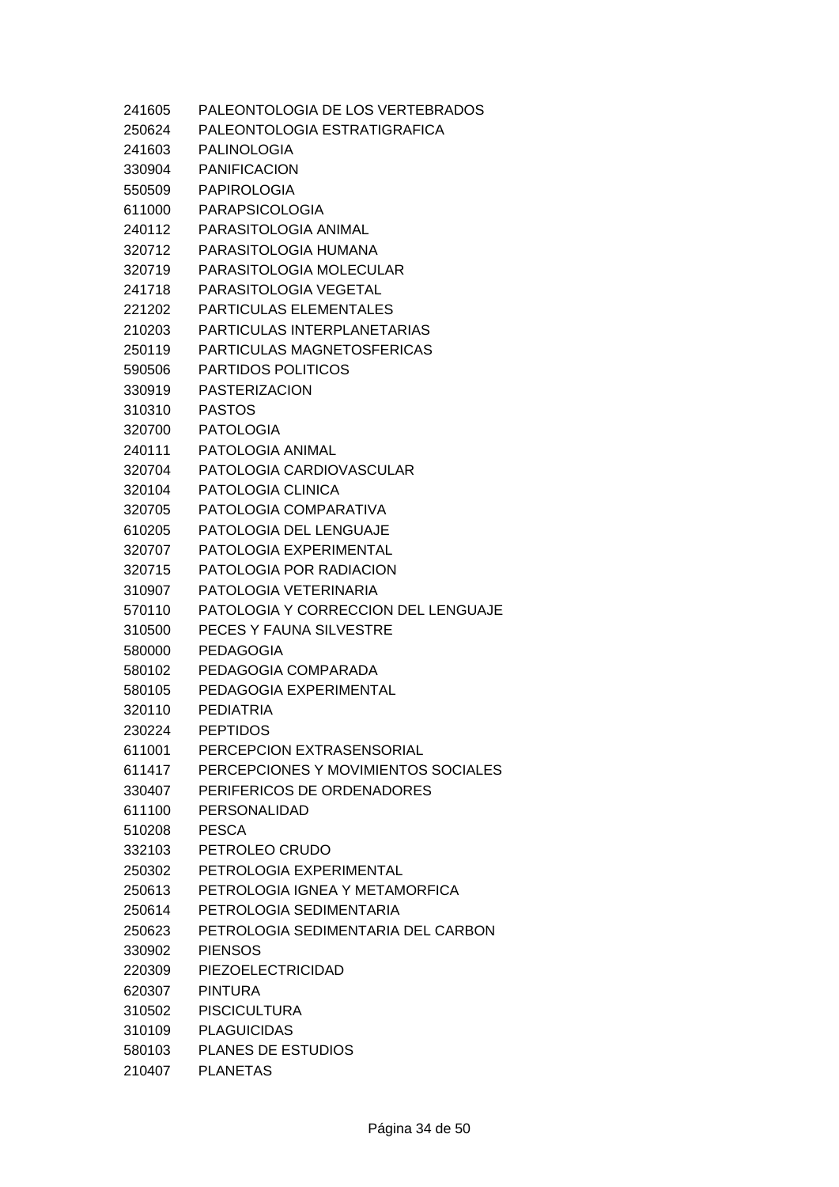| | |
|---|---|
| 241605 | PALEONTOLOGIA DE LOS VERTEBRADOS |
| 250624 | PALEONTOLOGIA ESTRATIGRAFICA |
| 241603 | PALINOLOGIA |
| 330904 | PANIFICACION |
| 550509 | PAPIROLOGIA |
| 611000 | PARAPSICOLOGIA |
| 240112 | PARASITOLOGIA ANIMAL |
| 320712 | PARASITOLOGIA HUMANA |
| 320719 | PARASITOLOGIA MOLECULAR |
| 241718 | PARASITOLOGIA VEGETAL |
| 221202 | PARTICULAS ELEMENTALES |
| 210203 | PARTICULAS INTERPLANETARIAS |
| 250119 | PARTICULAS MAGNETOSFERICAS |
| 590506 | PARTIDOS POLITICOS |
| 330919 | PASTERIZACION |
| 310310 | PASTOS |
| 320700 | PATOLOGIA |
| 240111 | PATOLOGIA ANIMAL |
| 320704 | PATOLOGIA CARDIOVASCULAR |
| 320104 | PATOLOGIA CLINICA |
| 320705 | PATOLOGIA COMPARATIVA |
| 610205 | PATOLOGIA DEL LENGUAJE |
| 320707 | PATOLOGIA EXPERIMENTAL |
| 320715 | PATOLOGIA POR RADIACION |
| 310907 | PATOLOGIA VETERINARIA |
| 570110 | PATOLOGIA Y CORRECCION DEL LENGUAJE |
| 310500 | PECES Y FAUNA SILVESTRE |
| 580000 | PEDAGOGIA |
| 580102 | PEDAGOGIA COMPARADA |
| 580105 | PEDAGOGIA EXPERIMENTAL |
| 320110 | PEDIATRIA |
| 230224 | PEPTIDOS |
| 611001 | PERCEPCION EXTRASENSORIAL |
| 611417 | PERCEPCIONES Y MOVIMIENTOS SOCIALES |
| 330407 | PERIFERICOS DE ORDENADORES |
| 611100 | PERSONALIDAD |
| 510208 | PESCA |
| 332103 | PETROLEO CRUDO |
| 250302 | PETROLOGIA EXPERIMENTAL |
| 250613 | PETROLOGIA IGNEA Y METAMORFICA |
| 250614 | PETROLOGIA SEDIMENTARIA |
| 250623 | PETROLOGIA SEDIMENTARIA DEL CARBON |
| 330902 | PIENSOS |
| 220309 | PIEZOELECTRICIDAD |
| 620307 | PINTURA |
| 310502 | PISCICULTURA |
| 310109 | PLAGUICIDAS |
| 580103 | PLANES DE ESTUDIOS |
| 210407 | PLANETAS |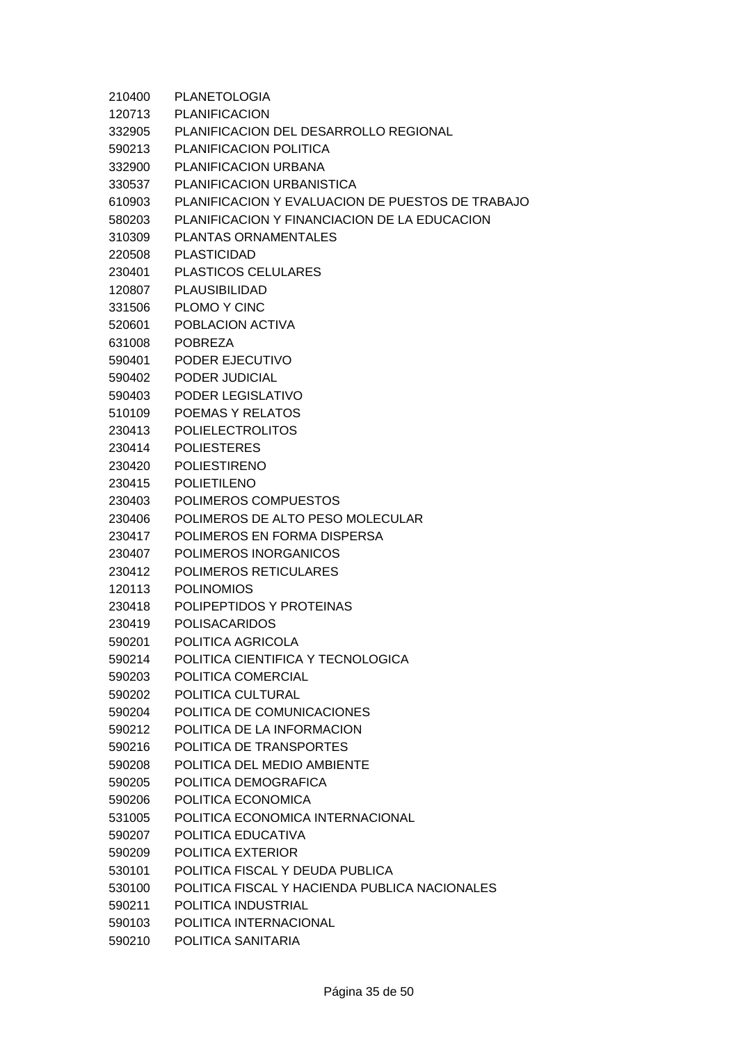210400 PLANETOLOGIA
120713 PLANIFICACION
332905 PLANIFICACION DEL DESARROLLO REGIONAL
590213 PLANIFICACION POLITICA
332900 PLANIFICACION URBANA
330537 PLANIFICACION URBANISTICA
610903 PLANIFICACION Y EVALUACION DE PUESTOS DE TRABAJO
580203 PLANIFICACION Y FINANCIACION DE LA EDUCACION
310309 PLANTAS ORNAMENTALES
220508 PLASTICIDAD
230401 PLASTICOS CELULARES
120807 PLAUSIBILIDAD
331506 PLOMO Y CINC
520601 POBLACION ACTIVA
631008 POBREZA
590401 PODER EJECUTIVO
590402 PODER JUDICIAL
590403 PODER LEGISLATIVO
510109 POEMAS Y RELATOS
230413 POLIELECTROLITOS
230414 POLIESTERES
230420 POLIESTIRENO
230415 POLIETILENO
230403 POLIMEROS COMPUESTOS
230406 POLIMEROS DE ALTO PESO MOLECULAR
230417 POLIMEROS EN FORMA DISPERSA
230407 POLIMEROS INORGANICOS
230412 POLIMEROS RETICULARES
120113 POLINOMIOS
230418 POLIPEPTIDOS Y PROTEINAS
230419 POLISACARIDOS
590201 POLITICA AGRICOLA
590214 POLITICA CIENTIFICA Y TECNOLOGICA
590203 POLITICA COMERCIAL
590202 POLITICA CULTURAL
590204 POLITICA DE COMUNICACIONES
590212 POLITICA DE LA INFORMACION
590216 POLITICA DE TRANSPORTES
590208 POLITICA DEL MEDIO AMBIENTE
590205 POLITICA DEMOGRAFICA
590206 POLITICA ECONOMICA
531005 POLITICA ECONOMICA INTERNACIONAL
590207 POLITICA EDUCATIVA
590209 POLITICA EXTERIOR
530101 POLITICA FISCAL Y DEUDA PUBLICA
530100 POLITICA FISCAL Y HACIENDA PUBLICA NACIONALES
590211 POLITICA INDUSTRIAL
590103 POLITICA INTERNACIONAL
590210 POLITICA SANITARIA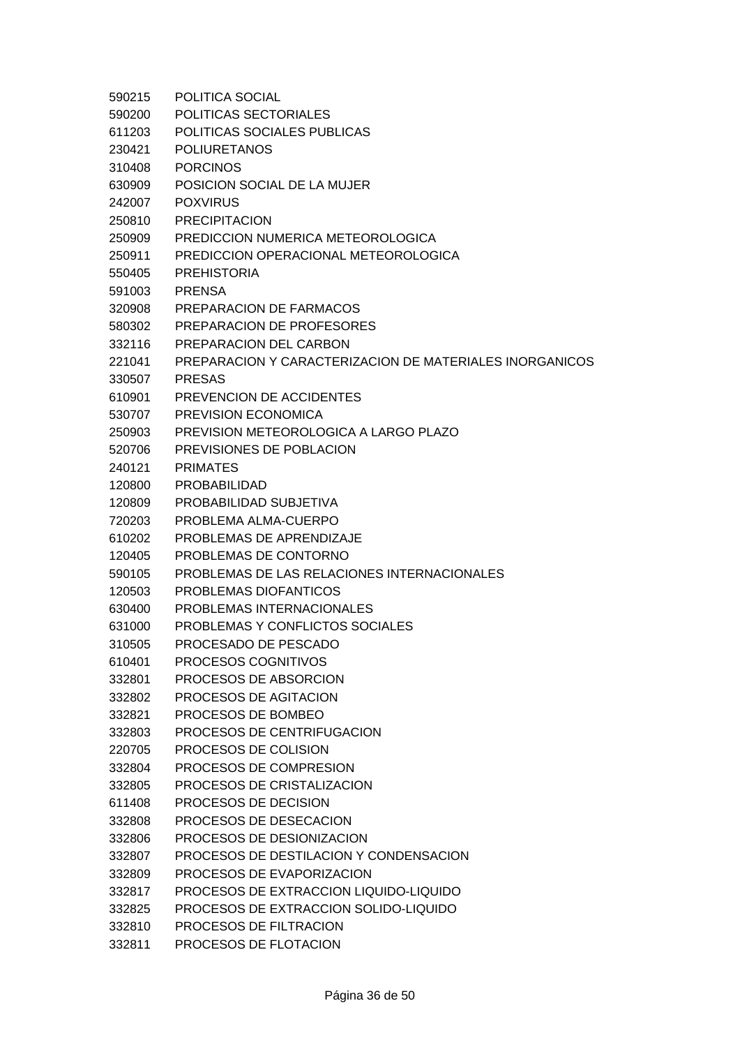590215 POLITICA SOCIAL
590200 POLITICAS SECTORIALES
611203 POLITICAS SOCIALES PUBLICAS
230421 POLIURETANOS
310408 PORCINOS
630909 POSICION SOCIAL DE LA MUJER
242007 POXVIRUS
250810 PRECIPITACION
250909 PREDICCION NUMERICA METEOROLOGICA
250911 PREDICCION OPERACIONAL METEOROLOGICA
550405 PREHISTORIA
591003 PRENSA
320908 PREPARACION DE FARMACOS
580302 PREPARACION DE PROFESORES
332116 PREPARACION DEL CARBON
221041 PREPARACION Y CARACTERIZACION DE MATERIALES INORGANICOS
330507 PRESAS
610901 PREVENCION DE ACCIDENTES
530707 PREVISION ECONOMICA
250903 PREVISION METEOROLOGICA A LARGO PLAZO
520706 PREVISIONES DE POBLACION
240121 PRIMATES
120800 PROBABILIDAD
120809 PROBABILIDAD SUBJETIVA
720203 PROBLEMA ALMA-CUERPO
610202 PROBLEMAS DE APRENDIZAJE
120405 PROBLEMAS DE CONTORNO
590105 PROBLEMAS DE LAS RELACIONES INTERNACIONALES
120503 PROBLEMAS DIOFANTICOS
630400 PROBLEMAS INTERNACIONALES
631000 PROBLEMAS Y CONFLICTOS SOCIALES
310505 PROCESADO DE PESCADO
610401 PROCESOS COGNITIVOS
332801 PROCESOS DE ABSORCION
332802 PROCESOS DE AGITACION
332821 PROCESOS DE BOMBEO
332803 PROCESOS DE CENTRIFUGACION
220705 PROCESOS DE COLISION
332804 PROCESOS DE COMPRESION
332805 PROCESOS DE CRISTALIZACION
611408 PROCESOS DE DECISION
332808 PROCESOS DE DESECACION
332806 PROCESOS DE DESIONIZACION
332807 PROCESOS DE DESTILACION Y CONDENSACION
332809 PROCESOS DE EVAPORIZACION
332817 PROCESOS DE EXTRACCION LIQUIDO-LIQUIDO
332825 PROCESOS DE EXTRACCION SOLIDO-LIQUIDO
332810 PROCESOS DE FILTRACION
332811 PROCESOS DE FLOTACION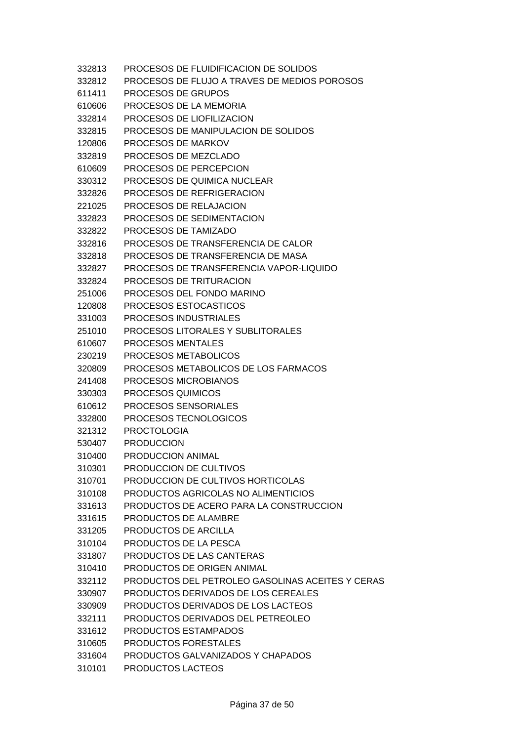| | |
|---|---|
| 332813 | PROCESOS DE FLUIDIFICACION DE SOLIDOS |
| 332812 | PROCESOS DE FLUJO A TRAVES DE MEDIOS POROSOS |
| 611411 | PROCESOS DE GRUPOS |
| 610606 | PROCESOS DE LA MEMORIA |
| 332814 | PROCESOS DE LIOFILIZACION |
| 332815 | PROCESOS DE MANIPULACION DE SOLIDOS |
| 120806 | PROCESOS DE MARKOV |
| 332819 | PROCESOS DE MEZCLADO |
| 610609 | PROCESOS DE PERCEPCION |
| 330312 | PROCESOS DE QUIMICA NUCLEAR |
| 332826 | PROCESOS DE REFRIGERACION |
| 221025 | PROCESOS DE RELAJACION |
| 332823 | PROCESOS DE SEDIMENTACION |
| 332822 | PROCESOS DE TAMIZADO |
| 332816 | PROCESOS DE TRANSFERENCIA DE CALOR |
| 332818 | PROCESOS DE TRANSFERENCIA DE MASA |
| 332827 | PROCESOS DE TRANSFERENCIA VAPOR-LIQUIDO |
| 332824 | PROCESOS DE TRITURACION |
| 251006 | PROCESOS DEL FONDO MARINO |
| 120808 | PROCESOS ESTOCASTICOS |
| 331003 | PROCESOS INDUSTRIALES |
| 251010 | PROCESOS LITORALES Y SUBLITORALES |
| 610607 | PROCESOS MENTALES |
| 230219 | PROCESOS METABOLICOS |
| 320809 | PROCESOS METABOLICOS DE LOS FARMACOS |
| 241408 | PROCESOS MICROBIANOS |
| 330303 | PROCESOS QUIMICOS |
| 610612 | PROCESOS SENSORIALES |
| 332800 | PROCESOS TECNOLOGICOS |
| 321312 | PROCTOLOGIA |
| 530407 | PRODUCCION |
| 310400 | PRODUCCION ANIMAL |
| 310301 | PRODUCCION DE CULTIVOS |
| 310701 | PRODUCCION DE CULTIVOS HORTICOLAS |
| 310108 | PRODUCTOS AGRICOLAS NO ALIMENTICIOS |
| 331613 | PRODUCTOS DE ACERO PARA LA CONSTRUCCION |
| 331615 | PRODUCTOS DE ALAMBRE |
| 331205 | PRODUCTOS DE ARCILLA |
| 310104 | PRODUCTOS DE LA PESCA |
| 331807 | PRODUCTOS DE LAS CANTERAS |
| 310410 | PRODUCTOS DE ORIGEN ANIMAL |
| 332112 | PRODUCTOS DEL PETROLEO GASOLINAS ACEITES Y CERAS |
| 330907 | PRODUCTOS DERIVADOS DE LOS CEREALES |
| 330909 | PRODUCTOS DERIVADOS DE LOS LACTEOS |
| 332111 | PRODUCTOS DERIVADOS DEL PETREOLEO |
| 331612 | PRODUCTOS ESTAMPADOS |
| 310605 | PRODUCTOS FORESTALES |
| 331604 | PRODUCTOS GALVANIZADOS Y CHAPADOS |
| 310101 | PRODUCTOS LACTEOS |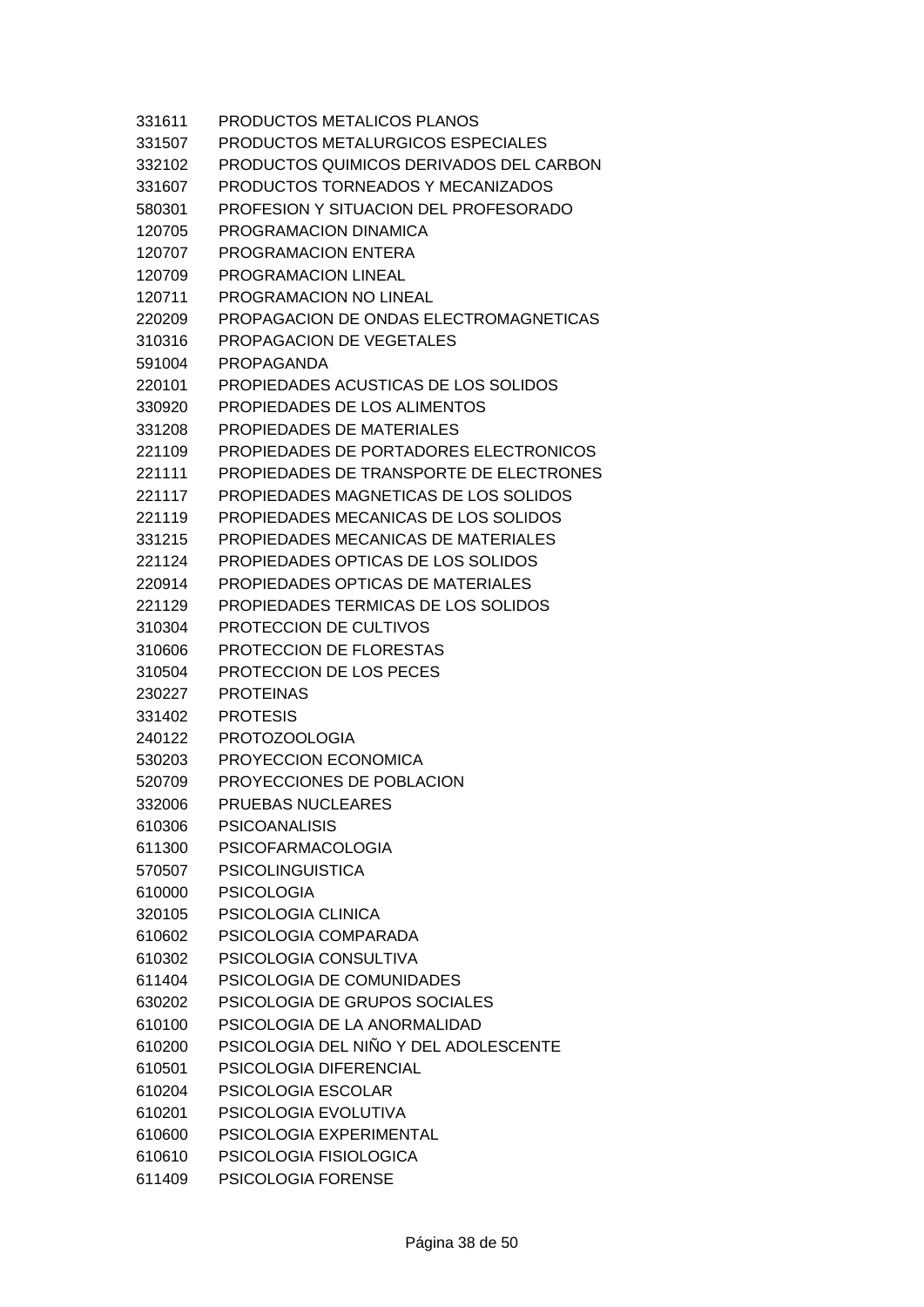331611 PRODUCTOS METALICOS PLANOS
331507 PRODUCTOS METALURGICOS ESPECIALES
332102 PRODUCTOS QUIMICOS DERIVADOS DEL CARBON
331607 PRODUCTOS TORNEADOS Y MECANIZADOS
580301 PROFESION Y SITUACION DEL PROFESORADO
120705 PROGRAMACION DINAMICA
120707 PROGRAMACION ENTERA
120709 PROGRAMACION LINEAL
120711 PROGRAMACION NO LINEAL
220209 PROPAGACION DE ONDAS ELECTROMAGNETICAS
310316 PROPAGACION DE VEGETALES
591004 PROPAGANDA
220101 PROPIEDADES ACUSTICAS DE LOS SOLIDOS
330920 PROPIEDADES DE LOS ALIMENTOS
331208 PROPIEDADES DE MATERIALES
221109 PROPIEDADES DE PORTADORES ELECTRONICOS
221111 PROPIEDADES DE TRANSPORTE DE ELECTRONES
221117 PROPIEDADES MAGNETICAS DE LOS SOLIDOS
221119 PROPIEDADES MECANICAS DE LOS SOLIDOS
331215 PROPIEDADES MECANICAS DE MATERIALES
221124 PROPIEDADES OPTICAS DE LOS SOLIDOS
220914 PROPIEDADES OPTICAS DE MATERIALES
221129 PROPIEDADES TERMICAS DE LOS SOLIDOS
310304 PROTECCION DE CULTIVOS
310606 PROTECCION DE FLORESTAS
310504 PROTECCION DE LOS PECES
230227 PROTEINAS
331402 PROTESIS
240122 PROTOZOOLOGIA
530203 PROYECCION ECONOMICA
520709 PROYECCIONES DE POBLACION
332006 PRUEBAS NUCLEARES
610306 PSICOANALISIS
611300 PSICOFARMACOLOGIA
570507 PSICOLINGUISTICA
610000 PSICOLOGIA
320105 PSICOLOGIA CLINICA
610602 PSICOLOGIA COMPARADA
610302 PSICOLOGIA CONSULTIVA
611404 PSICOLOGIA DE COMUNIDADES
630202 PSICOLOGIA DE GRUPOS SOCIALES
610100 PSICOLOGIA DE LA ANORMALIDAD
610200 PSICOLOGIA DEL NIÑO Y DEL ADOLESCENTE
610501 PSICOLOGIA DIFERENCIAL
610204 PSICOLOGIA ESCOLAR
610201 PSICOLOGIA EVOLUTIVA
610600 PSICOLOGIA EXPERIMENTAL
610610 PSICOLOGIA FISIOLOGICA
611409 PSICOLOGIA FORENSE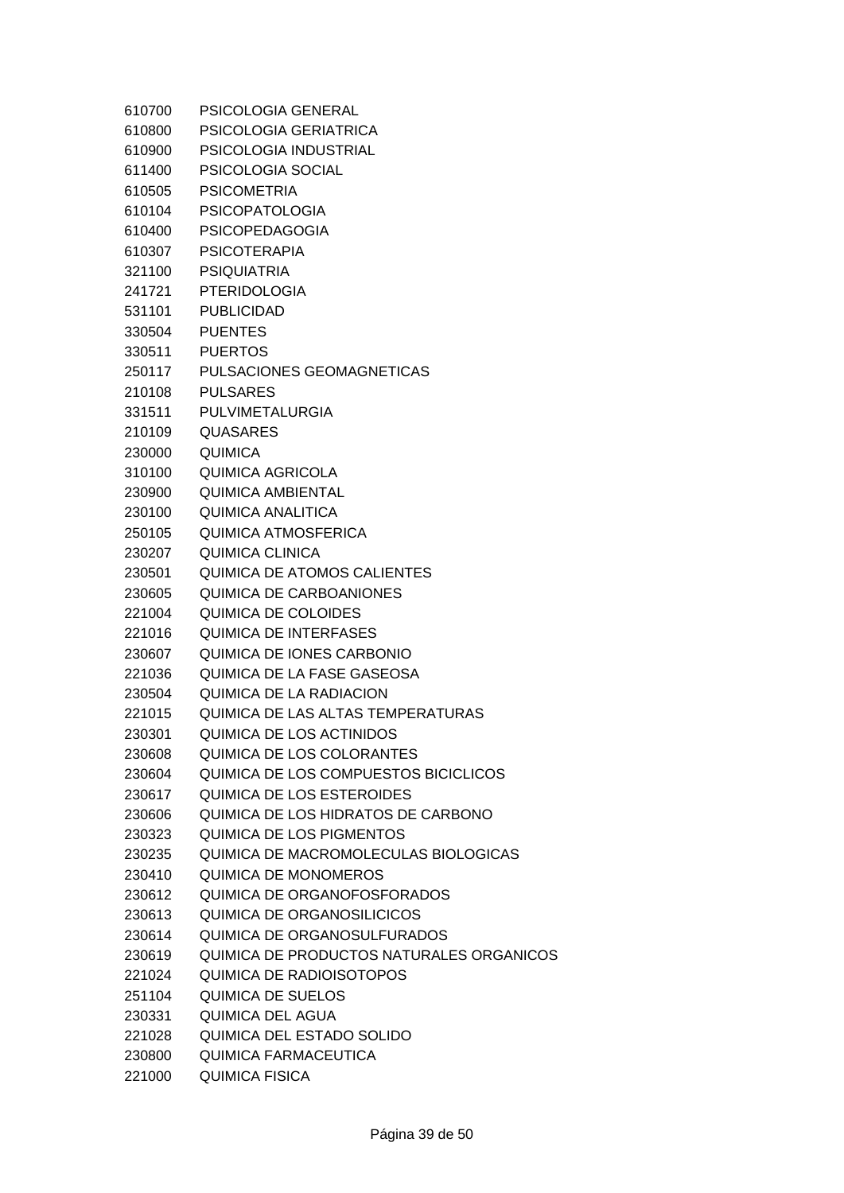| | |
|---|---|
| 610700 | PSICOLOGIA GENERAL |
| 610800 | PSICOLOGIA GERIATRICA |
| 610900 | PSICOLOGIA INDUSTRIAL |
| 611400 | PSICOLOGIA SOCIAL |
| 610505 | PSICOMETRIA |
| 610104 | PSICOPATOLOGIA |
| 610400 | PSICOPEDAGOGIA |
| 610307 | PSICOTERAPIA |
| 321100 | PSIQUIATRIA |
| 241721 | PTERIDOLOGIA |
| 531101 | PUBLICIDAD |
| 330504 | PUENTES |
| 330511 | PUERTOS |
| 250117 | PULSACIONES GEOMAGNETICAS |
| 210108 | PULSARES |
| 331511 | PULVIMETALURGIA |
| 210109 | QUASARES |
| 230000 | QUIMICA |
| 310100 | QUIMICA AGRICOLA |
| 230900 | QUIMICA AMBIENTAL |
| 230100 | QUIMICA ANALITICA |
| 250105 | QUIMICA ATMOSFERICA |
| 230207 | QUIMICA CLINICA |
| 230501 | QUIMICA DE ATOMOS CALIENTES |
| 230605 | QUIMICA DE CARBOANIONES |
| 221004 | QUIMICA DE COLOIDES |
| 221016 | QUIMICA DE INTERFASES |
| 230607 | QUIMICA DE IONES CARBONIO |
| 221036 | QUIMICA DE LA FASE GASEOSA |
| 230504 | QUIMICA DE LA RADIACION |
| 221015 | QUIMICA DE LAS ALTAS TEMPERATURAS |
| 230301 | QUIMICA DE LOS ACTINIDOS |
| 230608 | QUIMICA DE LOS COLORANTES |
| 230604 | QUIMICA DE LOS COMPUESTOS BICICLICOS |
| 230617 | QUIMICA DE LOS ESTEROIDES |
| 230606 | QUIMICA DE LOS HIDRATOS DE CARBONO |
| 230323 | QUIMICA DE LOS PIGMENTOS |
| 230235 | QUIMICA DE MACROMOLECULAS BIOLOGICAS |
| 230410 | QUIMICA DE MONOMEROS |
| 230612 | QUIMICA DE ORGANOFOSFORADOS |
| 230613 | QUIMICA DE ORGANOSILICICOS |
| 230614 | QUIMICA DE ORGANOSULFURADOS |
| 230619 | QUIMICA DE PRODUCTOS NATURALES ORGANICOS |
| 221024 | QUIMICA DE RADIOISOTOPOS |
| 251104 | QUIMICA DE SUELOS |
| 230331 | QUIMICA DEL AGUA |
| 221028 | QUIMICA DEL ESTADO SOLIDO |
| 230800 | QUIMICA FARMACEUTICA |
| 221000 | QUIMICA FISICA |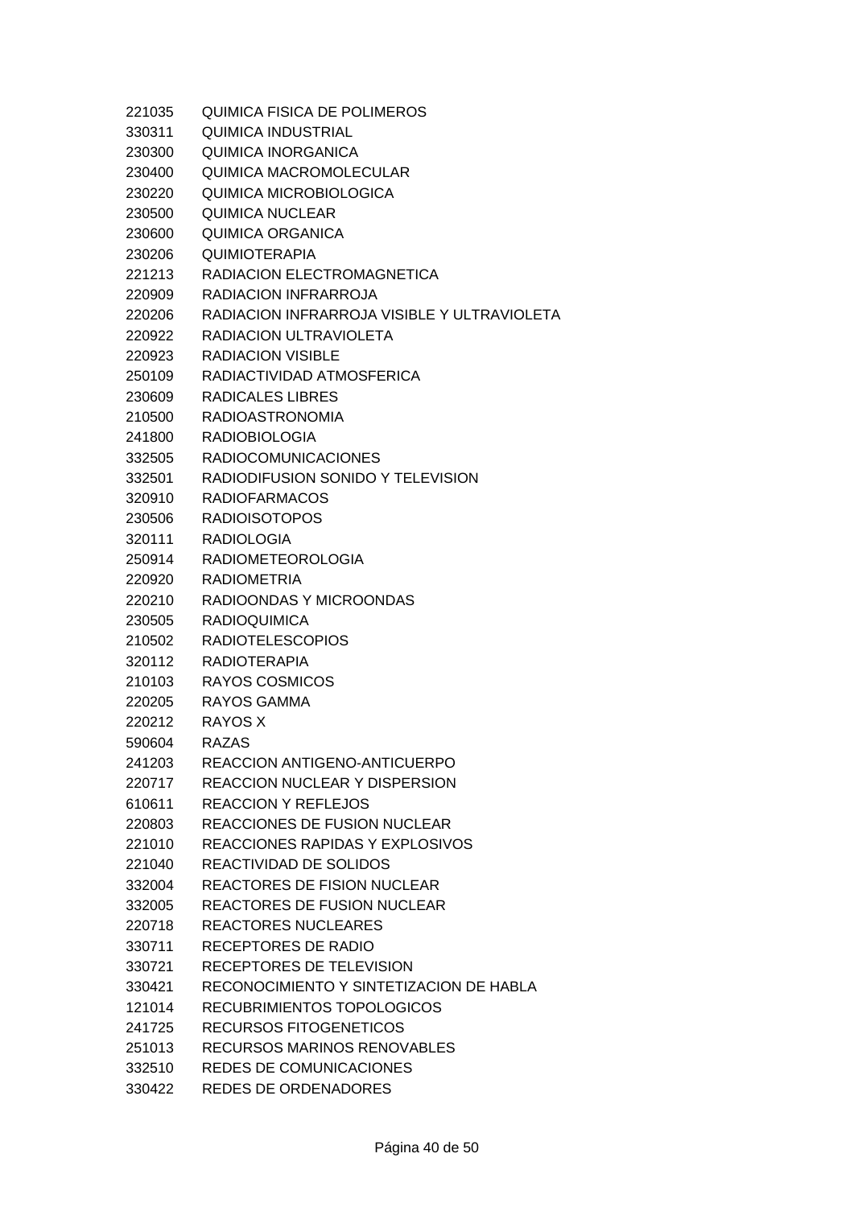221035 QUIMICA FISICA DE POLIMEROS
330311 QUIMICA INDUSTRIAL
230300 QUIMICA INORGANICA
230400 QUIMICA MACROMOLECULAR
230220 QUIMICA MICROBIOLOGICA
230500 QUIMICA NUCLEAR
230600 QUIMICA ORGANICA
230206 QUIMIOTERAPIA
221213 RADIACION ELECTROMAGNETICA
220909 RADIACION INFRARROJA
220206 RADIACION INFRARROJA VISIBLE Y ULTRAVIOLETA
220922 RADIACION ULTRAVIOLETA
220923 RADIACION VISIBLE
250109 RADIACTIVIDAD ATMOSFERICA
230609 RADICALES LIBRES
210500 RADIOASTRONOMIA
241800 RADIOBIOLOGIA
332505 RADIOCOMUNICACIONES
332501 RADIODIFUSION SONIDO Y TELEVISION
320910 RADIOFARMACOS
230506 RADIOISOTOPOS
320111 RADIOLOGIA
250914 RADIOMETEOROLOGIA
220920 RADIOMETRIA
220210 RADIOONDAS Y MICROONDAS
230505 RADIOQUIMICA
210502 RADIOTELESCOPIOS
320112 RADIOTERAPIA
210103 RAYOS COSMICOS
220205 RAYOS GAMMA
220212 RAYOS X
590604 RAZAS
241203 REACCION ANTIGENO-ANTICUERPO
220717 REACCION NUCLEAR Y DISPERSION
610611 REACCION Y REFLEJOS
220803 REACCIONES DE FUSION NUCLEAR
221010 REACCIONES RAPIDAS Y EXPLOSIVOS
221040 REACTIVIDAD DE SOLIDOS
332004 REACTORES DE FISION NUCLEAR
332005 REACTORES DE FUSION NUCLEAR
220718 REACTORES NUCLEARES
330711 RECEPTORES DE RADIO
330721 RECEPTORES DE TELEVISION
330421 RECONOCIMIENTO Y SINTETIZACION DE HABLA
121014 RECUBRIMIENTOS TOPOLOGICOS
241725 RECURSOS FITOGENETICOS
251013 RECURSOS MARINOS RENOVABLES
332510 REDES DE COMUNICACIONES
330422 REDES DE ORDENADORES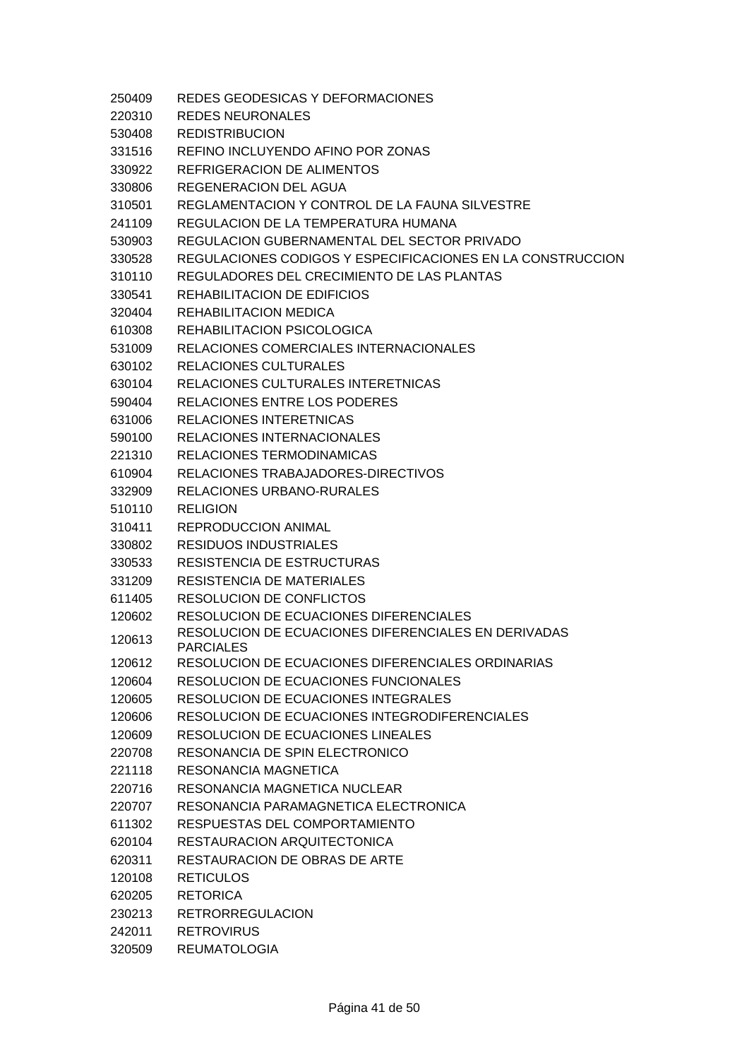| | |
|---|---|
| 250409 | REDES GEODESICAS Y DEFORMACIONES |
| 220310 | REDES NEURONALES |
| 530408 | REDISTRIBUCION |
| 331516 | REFINO INCLUYENDO AFINO POR ZONAS |
| 330922 | REFRIGERACION DE ALIMENTOS |
| 330806 | REGENERACION DEL AGUA |
| 310501 | REGLAMENTACION Y CONTROL DE LA FAUNA SILVESTRE |
| 241109 | REGULACION DE LA TEMPERATURA HUMANA |
| 530903 | REGULACION GUBERNAMENTAL DEL SECTOR PRIVADO |
| 330528 | REGULACIONES CODIGOS Y ESPECIFICACIONES EN LA CONSTRUCCION |
| 310110 | REGULADORES DEL CRECIMIENTO DE LAS PLANTAS |
| 330541 | REHABILITACION DE EDIFICIOS |
| 320404 | REHABILITACION MEDICA |
| 610308 | REHABILITACION PSICOLOGICA |
| 531009 | RELACIONES COMERCIALES INTERNACIONALES |
| 630102 | RELACIONES CULTURALES |
| 630104 | RELACIONES CULTURALES INTERETNICAS |
| 590404 | RELACIONES ENTRE LOS PODERES |
| 631006 | RELACIONES INTERETNICAS |
| 590100 | RELACIONES INTERNACIONALES |
| 221310 | RELACIONES TERMODINAMICAS |
| 610904 | RELACIONES TRABAJADORES-DIRECTIVOS |
| 332909 | RELACIONES URBANO-RURALES |
| 510110 | RELIGION |
| 310411 | REPRODUCCION ANIMAL |
| 330802 | RESIDUOS INDUSTRIALES |
| 330533 | RESISTENCIA DE ESTRUCTURAS |
| 331209 | RESISTENCIA DE MATERIALES |
| 611405 | RESOLUCION DE CONFLICTOS |
| 120602 | RESOLUCION DE ECUACIONES DIFERENCIALES |
| 120613 | RESOLUCION DE ECUACIONES DIFERENCIALES EN DERIVADAS PARCIALES |
| 120612 | RESOLUCION DE ECUACIONES DIFERENCIALES ORDINARIAS |
| 120604 | RESOLUCION DE ECUACIONES FUNCIONALES |
| 120605 | RESOLUCION DE ECUACIONES INTEGRALES |
| 120606 | RESOLUCION DE ECUACIONES INTEGRODIFERENCIALES |
| 120609 | RESOLUCION DE ECUACIONES LINEALES |
| 220708 | RESONANCIA DE SPIN ELECTRONICO |
| 221118 | RESONANCIA MAGNETICA |
| 220716 | RESONANCIA MAGNETICA NUCLEAR |
| 220707 | RESONANCIA PARAMAGNETICA ELECTRONICA |
| 611302 | RESPUESTAS DEL COMPORTAMIENTO |
| 620104 | RESTAURACION ARQUITECTONICA |
| 620311 | RESTAURACION DE OBRAS DE ARTE |
| 120108 | RETICULOS |
| 620205 | RETORICA |
| 230213 | RETRORREGULACION |
| 242011 | RETROVIRUS |
| 320509 | REUMATOLOGIA |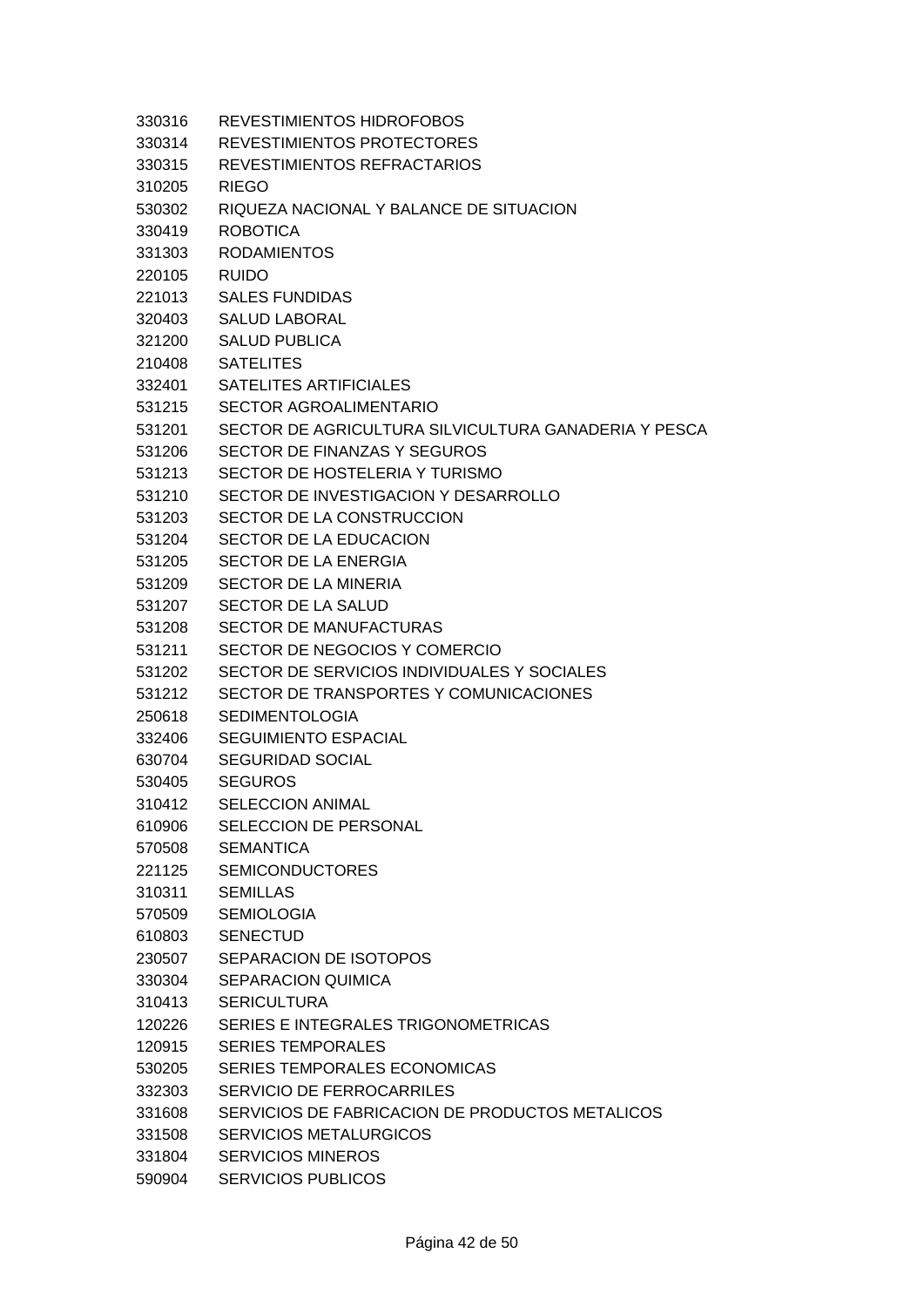| | |
|---|---|
| 330316 | REVESTIMIENTOS HIDROFOBOS |
| 330314 | REVESTIMIENTOS PROTECTORES |
| 330315 | REVESTIMIENTOS REFRACTARIOS |
| 310205 | RIEGO |
| 530302 | RIQUEZA NACIONAL Y BALANCE DE SITUACION |
| 330419 | ROBOTICA |
| 331303 | RODAMIENTOS |
| 220105 | RUIDO |
| 221013 | SALES FUNDIDAS |
| 320403 | SALUD LABORAL |
| 321200 | SALUD PUBLICA |
| 210408 | SATELITES |
| 332401 | SATELITES ARTIFICIALES |
| 531215 | SECTOR AGROALIMENTARIO |
| 531201 | SECTOR DE AGRICULTURA SILVICULTURA GANADERIA Y PESCA |
| 531206 | SECTOR DE FINANZAS Y SEGUROS |
| 531213 | SECTOR DE HOSTELERIA Y TURISMO |
| 531210 | SECTOR DE INVESTIGACION Y DESARROLLO |
| 531203 | SECTOR DE LA CONSTRUCCION |
| 531204 | SECTOR DE LA EDUCACION |
| 531205 | SECTOR DE LA ENERGIA |
| 531209 | SECTOR DE LA MINERIA |
| 531207 | SECTOR DE LA SALUD |
| 531208 | SECTOR DE MANUFACTURAS |
| 531211 | SECTOR DE NEGOCIOS Y COMERCIO |
| 531202 | SECTOR DE SERVICIOS INDIVIDUALES Y SOCIALES |
| 531212 | SECTOR DE TRANSPORTES Y COMUNICACIONES |
| 250618 | SEDIMENTOLOGIA |
| 332406 | SEGUIMIENTO ESPACIAL |
| 630704 | SEGURIDAD SOCIAL |
| 530405 | SEGUROS |
| 310412 | SELECCION ANIMAL |
| 610906 | SELECCION DE PERSONAL |
| 570508 | SEMANTICA |
| 221125 | SEMICONDUCTORES |
| 310311 | SEMILLAS |
| 570509 | SEMIOLOGIA |
| 610803 | SENECTUD |
| 230507 | SEPARACION DE ISOTOPOS |
| 330304 | SEPARACION QUIMICA |
| 310413 | SERICULTURA |
| 120226 | SERIES E INTEGRALES TRIGONOMETRICAS |
| 120915 | SERIES TEMPORALES |
| 530205 | SERIES TEMPORALES ECONOMICAS |
| 332303 | SERVICIO DE FERROCARRILES |
| 331608 | SERVICIOS DE FABRICACION DE PRODUCTOS METALICOS |
| 331508 | SERVICIOS METALURGICOS |
| 331804 | SERVICIOS MINEROS |
| 590904 | SERVICIOS PUBLICOS |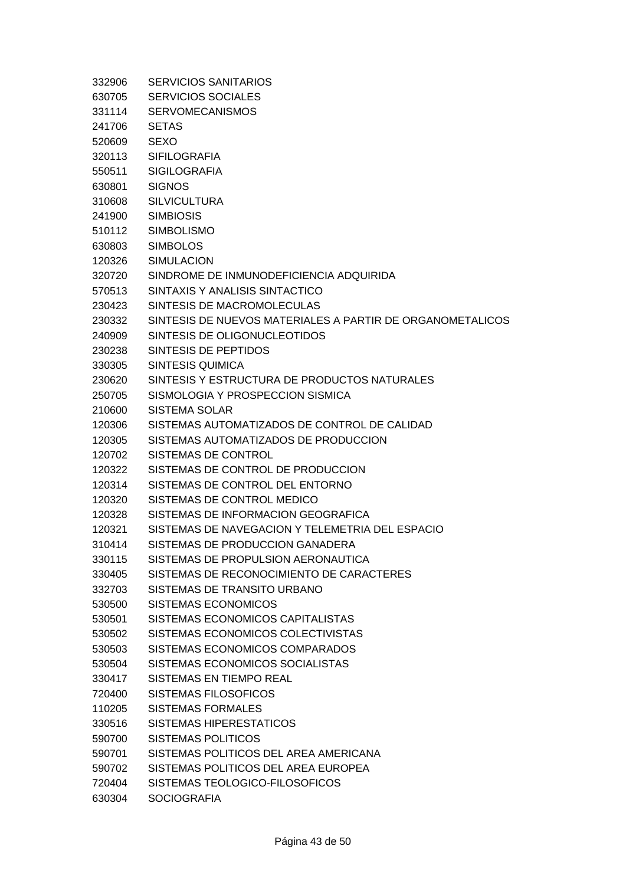| | |
|---|---|
| 332906 | SERVICIOS SANITARIOS |
| 630705 | SERVICIOS SOCIALES |
| 331114 | SERVOMECANISMOS |
| 241706 | SETAS |
| 520609 | SEXO |
| 320113 | SIFILOGRAFIA |
| 550511 | SIGILOGRAFIA |
| 630801 | SIGNOS |
| 310608 | SILVICULTURA |
| 241900 | SIMBIOSIS |
| 510112 | SIMBOLISMO |
| 630803 | SIMBOLOS |
| 120326 | SIMULACION |
| 320720 | SINDROME DE INMUNODEFICIENCIA ADQUIRIDA |
| 570513 | SINTAXIS Y ANALISIS SINTACTICO |
| 230423 | SINTESIS DE MACROMOLECULAS |
| 230332 | SINTESIS DE NUEVOS MATERIALES A PARTIR DE ORGANOMETALICOS |
| 240909 | SINTESIS DE OLIGONUCLEOTIDOS |
| 230238 | SINTESIS DE PEPTIDOS |
| 330305 | SINTESIS QUIMICA |
| 230620 | SINTESIS Y ESTRUCTURA DE PRODUCTOS NATURALES |
| 250705 | SISMOLOGIA Y PROSPECCION SISMICA |
| 210600 | SISTEMA SOLAR |
| 120306 | SISTEMAS AUTOMATIZADOS DE CONTROL DE CALIDAD |
| 120305 | SISTEMAS AUTOMATIZADOS DE PRODUCCION |
| 120702 | SISTEMAS DE CONTROL |
| 120322 | SISTEMAS DE CONTROL DE PRODUCCION |
| 120314 | SISTEMAS DE CONTROL DEL ENTORNO |
| 120320 | SISTEMAS DE CONTROL MEDICO |
| 120328 | SISTEMAS DE INFORMACION GEOGRAFICA |
| 120321 | SISTEMAS DE NAVEGACION Y TELEMETRIA DEL ESPACIO |
| 310414 | SISTEMAS DE PRODUCCION GANADERA |
| 330115 | SISTEMAS DE PROPULSION AERONAUTICA |
| 330405 | SISTEMAS DE RECONOCIMIENTO DE CARACTERES |
| 332703 | SISTEMAS DE TRANSITO URBANO |
| 530500 | SISTEMAS ECONOMICOS |
| 530501 | SISTEMAS ECONOMICOS CAPITALISTAS |
| 530502 | SISTEMAS ECONOMICOS COLECTIVISTAS |
| 530503 | SISTEMAS ECONOMICOS COMPARADOS |
| 530504 | SISTEMAS ECONOMICOS SOCIALISTAS |
| 330417 | SISTEMAS EN TIEMPO REAL |
| 720400 | SISTEMAS FILOSOFICOS |
| 110205 | SISTEMAS FORMALES |
| 330516 | SISTEMAS HIPERESTATICOS |
| 590700 | SISTEMAS POLITICOS |
| 590701 | SISTEMAS POLITICOS DEL AREA AMERICANA |
| 590702 | SISTEMAS POLITICOS DEL AREA EUROPEA |
| 720404 | SISTEMAS TEOLOGICO-FILOSOFICOS |
| 630304 | SOCIOGRAFIA |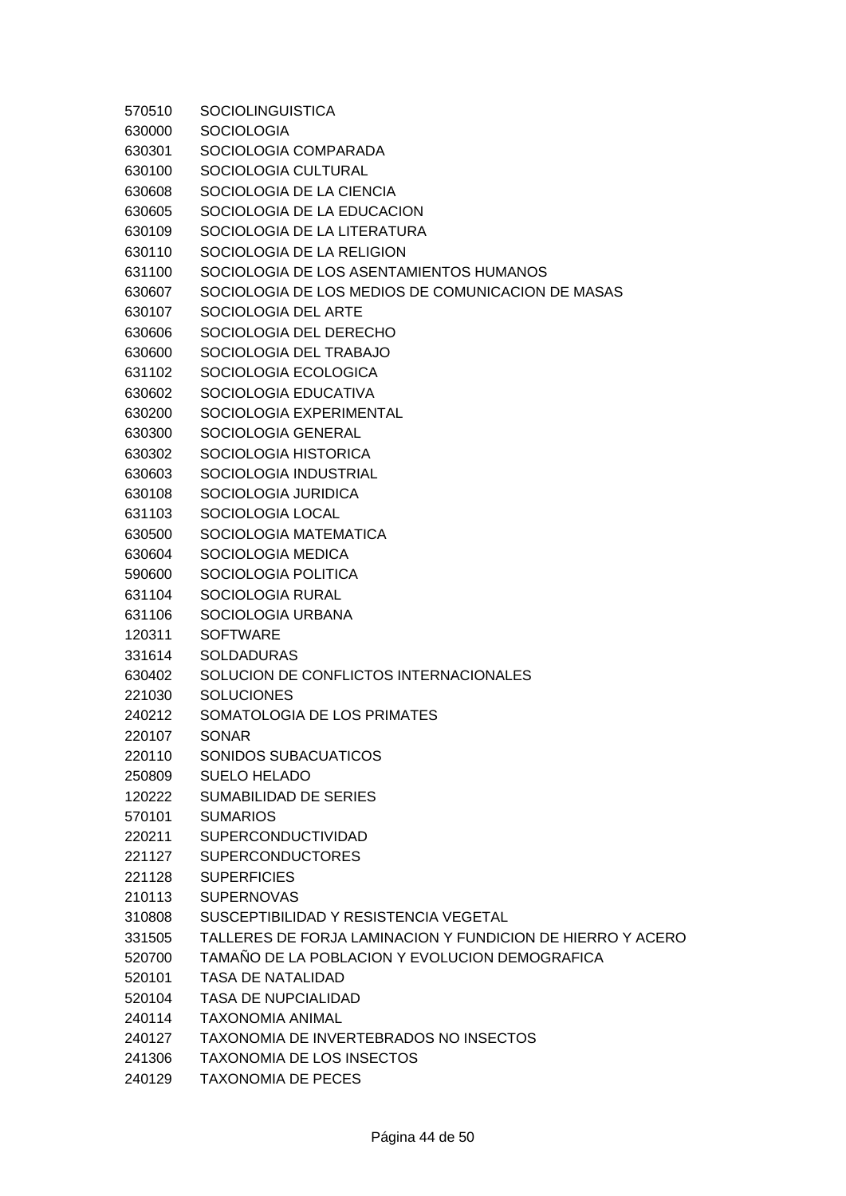| | |
|---|---|
| 570510 | SOCIOLINGUISTICA |
| 630000 | SOCIOLOGIA |
| 630301 | SOCIOLOGIA COMPARADA |
| 630100 | SOCIOLOGIA CULTURAL |
| 630608 | SOCIOLOGIA DE LA CIENCIA |
| 630605 | SOCIOLOGIA DE LA EDUCACION |
| 630109 | SOCIOLOGIA DE LA LITERATURA |
| 630110 | SOCIOLOGIA DE LA RELIGION |
| 631100 | SOCIOLOGIA DE LOS ASENTAMIENTOS HUMANOS |
| 630607 | SOCIOLOGIA DE LOS MEDIOS DE COMUNICACION DE MASAS |
| 630107 | SOCIOLOGIA DEL ARTE |
| 630606 | SOCIOLOGIA DEL DERECHO |
| 630600 | SOCIOLOGIA DEL TRABAJO |
| 631102 | SOCIOLOGIA ECOLOGICA |
| 630602 | SOCIOLOGIA EDUCATIVA |
| 630200 | SOCIOLOGIA EXPERIMENTAL |
| 630300 | SOCIOLOGIA GENERAL |
| 630302 | SOCIOLOGIA HISTORICA |
| 630603 | SOCIOLOGIA INDUSTRIAL |
| 630108 | SOCIOLOGIA JURIDICA |
| 631103 | SOCIOLOGIA LOCAL |
| 630500 | SOCIOLOGIA MATEMATICA |
| 630604 | SOCIOLOGIA MEDICA |
| 590600 | SOCIOLOGIA POLITICA |
| 631104 | SOCIOLOGIA RURAL |
| 631106 | SOCIOLOGIA URBANA |
| 120311 | SOFTWARE |
| 331614 | SOLDADURAS |
| 630402 | SOLUCION DE CONFLICTOS INTERNACIONALES |
| 221030 | SOLUCIONES |
| 240212 | SOMATOLOGIA DE LOS PRIMATES |
| 220107 | SONAR |
| 220110 | SONIDOS SUBACUATICOS |
| 250809 | SUELO HELADO |
| 120222 | SUMABILIDAD DE SERIES |
| 570101 | SUMARIOS |
| 220211 | SUPERCONDUCTIVIDAD |
| 221127 | SUPERCONDUCTORES |
| 221128 | SUPERFICIES |
| 210113 | SUPERNOVAS |
| 310808 | SUSCEPTIBILIDAD Y RESISTENCIA VEGETAL |
| 331505 | TALLERES DE FORJA LAMINACION Y FUNDICION DE HIERRO Y ACERO |
| 520700 | TAMAÑO DE LA POBLACION Y EVOLUCION DEMOGRAFICA |
| 520101 | TASA DE NATALIDAD |
| 520104 | TASA DE NUPCIALIDAD |
| 240114 | TAXONOMIA ANIMAL |
| 240127 | TAXONOMIA DE INVERTEBRADOS NO INSECTOS |
| 241306 | TAXONOMIA DE LOS INSECTOS |
| 240129 | TAXONOMIA DE PECES |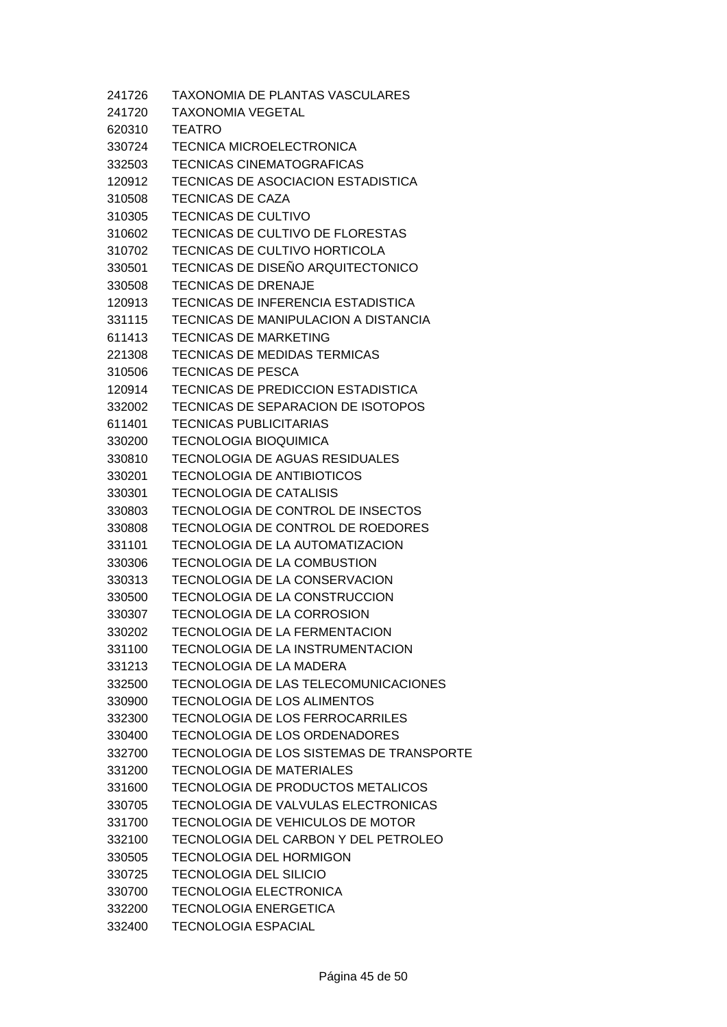| | |
|---|---|
| 241726 | TAXONOMIA DE PLANTAS VASCULARES |
| 241720 | TAXONOMIA VEGETAL |
| 620310 | TEATRO |
| 330724 | TECNICA MICROELECTRONICA |
| 332503 | TECNICAS CINEMATOGRAFICAS |
| 120912 | TECNICAS DE ASOCIACION ESTADISTICA |
| 310508 | TECNICAS DE CAZA |
| 310305 | TECNICAS DE CULTIVO |
| 310602 | TECNICAS DE CULTIVO DE FLORESTAS |
| 310702 | TECNICAS DE CULTIVO HORTICOLA |
| 330501 | TECNICAS DE DISEÑO ARQUITECTONICO |
| 330508 | TECNICAS DE DRENAJE |
| 120913 | TECNICAS DE INFERENCIA ESTADISTICA |
| 331115 | TECNICAS DE MANIPULACION A DISTANCIA |
| 611413 | TECNICAS DE MARKETING |
| 221308 | TECNICAS DE MEDIDAS TERMICAS |
| 310506 | TECNICAS DE PESCA |
| 120914 | TECNICAS DE PREDICCION ESTADISTICA |
| 332002 | TECNICAS DE SEPARACION DE ISOTOPOS |
| 611401 | TECNICAS PUBLICITARIAS |
| 330200 | TECNOLOGIA BIOQUIMICA |
| 330810 | TECNOLOGIA DE AGUAS RESIDUALES |
| 330201 | TECNOLOGIA DE ANTIBIOTICOS |
| 330301 | TECNOLOGIA DE CATALISIS |
| 330803 | TECNOLOGIA DE CONTROL DE INSECTOS |
| 330808 | TECNOLOGIA DE CONTROL DE ROEDORES |
| 331101 | TECNOLOGIA DE LA AUTOMATIZACION |
| 330306 | TECNOLOGIA DE LA COMBUSTION |
| 330313 | TECNOLOGIA DE LA CONSERVACION |
| 330500 | TECNOLOGIA DE LA CONSTRUCCION |
| 330307 | TECNOLOGIA DE LA CORROSION |
| 330202 | TECNOLOGIA DE LA FERMENTACION |
| 331100 | TECNOLOGIA DE LA INSTRUMENTACION |
| 331213 | TECNOLOGIA DE LA MADERA |
| 332500 | TECNOLOGIA DE LAS TELECOMUNICACIONES |
| 330900 | TECNOLOGIA DE LOS ALIMENTOS |
| 332300 | TECNOLOGIA DE LOS FERROCARRILES |
| 330400 | TECNOLOGIA DE LOS ORDENADORES |
| 332700 | TECNOLOGIA DE LOS SISTEMAS DE TRANSPORTE |
| 331200 | TECNOLOGIA DE MATERIALES |
| 331600 | TECNOLOGIA DE PRODUCTOS METALICOS |
| 330705 | TECNOLOGIA DE VALVULAS ELECTRONICAS |
| 331700 | TECNOLOGIA DE VEHICULOS DE MOTOR |
| 332100 | TECNOLOGIA DEL CARBON Y DEL PETROLEO |
| 330505 | TECNOLOGIA DEL HORMIGON |
| 330725 | TECNOLOGIA DEL SILICIO |
| 330700 | TECNOLOGIA ELECTRONICA |
| 332200 | TECNOLOGIA ENERGETICA |
| 332400 | TECNOLOGIA ESPACIAL |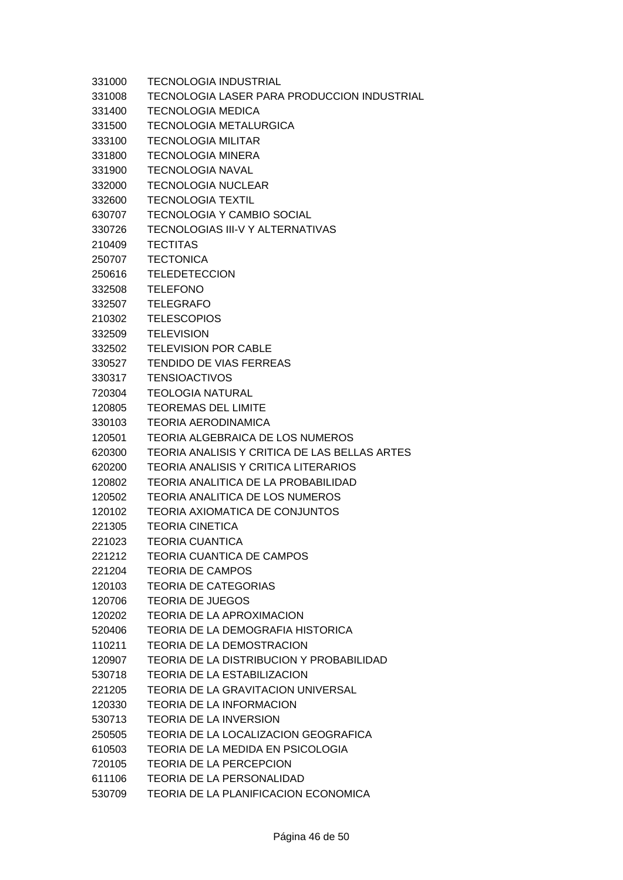331000 TECNOLOGIA INDUSTRIAL
331008 TECNOLOGIA LASER PARA PRODUCCION INDUSTRIAL
331400 TECNOLOGIA MEDICA
331500 TECNOLOGIA METALURGICA
333100 TECNOLOGIA MILITAR
331800 TECNOLOGIA MINERA
331900 TECNOLOGIA NAVAL
332000 TECNOLOGIA NUCLEAR
332600 TECNOLOGIA TEXTIL
630707 TECNOLOGIA Y CAMBIO SOCIAL
330726 TECNOLOGIAS III-V Y ALTERNATIVAS
210409 TECTITAS
250707 TECTONICA
250616 TELEDETECCION
332508 TELEFONO
332507 TELEGRAFO
210302 TELESCOPIOS
332509 TELEVISION
332502 TELEVISION POR CABLE
330527 TENDIDO DE VIAS FERREAS
330317 TENSIOACTIVOS
720304 TEOLOGIA NATURAL
120805 TEOREMAS DEL LIMITE
330103 TEORIA AERODINAMICA
120501 TEORIA ALGEBRAICA DE LOS NUMEROS
620300 TEORIA ANALISIS Y CRITICA DE LAS BELLAS ARTES
620200 TEORIA ANALISIS Y CRITICA LITERARIOS
120802 TEORIA ANALITICA DE LA PROBABILIDAD
120502 TEORIA ANALITICA DE LOS NUMEROS
120102 TEORIA AXIOMATICA DE CONJUNTOS
221305 TEORIA CINETICA
221023 TEORIA CUANTICA
221212 TEORIA CUANTICA DE CAMPOS
221204 TEORIA DE CAMPOS
120103 TEORIA DE CATEGORIAS
120706 TEORIA DE JUEGOS
120202 TEORIA DE LA APROXIMACION
520406 TEORIA DE LA DEMOGRAFIA HISTORICA
110211 TEORIA DE LA DEMOSTRACION
120907 TEORIA DE LA DISTRIBUCION Y PROBABILIDAD
530718 TEORIA DE LA ESTABILIZACION
221205 TEORIA DE LA GRAVITACION UNIVERSAL
120330 TEORIA DE LA INFORMACION
530713 TEORIA DE LA INVERSION
250505 TEORIA DE LA LOCALIZACION GEOGRAFICA
610503 TEORIA DE LA MEDIDA EN PSICOLOGIA
720105 TEORIA DE LA PERCEPCION
611106 TEORIA DE LA PERSONALIDAD
530709 TEORIA DE LA PLANIFICACION ECONOMICA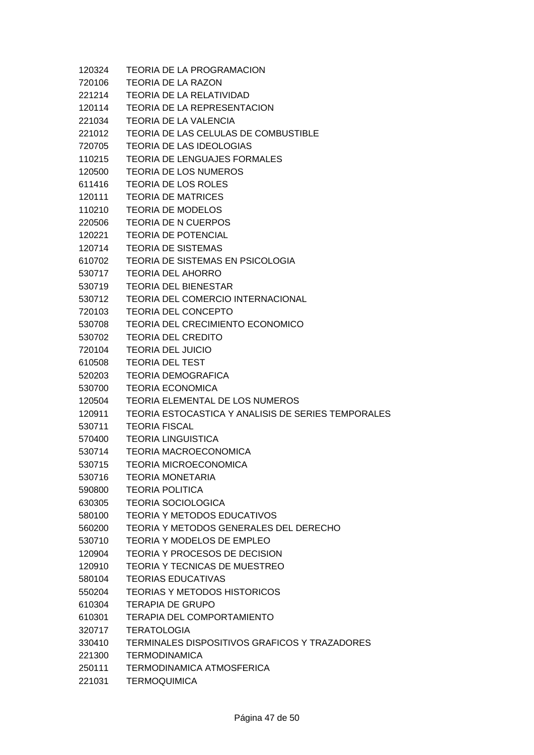| | |
|---|---|
| 120324 | TEORIA DE LA PROGRAMACION |
| 720106 | TEORIA DE LA RAZON |
| 221214 | TEORIA DE LA RELATIVIDAD |
| 120114 | TEORIA DE LA REPRESENTACION |
| 221034 | TEORIA DE LA VALENCIA |
| 221012 | TEORIA DE LAS CELULAS DE COMBUSTIBLE |
| 720705 | TEORIA DE LAS IDEOLOGIAS |
| 110215 | TEORIA DE LENGUAJES FORMALES |
| 120500 | TEORIA DE LOS NUMEROS |
| 611416 | TEORIA DE LOS ROLES |
| 120111 | TEORIA DE MATRICES |
| 110210 | TEORIA DE MODELOS |
| 220506 | TEORIA DE N CUERPOS |
| 120221 | TEORIA DE POTENCIAL |
| 120714 | TEORIA DE SISTEMAS |
| 610702 | TEORIA DE SISTEMAS EN PSICOLOGIA |
| 530717 | TEORIA DEL AHORRO |
| 530719 | TEORIA DEL BIENESTAR |
| 530712 | TEORIA DEL COMERCIO INTERNACIONAL |
| 720103 | TEORIA DEL CONCEPTO |
| 530708 | TEORIA DEL CRECIMIENTO ECONOMICO |
| 530702 | TEORIA DEL CREDITO |
| 720104 | TEORIA DEL JUICIO |
| 610508 | TEORIA DEL TEST |
| 520203 | TEORIA DEMOGRAFICA |
| 530700 | TEORIA ECONOMICA |
| 120504 | TEORIA ELEMENTAL DE LOS NUMEROS |
| 120911 | TEORIA ESTOCASTICA Y ANALISIS DE SERIES TEMPORALES |
| 530711 | TEORIA FISCAL |
| 570400 | TEORIA LINGUISTICA |
| 530714 | TEORIA MACROECONOMICA |
| 530715 | TEORIA MICROECONOMICA |
| 530716 | TEORIA MONETARIA |
| 590800 | TEORIA POLITICA |
| 630305 | TEORIA SOCIOLOGICA |
| 580100 | TEORIA Y METODOS EDUCATIVOS |
| 560200 | TEORIA Y METODOS GENERALES DEL DERECHO |
| 530710 | TEORIA Y MODELOS DE EMPLEO |
| 120904 | TEORIA Y PROCESOS DE DECISION |
| 120910 | TEORIA Y TECNICAS DE MUESTREO |
| 580104 | TEORIAS EDUCATIVAS |
| 550204 | TEORIAS Y METODOS HISTORICOS |
| 610304 | TERAPIA DE GRUPO |
| 610301 | TERAPIA DEL COMPORTAMIENTO |
| 320717 | TERATOLOGIA |
| 330410 | TERMINALES DISPOSITIVOS GRAFICOS Y TRAZADORES |
| 221300 | TERMODINAMICA |
| 250111 | TERMODINAMICA ATMOSFERICA |
| 221031 | TERMOQUIMICA |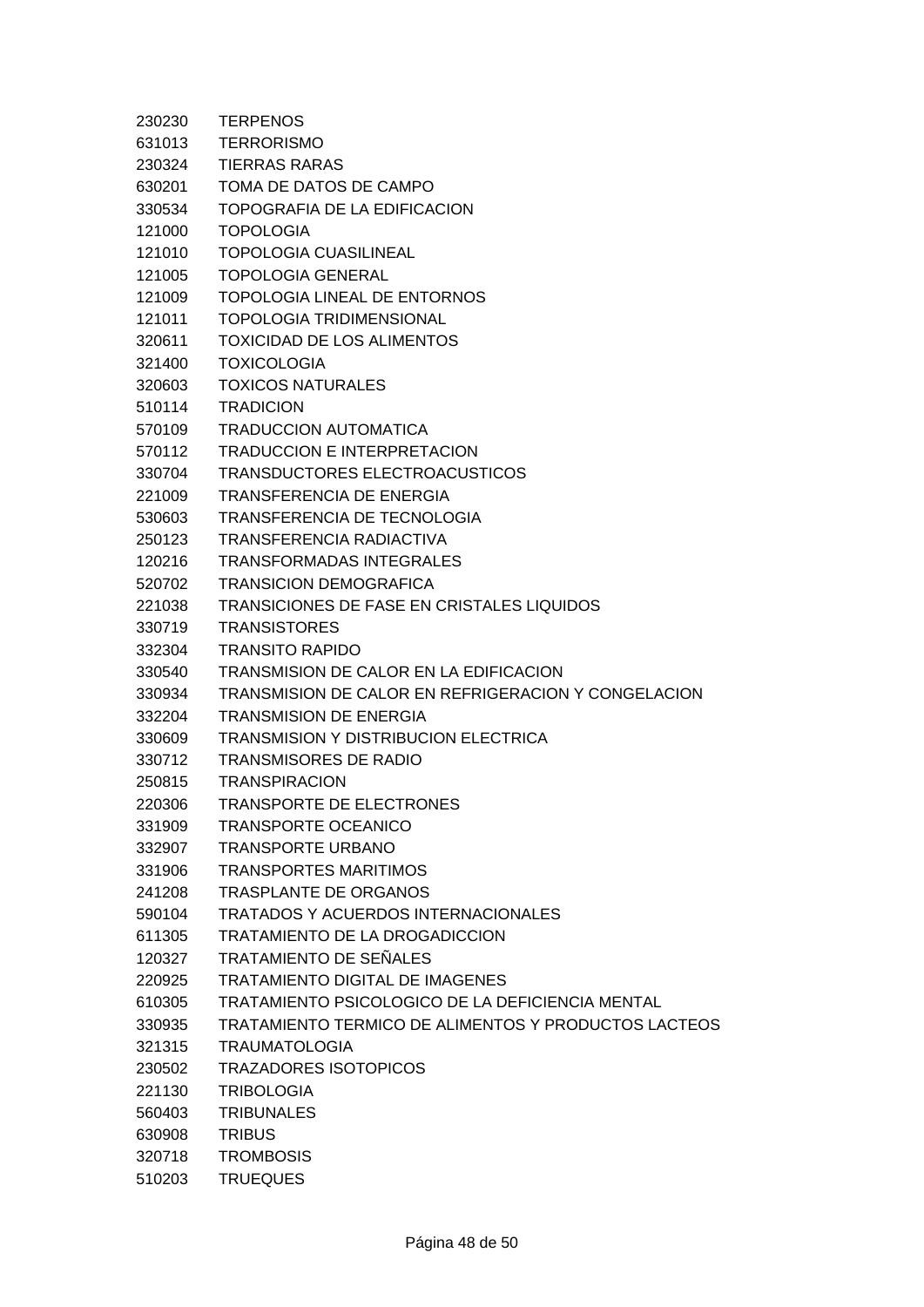230230 TERPENOS
631013 TERRORISMO
230324 TIERRAS RARAS
630201 TOMA DE DATOS DE CAMPO
330534 TOPOGRAFIA DE LA EDIFICACION
121000 TOPOLOGIA
121010 TOPOLOGIA CUASILINEAL
121005 TOPOLOGIA GENERAL
121009 TOPOLOGIA LINEAL DE ENTORNOS
121011 TOPOLOGIA TRIDIMENSIONAL
320611 TOXICIDAD DE LOS ALIMENTOS
321400 TOXICOLOGIA
320603 TOXICOS NATURALES
510114 TRADICION
570109 TRADUCCION AUTOMATICA
570112 TRADUCCION E INTERPRETACION
330704 TRANSDUCTORES ELECTROACUSTICOS
221009 TRANSFERENCIA DE ENERGIA
530603 TRANSFERENCIA DE TECNOLOGIA
250123 TRANSFERENCIA RADIACTIVA
120216 TRANSFORMADAS INTEGRALES
520702 TRANSICION DEMOGRAFICA
221038 TRANSICIONES DE FASE EN CRISTALES LIQUIDOS
330719 TRANSISTORES
332304 TRANSITO RAPIDO
330540 TRANSMISION DE CALOR EN LA EDIFICACION
330934 TRANSMISION DE CALOR EN REFRIGERACION Y CONGELACION
332204 TRANSMISION DE ENERGIA
330609 TRANSMISION Y DISTRIBUCION ELECTRICA
330712 TRANSMISORES DE RADIO
250815 TRANSPIRACION
220306 TRANSPORTE DE ELECTRONES
331909 TRANSPORTE OCEANICO
332907 TRANSPORTE URBANO
331906 TRANSPORTES MARITIMOS
241208 TRASPLANTE DE ORGANOS
590104 TRATADOS Y ACUERDOS INTERNACIONALES
611305 TRATAMIENTO DE LA DROGADICCION
120327 TRATAMIENTO DE SEÑALES
220925 TRATAMIENTO DIGITAL DE IMAGENES
610305 TRATAMIENTO PSICOLOGICO DE LA DEFICIENCIA MENTAL
330935 TRATAMIENTO TERMICO DE ALIMENTOS Y PRODUCTOS LACTEOS
321315 TRAUMATOLOGIA
230502 TRAZADORES ISOTOPICOS
221130 TRIBOLOGIA
560403 TRIBUNALES
630908 TRIBUS
320718 TROMBOSIS
510203 TRUEQUES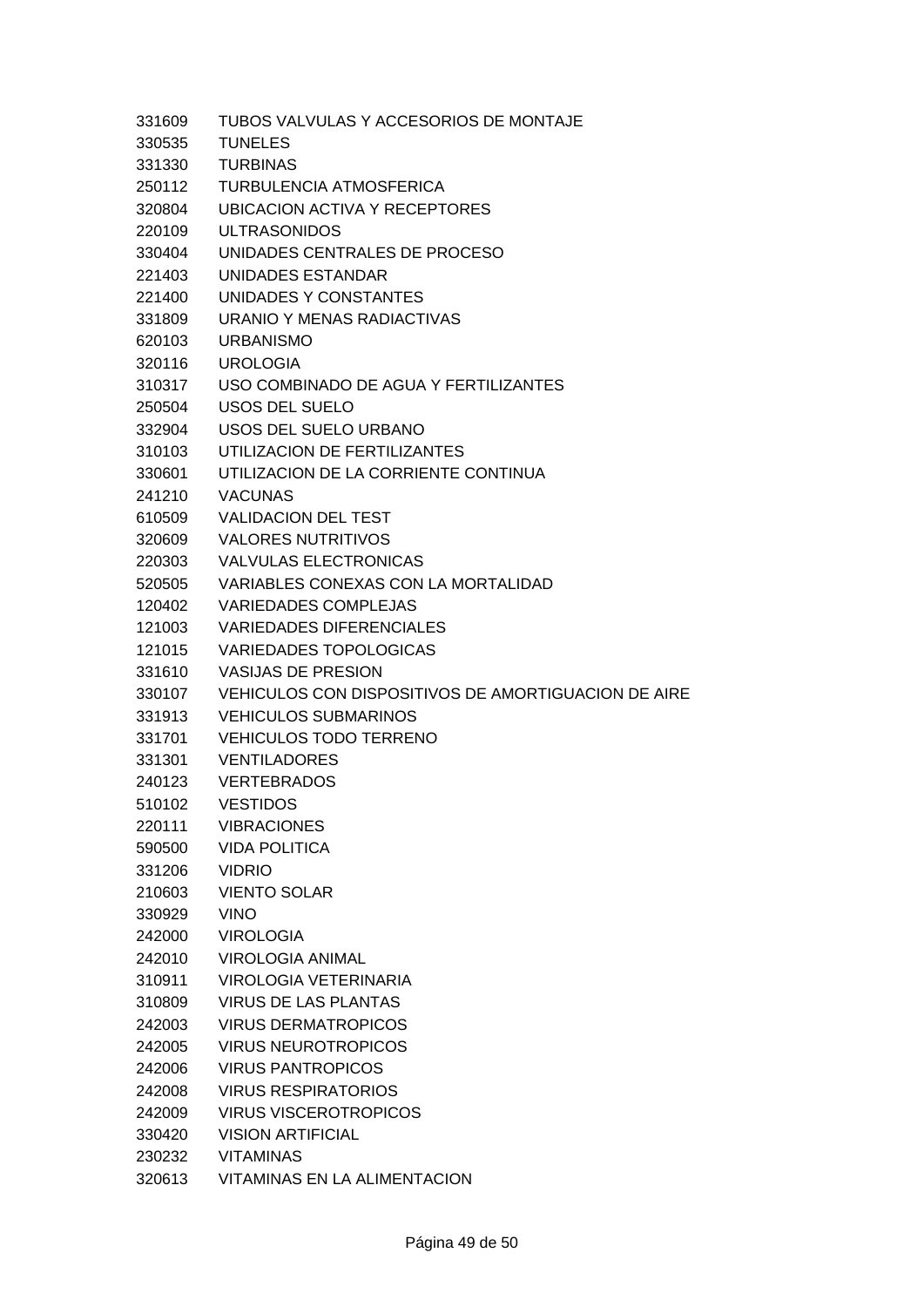| | |
|---|---|
| 331609 | TUBOS VALVULAS Y ACCESORIOS DE MONTAJE |
| 330535 | TUNELES |
| 331330 | TURBINAS |
| 250112 | TURBULENCIA ATMOSFERICA |
| 320804 | UBICACION ACTIVA Y RECEPTORES |
| 220109 | ULTRASONIDOS |
| 330404 | UNIDADES CENTRALES DE PROCESO |
| 221403 | UNIDADES ESTANDAR |
| 221400 | UNIDADES Y CONSTANTES |
| 331809 | URANIO Y MENAS RADIACTIVAS |
| 620103 | URBANISMO |
| 320116 | UROLOGIA |
| 310317 | USO COMBINADO DE AGUA Y FERTILIZANTES |
| 250504 | USOS DEL SUELO |
| 332904 | USOS DEL SUELO URBANO |
| 310103 | UTILIZACION DE FERTILIZANTES |
| 330601 | UTILIZACION DE LA CORRIENTE CONTINUA |
| 241210 | VACUNAS |
| 610509 | VALIDACION DEL TEST |
| 320609 | VALORES NUTRITIVOS |
| 220303 | VALVULAS ELECTRONICAS |
| 520505 | VARIABLES CONEXAS CON LA MORTALIDAD |
| 120402 | VARIEDADES COMPLEJAS |
| 121003 | VARIEDADES DIFERENCIALES |
| 121015 | VARIEDADES TOPOLOGICAS |
| 331610 | VASIJAS DE PRESION |
| 330107 | VEHICULOS CON DISPOSITIVOS DE AMORTIGUACION DE AIRE |
| 331913 | VEHICULOS SUBMARINOS |
| 331701 | VEHICULOS TODO TERRENO |
| 331301 | VENTILADORES |
| 240123 | VERTEBRADOS |
| 510102 | VESTIDOS |
| 220111 | VIBRACIONES |
| 590500 | VIDA POLITICA |
| 331206 | VIDRIO |
| 210603 | VIENTO SOLAR |
| 330929 | VINO |
| 242000 | VIROLOGIA |
| 242010 | VIROLOGIA ANIMAL |
| 310911 | VIROLOGIA VETERINARIA |
| 310809 | VIRUS DE LAS PLANTAS |
| 242003 | VIRUS DERMATROPICOS |
| 242005 | VIRUS NEUROTROPICOS |
| 242006 | VIRUS PANTROPICOS |
| 242008 | VIRUS RESPIRATORIOS |
| 242009 | VIRUS VISCEROTROPICOS |
| 330420 | VISION ARTIFICIAL |
| 230232 | VITAMINAS |
| 320613 | VITAMINAS EN LA ALIMENTACION |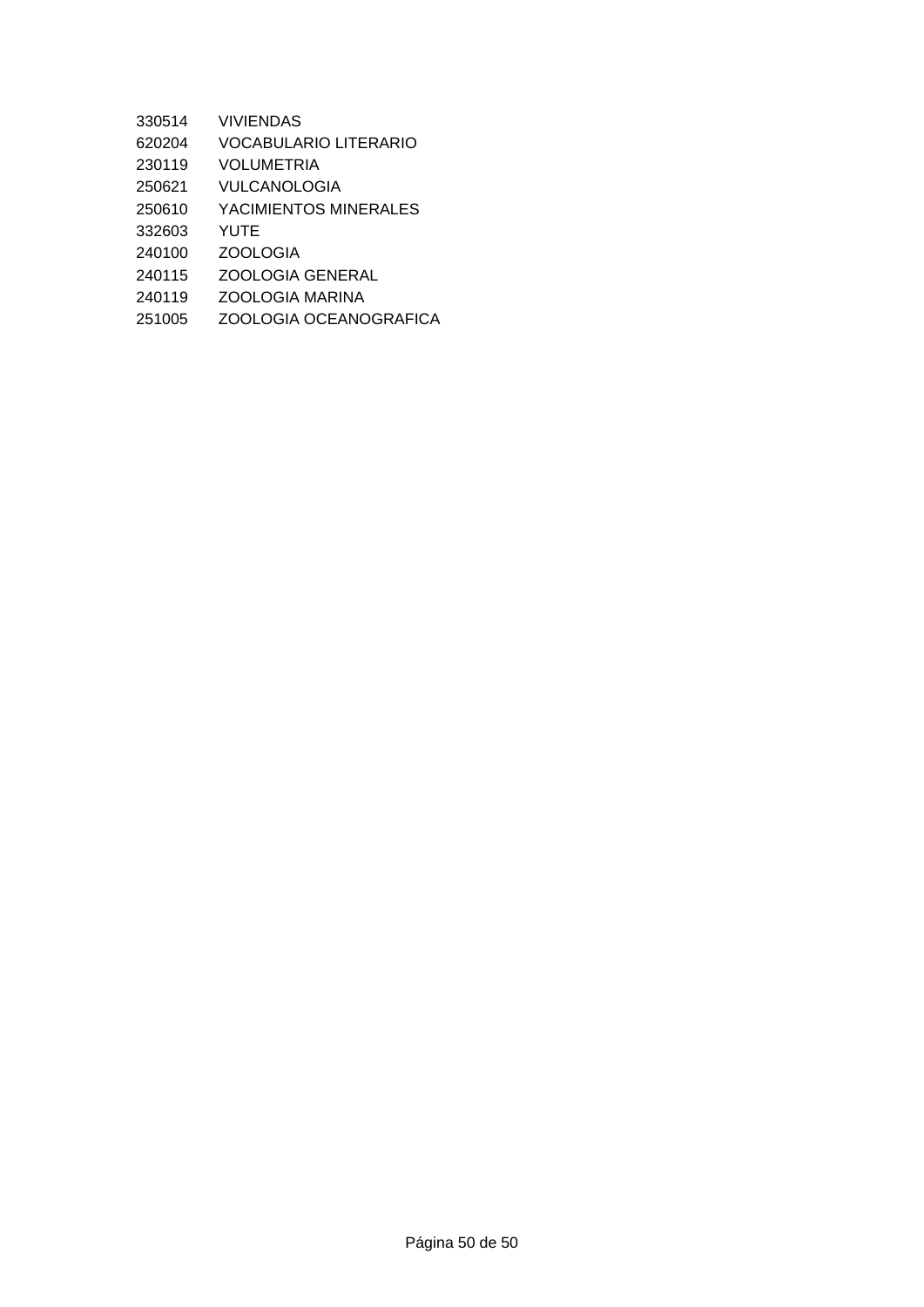| | |
|---|---|
| 330514 | VIVIENDAS |
| 620204 | VOCABULARIO LITERARIO |
| 230119 | VOLUMETRIA |
| 250621 | VULCANOLOGIA |
| 250610 | YACIMIENTOS MINERALES |
| 332603 | YUTE |
| 240100 | ZOOLOGIA |
| 240115 | ZOOLOGIA GENERAL |
| 240119 | ZOOLOGIA MARINA |
| 251005 | ZOOLOGIA OCEANOGRAFICA |